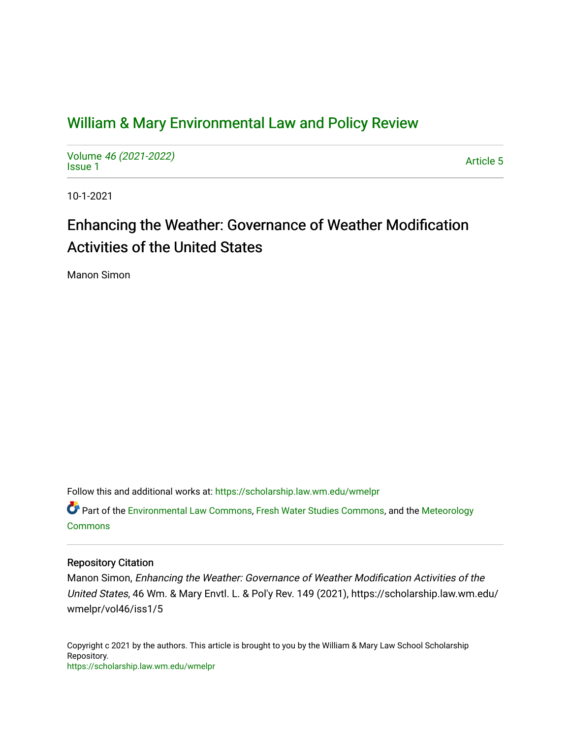# William & Mary Environmental Law and Policy Review

Volume *46 (2021-2022)*
Issue 1

Article 5

10-1-2021

## Enhancing the Weather: Governance of Weather Modification Activities of the United States

Manon Simon

Follow this and additional works at: https://scholarship.law.wm.edu/wmelpr

Part of the Environmental Law Commons, Fresh Water Studies Commons, and the Meteorology Commons

### Repository Citation

Manon Simon, *Enhancing the Weather: Governance of Weather Modification Activities of the United States*, 46 Wm. & Mary Envtl. L. & Pol'y Rev. 149 (2021), https://scholarship.law.wm.edu/wmelpr/vol46/iss1/5

Copyright c 2021 by the authors. This article is brought to you by the William & Mary Law School Scholarship Repository.
https://scholarship.law.wm.edu/wmelpr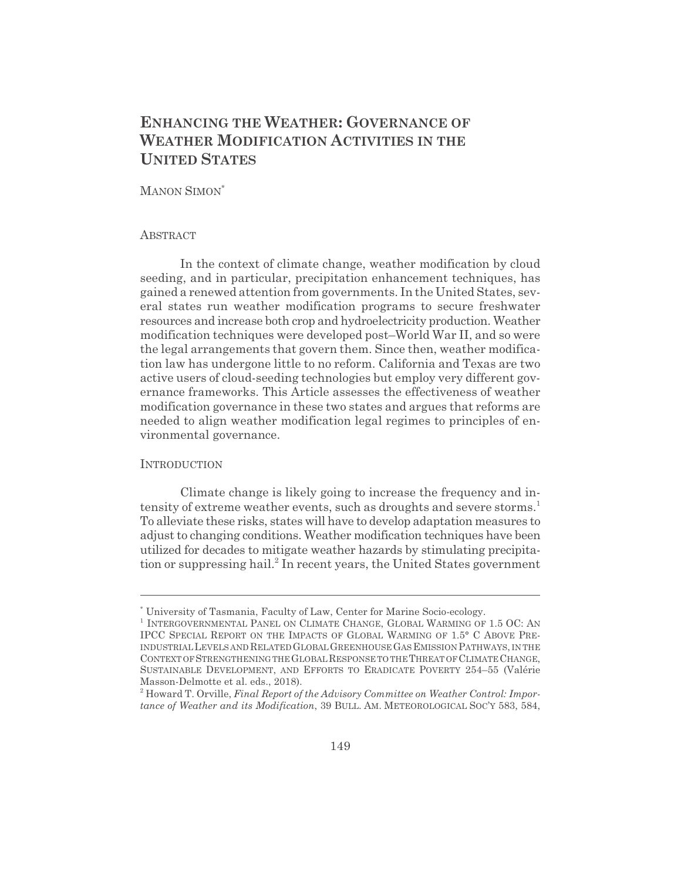# Enhancing the Weather: Governance of Weather Modification Activities in the United States

Manon Simon*

## Abstract

In the context of climate change, weather modification by cloud seeding, and in particular, precipitation enhancement techniques, has gained a renewed attention from governments. In the United States, several states run weather modification programs to secure freshwater resources and increase both crop and hydroelectricity production. Weather modification techniques were developed post–World War II, and so were the legal arrangements that govern them. Since then, weather modification law has undergone little to no reform. California and Texas are two active users of cloud-seeding technologies but employ very different governance frameworks. This Article assesses the effectiveness of weather modification governance in these two states and argues that reforms are needed to align weather modification legal regimes to principles of environmental governance.

## Introduction

Climate change is likely going to increase the frequency and intensity of extreme weather events, such as droughts and severe storms.[1] To alleviate these risks, states will have to develop adaptation measures to adjust to changing conditions. Weather modification techniques have been utilized for decades to mitigate weather hazards by stimulating precipitation or suppressing hail.[2] In recent years, the United States government

---

\* University of Tasmania, Faculty of Law, Center for Marine Socio-ecology.

[1] Intergovernmental Panel on Climate Change, Global Warming of 1.5 OC: An IPCC Special Report on the Impacts of Global Warming of 1.5° C Above Pre-industrial Levels and Related Global Greenhouse Gas Emission Pathways, in the Context of Strengthening the Global Response to the Threat of Climate Change, Sustainable Development, and Efforts to Eradicate Poverty 254–55 (Valérie Masson-Delmotte et al. eds., 2018).

[2] Howard T. Orville, *Final Report of the Advisory Committee on Weather Control: Importance of Weather and its Modification*, 39 Bull. Am. Meteorological Soc'y 583, 584,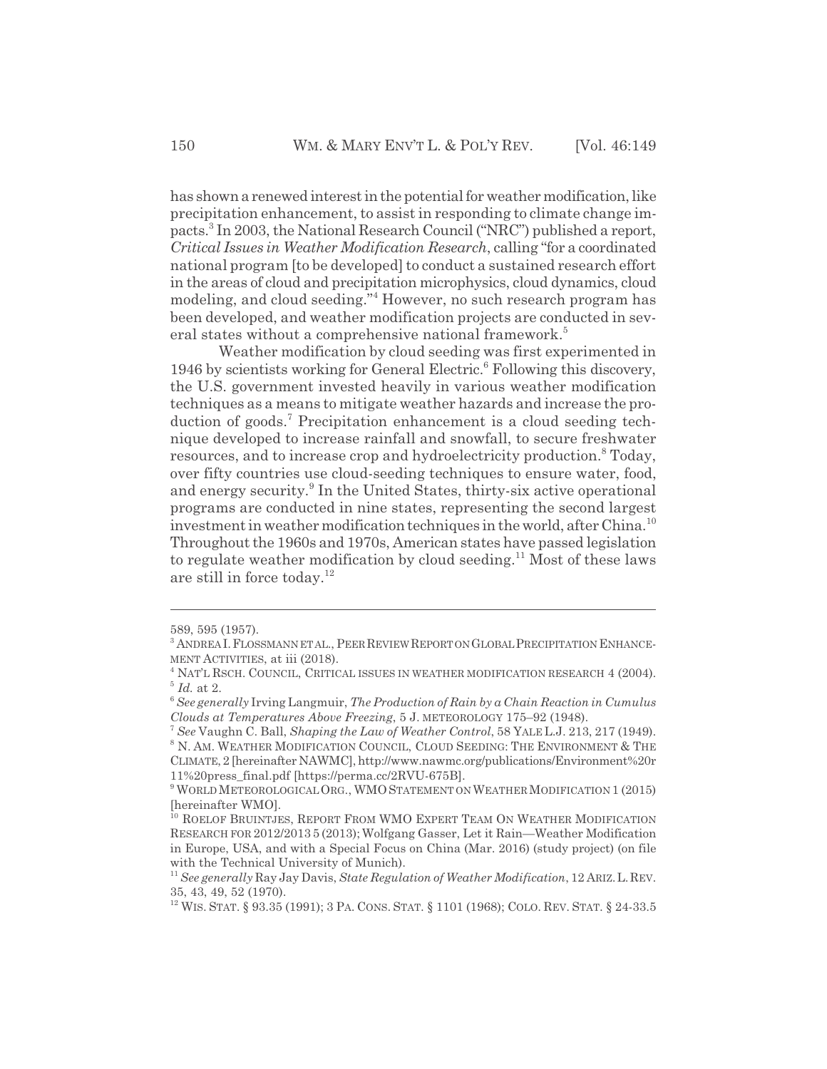has shown a renewed interest in the potential for weather modification, like precipitation enhancement, to assist in responding to climate change impacts.[3] In 2003, the National Research Council ("NRC") published a report, *Critical Issues in Weather Modification Research*, calling "for a coordinated national program [to be developed] to conduct a sustained research effort in the areas of cloud and precipitation microphysics, cloud dynamics, cloud modeling, and cloud seeding."[4] However, no such research program has been developed, and weather modification projects are conducted in several states without a comprehensive national framework.[5]

Weather modification by cloud seeding was first experimented in 1946 by scientists working for General Electric.[6] Following this discovery, the U.S. government invested heavily in various weather modification techniques as a means to mitigate weather hazards and increase the production of goods.[7] Precipitation enhancement is a cloud seeding technique developed to increase rainfall and snowfall, to secure freshwater resources, and to increase crop and hydroelectricity production.[8] Today, over fifty countries use cloud-seeding techniques to ensure water, food, and energy security.[9] In the United States, thirty-six active operational programs are conducted in nine states, representing the second largest investment in weather modification techniques in the world, after China.[10] Throughout the 1960s and 1970s, American states have passed legislation to regulate weather modification by cloud seeding.[11] Most of these laws are still in force today.[12]

---

589, 595 (1957).

[3] ANDREA I. FLOSSMANN ET AL., PEER REVIEW REPORT ON GLOBAL PRECIPITATION ENHANCEMENT ACTIVITIES, at iii (2018).

[4] NAT'L RSCH. COUNCIL, CRITICAL ISSUES IN WEATHER MODIFICATION RESEARCH 4 (2004).

[5] *Id.* at 2.

[6] *See generally* Irving Langmuir, *The Production of Rain by a Chain Reaction in Cumulus Clouds at Temperatures Above Freezing*, 5 J. METEOROLOGY 175–92 (1948).

[7] *See* Vaughn C. Ball, *Shaping the Law of Weather Control*, 58 YALE L.J. 213, 217 (1949).

[8] N. AM. WEATHER MODIFICATION COUNCIL, CLOUD SEEDING: THE ENVIRONMENT & THE CLIMATE, 2 [hereinafter NAWMC], http://www.nawmc.org/publications/Environment%20r11%20press_final.pdf [https://perma.cc/2RVU-675B].

[9] WORLD METEOROLOGICAL ORG., WMO STATEMENT ON WEATHER MODIFICATION 1 (2015) [hereinafter WMO].

[10] ROELOF BRUINTJES, REPORT FROM WMO EXPERT TEAM ON WEATHER MODIFICATION RESEARCH FOR 2012/2013 5 (2013); Wolfgang Gasser, Let it Rain—Weather Modification in Europe, USA, and with a Special Focus on China (Mar. 2016) (study project) (on file with the Technical University of Munich).

[11] *See generally* Ray Jay Davis, *State Regulation of Weather Modification*, 12 ARIZ. L. REV. 35, 43, 49, 52 (1970).

[12] WIS. STAT. § 93.35 (1991); 3 PA. CONS. STAT. § 1101 (1968); COLO. REV. STAT. § 24-33.5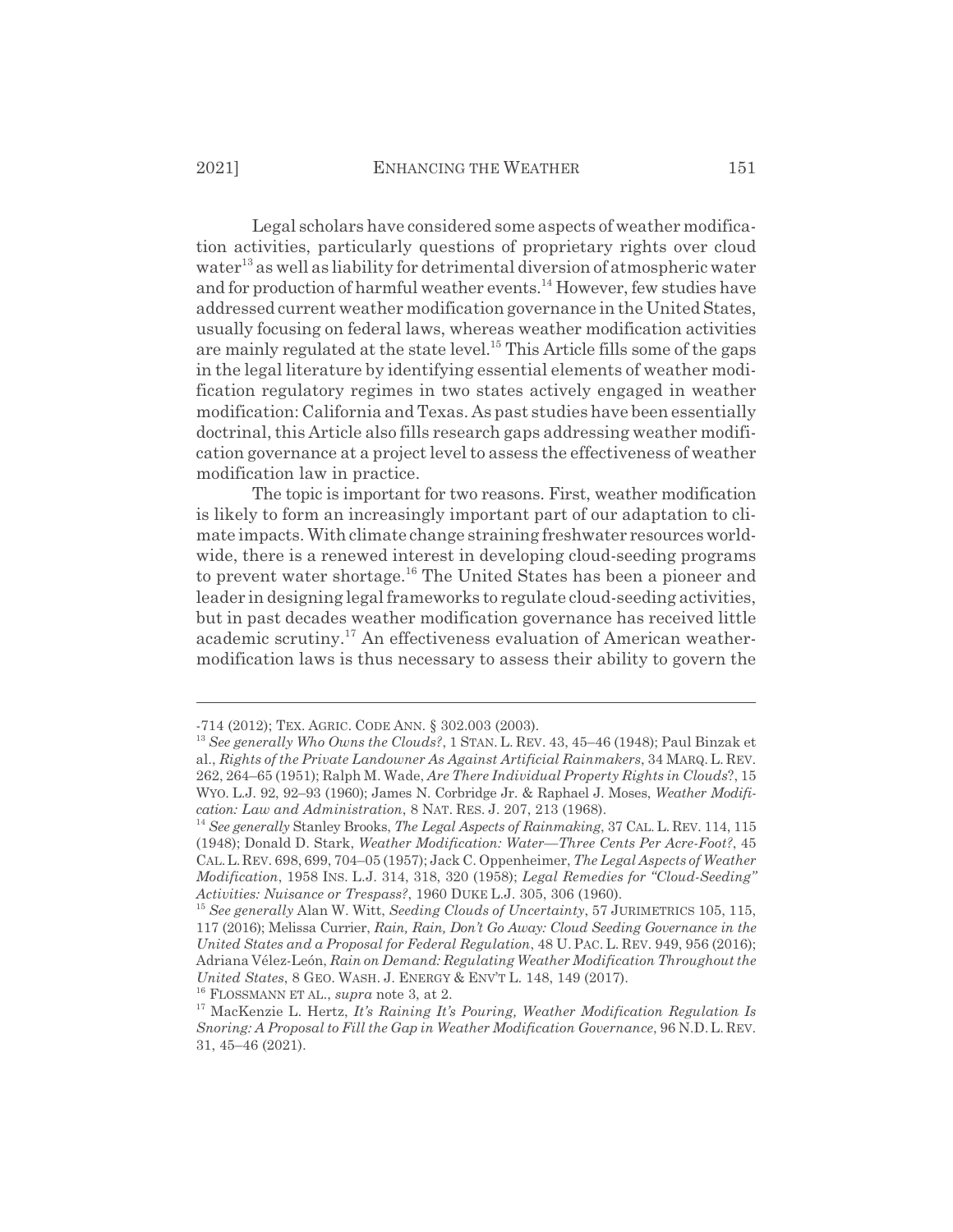Legal scholars have considered some aspects of weather modification activities, particularly questions of proprietary rights over cloud water[13] as well as liability for detrimental diversion of atmospheric water and for production of harmful weather events.[14] However, few studies have addressed current weather modification governance in the United States, usually focusing on federal laws, whereas weather modification activities are mainly regulated at the state level.[15] This Article fills some of the gaps in the legal literature by identifying essential elements of weather modification regulatory regimes in two states actively engaged in weather modification: California and Texas. As past studies have been essentially doctrinal, this Article also fills research gaps addressing weather modification governance at a project level to assess the effectiveness of weather modification law in practice.

The topic is important for two reasons. First, weather modification is likely to form an increasingly important part of our adaptation to climate impacts. With climate change straining freshwater resources worldwide, there is a renewed interest in developing cloud-seeding programs to prevent water shortage.[16] The United States has been a pioneer and leader in designing legal frameworks to regulate cloud-seeding activities, but in past decades weather modification governance has received little academic scrutiny.[17] An effectiveness evaluation of American weather-modification laws is thus necessary to assess their ability to govern the

---

-714 (2012); TEX. AGRIC. CODE ANN. § 302.003 (2003).

[13] *See generally Who Owns the Clouds?*, 1 STAN. L. REV. 43, 45–46 (1948); Paul Binzak et al., *Rights of the Private Landowner As Against Artificial Rainmakers*, 34 MARQ. L. REV. 262, 264–65 (1951); Ralph M. Wade, *Are There Individual Property Rights in Clouds*?, 15 WYO. L.J. 92, 92–93 (1960); James N. Corbridge Jr. & Raphael J. Moses, *Weather Modification: Law and Administration*, 8 NAT. RES. J. 207, 213 (1968).

[14] *See generally* Stanley Brooks, *The Legal Aspects of Rainmaking*, 37 CAL. L. REV. 114, 115 (1948); Donald D. Stark, *Weather Modification: Water—Three Cents Per Acre-Foot?*, 45 CAL. L. REV. 698, 699, 704–05 (1957); Jack C. Oppenheimer, *The Legal Aspects of Weather Modification*, 1958 INS. L.J. 314, 318, 320 (1958); *Legal Remedies for "Cloud-Seeding" Activities: Nuisance or Trespass?*, 1960 DUKE L.J. 305, 306 (1960).

[15] *See generally* Alan W. Witt, *Seeding Clouds of Uncertainty*, 57 JURIMETRICS 105, 115, 117 (2016); Melissa Currier, *Rain, Rain, Don't Go Away: Cloud Seeding Governance in the United States and a Proposal for Federal Regulation*, 48 U. PAC. L. REV. 949, 956 (2016); Adriana Vélez-León, *Rain on Demand: Regulating Weather Modification Throughout the United States*, 8 GEO. WASH. J. ENERGY & ENV'T L. 148, 149 (2017).

[16] FLOSSMANN ET AL., *supra* note 3, at 2.

[17] MacKenzie L. Hertz, *It's Raining It's Pouring, Weather Modification Regulation Is Snoring: A Proposal to Fill the Gap in Weather Modification Governance*, 96 N.D. L. REV. 31, 45–46 (2021).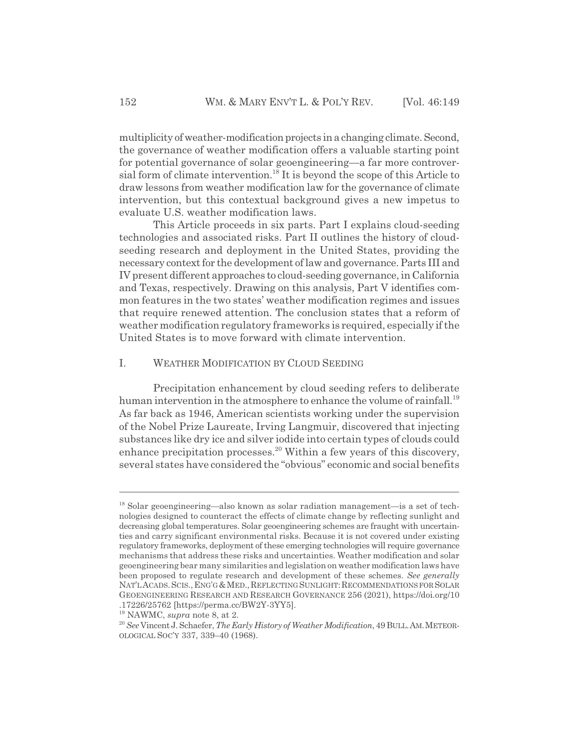multiplicity of weather-modification projects in a changing climate. Second, the governance of weather modification offers a valuable starting point for potential governance of solar geoengineering—a far more controversial form of climate intervention.[18] It is beyond the scope of this Article to draw lessons from weather modification law for the governance of climate intervention, but this contextual background gives a new impetus to evaluate U.S. weather modification laws.

This Article proceeds in six parts. Part I explains cloud-seeding technologies and associated risks. Part II outlines the history of cloud-seeding research and deployment in the United States, providing the necessary context for the development of law and governance. Parts III and IV present different approaches to cloud-seeding governance, in California and Texas, respectively. Drawing on this analysis, Part V identifies common features in the two states' weather modification regimes and issues that require renewed attention. The conclusion states that a reform of weather modification regulatory frameworks is required, especially if the United States is to move forward with climate intervention.

## I. WEATHER MODIFICATION BY CLOUD SEEDING

Precipitation enhancement by cloud seeding refers to deliberate human intervention in the atmosphere to enhance the volume of rainfall.[19] As far back as 1946, American scientists working under the supervision of the Nobel Prize Laureate, Irving Langmuir, discovered that injecting substances like dry ice and silver iodide into certain types of clouds could enhance precipitation processes.[20] Within a few years of this discovery, several states have considered the "obvious" economic and social benefits

---

[18] Solar geoengineering—also known as solar radiation management—is a set of technologies designed to counteract the effects of climate change by reflecting sunlight and decreasing global temperatures. Solar geoengineering schemes are fraught with uncertainties and carry significant environmental risks. Because it is not covered under existing regulatory frameworks, deployment of these emerging technologies will require governance mechanisms that address these risks and uncertainties. Weather modification and solar geoengineering bear many similarities and legislation on weather modification laws have been proposed to regulate research and development of these schemes. *See generally* NAT'L ACADS. SCIS., ENG'G & MED., REFLECTING SUNLIGHT: RECOMMENDATIONS FOR SOLAR GEOENGINEERING RESEARCH AND RESEARCH GOVERNANCE 256 (2021), https://doi.org/10.17226/25762 [https://perma.cc/BW2Y-3YY5].

[19] NAWMC, *supra* note 8, at 2.

[20] *See* Vincent J. Schaefer, *The Early History of Weather Modification*, 49 BULL. AM. METEOROLOGICAL SOC'Y 337, 339–40 (1968).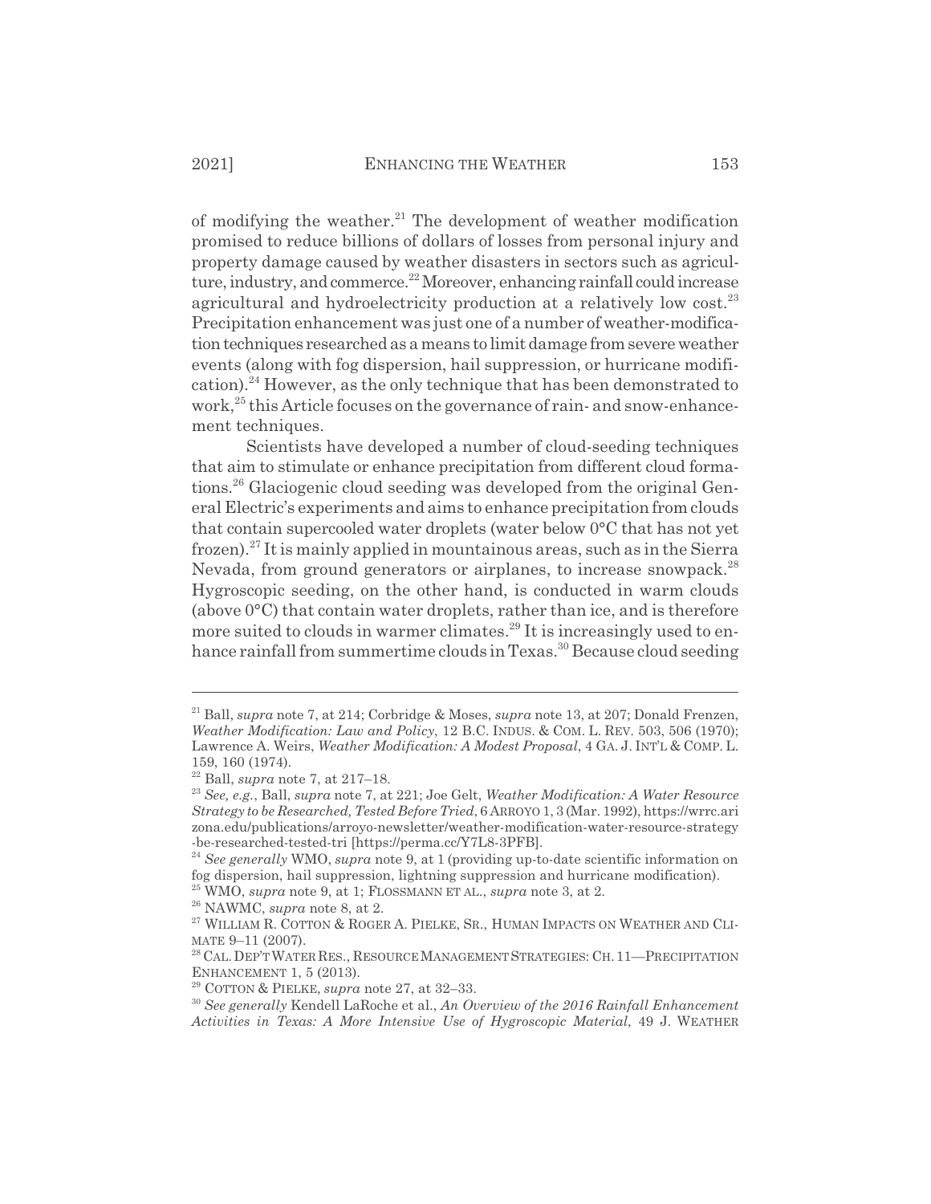of modifying the weather.[21] The development of weather modification promised to reduce billions of dollars of losses from personal injury and property damage caused by weather disasters in sectors such as agriculture, industry, and commerce.[22] Moreover, enhancing rainfall could increase agricultural and hydroelectricity production at a relatively low cost.[23] Precipitation enhancement was just one of a number of weather-modification techniques researched as a means to limit damage from severe weather events (along with fog dispersion, hail suppression, or hurricane modification).[24] However, as the only technique that has been demonstrated to work,[25] this Article focuses on the governance of rain- and snow-enhancement techniques.

Scientists have developed a number of cloud-seeding techniques that aim to stimulate or enhance precipitation from different cloud formations.[26] Glaciogenic cloud seeding was developed from the original General Electric's experiments and aims to enhance precipitation from clouds that contain supercooled water droplets (water below 0°C that has not yet frozen).[27] It is mainly applied in mountainous areas, such as in the Sierra Nevada, from ground generators or airplanes, to increase snowpack.[28] Hygroscopic seeding, on the other hand, is conducted in warm clouds (above 0°C) that contain water droplets, rather than ice, and is therefore more suited to clouds in warmer climates.[29] It is increasingly used to enhance rainfall from summertime clouds in Texas.[30] Because cloud seeding

---

[21] Ball, *supra* note 7, at 214; Corbridge & Moses, *supra* note 13, at 207; Donald Frenzen, *Weather Modification: Law and Policy*, 12 B.C. INDUS. & COM. L. REV. 503, 506 (1970); Lawrence A. Weirs, *Weather Modification: A Modest Proposal*, 4 GA. J. INT'L & COMP. L. 159, 160 (1974).

[22] Ball, *supra* note 7, at 217–18.

[23] *See, e.g.*, Ball, *supra* note 7, at 221; Joe Gelt, *Weather Modification: A Water Resource Strategy to be Researched, Tested Before Tried*, 6 ARROYO 1, 3 (Mar. 1992), https://wrrc.arizona.edu/publications/arroyo-newsletter/weather-modification-water-resource-strategy-be-researched-tested-tri [https://perma.cc/Y7L8-3PFB].

[24] *See generally* WMO, *supra* note 9, at 1 (providing up-to-date scientific information on fog dispersion, hail suppression, lightning suppression and hurricane modification).

[25] WMO, *supra* note 9, at 1; FLOSSMANN ET AL., *supra* note 3, at 2.

[26] NAWMC, *supra* note 8, at 2.

[27] WILLIAM R. COTTON & ROGER A. PIELKE, SR., HUMAN IMPACTS ON WEATHER AND CLIMATE 9–11 (2007).

[28] CAL. DEP'T WATER RES., RESOURCE MANAGEMENT STRATEGIES: CH. 11—PRECIPITATION ENHANCEMENT 1, 5 (2013).

[29] COTTON & PIELKE, *supra* note 27, at 32–33.

[30] *See generally* Kendell LaRoche et al., *An Overview of the 2016 Rainfall Enhancement Activities in Texas: A More Intensive Use of Hygroscopic Material*, 49 J. WEATHER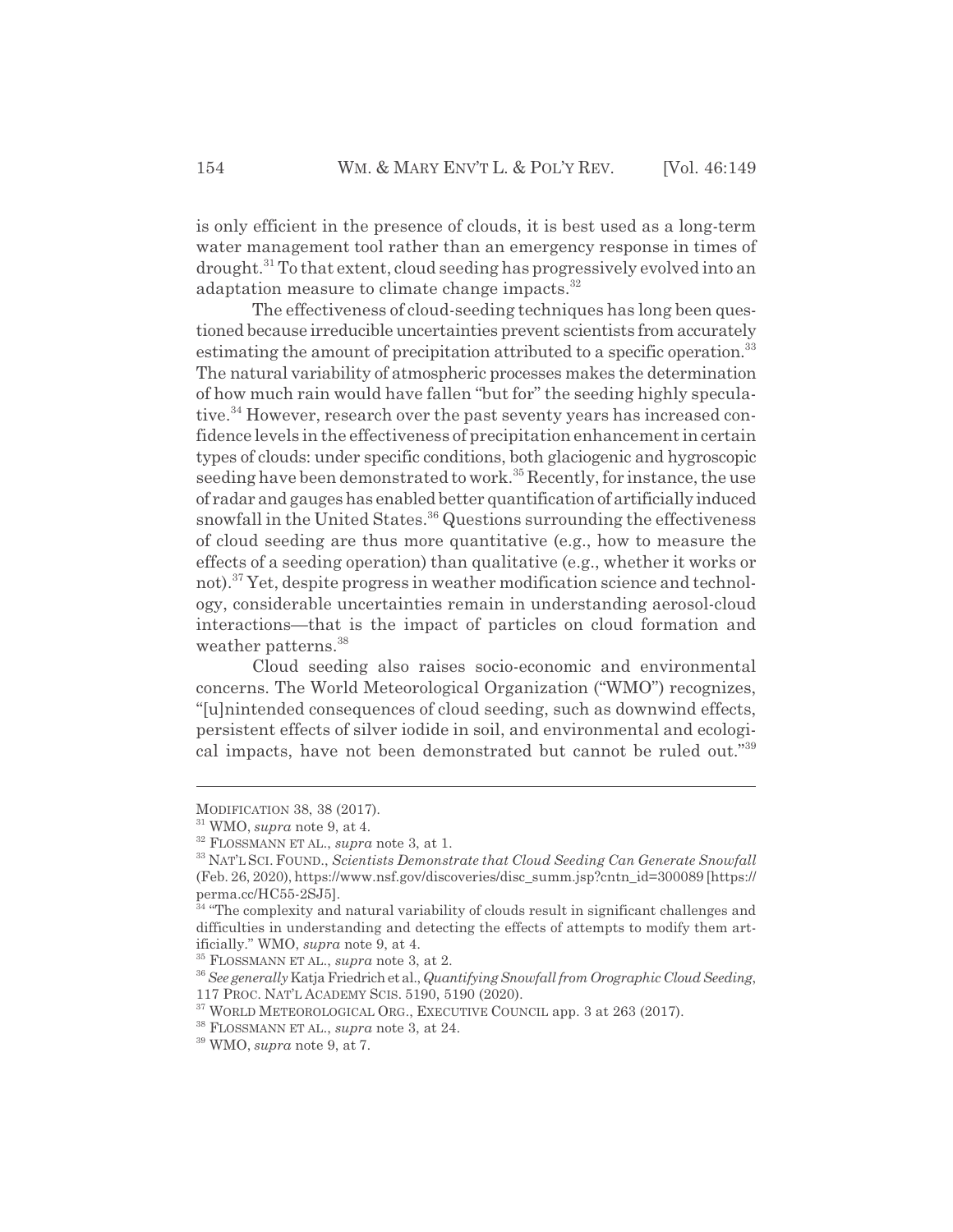is only efficient in the presence of clouds, it is best used as a long-term water management tool rather than an emergency response in times of drought.[31] To that extent, cloud seeding has progressively evolved into an adaptation measure to climate change impacts.[32]

The effectiveness of cloud-seeding techniques has long been questioned because irreducible uncertainties prevent scientists from accurately estimating the amount of precipitation attributed to a specific operation.[33] The natural variability of atmospheric processes makes the determination of how much rain would have fallen "but for" the seeding highly speculative.[34] However, research over the past seventy years has increased confidence levels in the effectiveness of precipitation enhancement in certain types of clouds: under specific conditions, both glaciogenic and hygroscopic seeding have been demonstrated to work.[35] Recently, for instance, the use of radar and gauges has enabled better quantification of artificially induced snowfall in the United States.[36] Questions surrounding the effectiveness of cloud seeding are thus more quantitative (e.g., how to measure the effects of a seeding operation) than qualitative (e.g., whether it works or not).[37] Yet, despite progress in weather modification science and technology, considerable uncertainties remain in understanding aerosol-cloud interactions—that is the impact of particles on cloud formation and weather patterns.[38]

Cloud seeding also raises socio-economic and environmental concerns. The World Meteorological Organization ("WMO") recognizes, "[u]nintended consequences of cloud seeding, such as downwind effects, persistent effects of silver iodide in soil, and environmental and ecological impacts, have not been demonstrated but cannot be ruled out."[39]

---

MODIFICATION 38, 38 (2017).

[31] WMO, *supra* note 9, at 4.

[32] FLOSSMANN ET AL., *supra* note 3, at 1.

[33] NAT'L SCI. FOUND., *Scientists Demonstrate that Cloud Seeding Can Generate Snowfall* (Feb. 26, 2020), https://www.nsf.gov/discoveries/disc_summ.jsp?cntn_id=300089 [https://perma.cc/HC55-2SJ5].

[34] "The complexity and natural variability of clouds result in significant challenges and difficulties in understanding and detecting the effects of attempts to modify them artificially." WMO, *supra* note 9, at 4.

[35] FLOSSMANN ET AL., *supra* note 3, at 2.

[36] *See generally* Katja Friedrich et al., *Quantifying Snowfall from Orographic Cloud Seeding*, 117 PROC. NAT'L ACADEMY SCIS. 5190, 5190 (2020).

[37] WORLD METEOROLOGICAL ORG., EXECUTIVE COUNCIL app. 3 at 263 (2017).

[38] FLOSSMANN ET AL., *supra* note 3, at 24.

[39] WMO, *supra* note 9, at 7.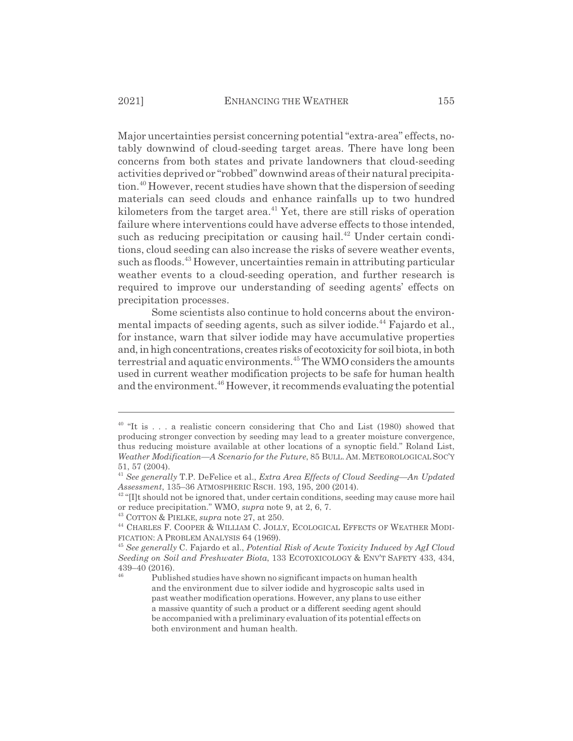Major uncertainties persist concerning potential "extra-area" effects, notably downwind of cloud-seeding target areas. There have long been concerns from both states and private landowners that cloud-seeding activities deprived or "robbed" downwind areas of their natural precipitation.[40] However, recent studies have shown that the dispersion of seeding materials can seed clouds and enhance rainfalls up to two hundred kilometers from the target area.[41] Yet, there are still risks of operation failure where interventions could have adverse effects to those intended, such as reducing precipitation or causing hail.[42] Under certain conditions, cloud seeding can also increase the risks of severe weather events, such as floods.[43] However, uncertainties remain in attributing particular weather events to a cloud-seeding operation, and further research is required to improve our understanding of seeding agents' effects on precipitation processes.

Some scientists also continue to hold concerns about the environmental impacts of seeding agents, such as silver iodide.[44] Fajardo et al., for instance, warn that silver iodide may have accumulative properties and, in high concentrations, creates risks of ecotoxicity for soil biota, in both terrestrial and aquatic environments.[45] The WMO considers the amounts used in current weather modification projects to be safe for human health and the environment.[46] However, it recommends evaluating the potential

---

[40] "It is . . . a realistic concern considering that Cho and List (1980) showed that producing stronger convection by seeding may lead to a greater moisture convergence, thus reducing moisture available at other locations of a synoptic field." Roland List, *Weather Modification—A Scenario for the Future*, 85 BULL. AM. METEOROLOGICAL SOC'Y 51, 57 (2004).

[41] *See generally* T.P. DeFelice et al., *Extra Area Effects of Cloud Seeding—An Updated Assessment*, 135–36 ATMOSPHERIC RSCH. 193, 195, 200 (2014).

[42] "[I]t should not be ignored that, under certain conditions, seeding may cause more hail or reduce precipitation." WMO, *supra* note 9, at 2, 6, 7.

[43] COTTON & PIELKE, *supra* note 27, at 250.

[44] CHARLES F. COOPER & WILLIAM C. JOLLY, ECOLOGICAL EFFECTS OF WEATHER MODIFICATION: A PROBLEM ANALYSIS 64 (1969).

[45] *See generally* C. Fajardo et al., *Potential Risk of Acute Toxicity Induced by AgI Cloud Seeding on Soil and Freshwater Biota*, 133 ECOTOXICOLOGY & ENV'T SAFETY 433, 434, 439–40 (2016).

[46]

> Published studies have shown no significant impacts on human health and the environment due to silver iodide and hygroscopic salts used in past weather modification operations. However, any plans to use either a massive quantity of such a product or a different seeding agent should be accompanied with a preliminary evaluation of its potential effects on both environment and human health.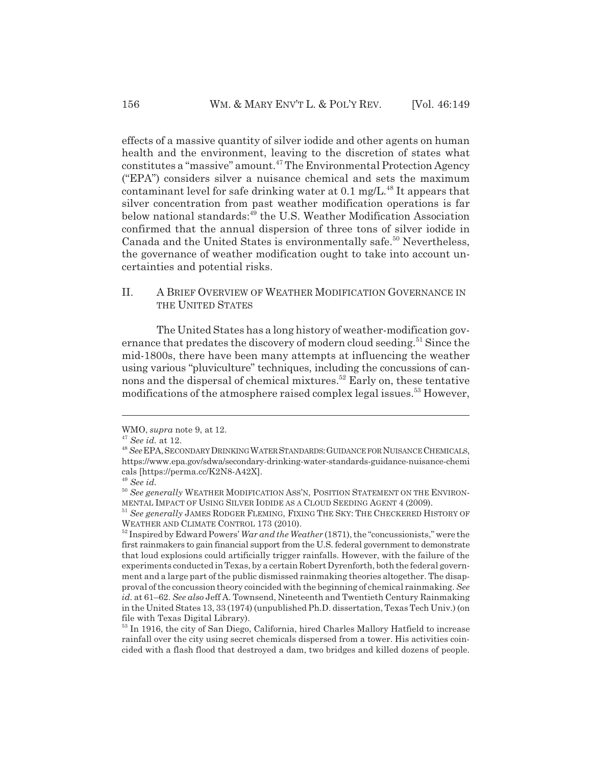effects of a massive quantity of silver iodide and other agents on human health and the environment, leaving to the discretion of states what constitutes a "massive" amount.[47] The Environmental Protection Agency ("EPA") considers silver a nuisance chemical and sets the maximum contaminant level for safe drinking water at 0.1 mg/L.[48] It appears that silver concentration from past weather modification operations is far below national standards:[49] the U.S. Weather Modification Association confirmed that the annual dispersion of three tons of silver iodide in Canada and the United States is environmentally safe.[50] Nevertheless, the governance of weather modification ought to take into account uncertainties and potential risks.

## II. A Brief Overview of Weather Modification Governance in the United States

The United States has a long history of weather-modification governance that predates the discovery of modern cloud seeding.[51] Since the mid-1800s, there have been many attempts at influencing the weather using various "pluviculture" techniques, including the concussions of cannons and the dispersal of chemical mixtures.[52] Early on, these tentative modifications of the atmosphere raised complex legal issues.[53] However,

---

WMO, *supra* note 9, at 12.

[47] *See id.* at 12.

[48] *See* EPA, SECONDARY DRINKING WATER STANDARDS: GUIDANCE FOR NUISANCE CHEMICALS, https://www.epa.gov/sdwa/secondary-drinking-water-standards-guidance-nuisance-chemicals [https://perma.cc/K2N8-A42X].

[49] *See id.*

[50] *See generally* WEATHER MODIFICATION ASS'N, POSITION STATEMENT ON THE ENVIRONMENTAL IMPACT OF USING SILVER IODIDE AS A CLOUD SEEDING AGENT 4 (2009).

[51] *See generally* JAMES RODGER FLEMING, FIXING THE SKY: THE CHECKERED HISTORY OF WEATHER AND CLIMATE CONTROL 173 (2010).

[52] Inspired by Edward Powers' *War and the Weather* (1871), the "concussionists," were the first rainmakers to gain financial support from the U.S. federal government to demonstrate that loud explosions could artificially trigger rainfalls. However, with the failure of the experiments conducted in Texas, by a certain Robert Dyrenforth, both the federal government and a large part of the public dismissed rainmaking theories altogether. The disapproval of the concussion theory coincided with the beginning of chemical rainmaking. *See id.* at 61–62. *See also* Jeff A. Townsend, Nineteenth and Twentieth Century Rainmaking in the United States 13, 33 (1974) (unpublished Ph.D. dissertation, Texas Tech Univ.) (on file with Texas Digital Library).

[53] In 1916, the city of San Diego, California, hired Charles Mallory Hatfield to increase rainfall over the city using secret chemicals dispersed from a tower. His activities coincided with a flash flood that destroyed a dam, two bridges and killed dozens of people.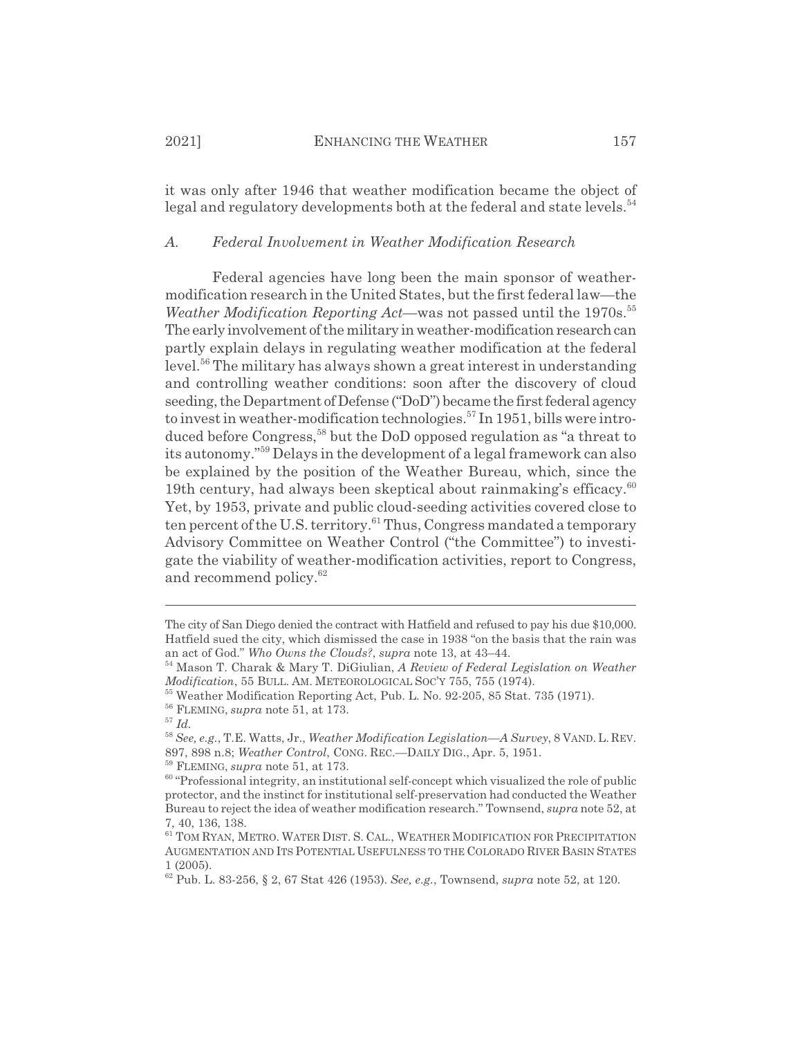it was only after 1946 that weather modification became the object of legal and regulatory developments both at the federal and state levels.[54]

### A. Federal Involvement in Weather Modification Research

Federal agencies have long been the main sponsor of weather-modification research in the United States, but the first federal law—the *Weather Modification Reporting Act*—was not passed until the 1970s.[55] The early involvement of the military in weather-modification research can partly explain delays in regulating weather modification at the federal level.[56] The military has always shown a great interest in understanding and controlling weather conditions: soon after the discovery of cloud seeding, the Department of Defense ("DoD") became the first federal agency to invest in weather-modification technologies.[57] In 1951, bills were introduced before Congress,[58] but the DoD opposed regulation as "a threat to its autonomy."[59] Delays in the development of a legal framework can also be explained by the position of the Weather Bureau, which, since the 19th century, had always been skeptical about rainmaking's efficacy.[60] Yet, by 1953, private and public cloud-seeding activities covered close to ten percent of the U.S. territory.[61] Thus, Congress mandated a temporary Advisory Committee on Weather Control ("the Committee") to investigate the viability of weather-modification activities, report to Congress, and recommend policy.[62]

---

The city of San Diego denied the contract with Hatfield and refused to pay his due $10,000. Hatfield sued the city, which dismissed the case in 1938 "on the basis that the rain was an act of God." *Who Owns the Clouds?*, *supra* note 13, at 43–44.

[54] Mason T. Charak & Mary T. DiGiulian, *A Review of Federal Legislation on Weather Modification*, 55 BULL. AM. METEOROLOGICAL SOC'Y 755, 755 (1974).

[55] Weather Modification Reporting Act, Pub. L. No. 92-205, 85 Stat. 735 (1971).

[56] FLEMING, *supra* note 51, at 173.

[57] *Id.*

[58] *See, e.g.*, T.E. Watts, Jr., *Weather Modification Legislation—A Survey*, 8 VAND. L. REV. 897, 898 n.8; *Weather Control*, CONG. REC.—DAILY DIG., Apr. 5, 1951.

[59] FLEMING, *supra* note 51, at 173.

[60] "Professional integrity, an institutional self-concept which visualized the role of public protector, and the instinct for institutional self-preservation had conducted the Weather Bureau to reject the idea of weather modification research." Townsend, *supra* note 52, at 7, 40, 136, 138.

[61] TOM RYAN, METRO. WATER DIST. S. CAL., WEATHER MODIFICATION FOR PRECIPITATION AUGMENTATION AND ITS POTENTIAL USEFULNESS TO THE COLORADO RIVER BASIN STATES 1 (2005).

[62] Pub. L. 83-256, § 2, 67 Stat 426 (1953). *See, e.g.*, Townsend, *supra* note 52, at 120.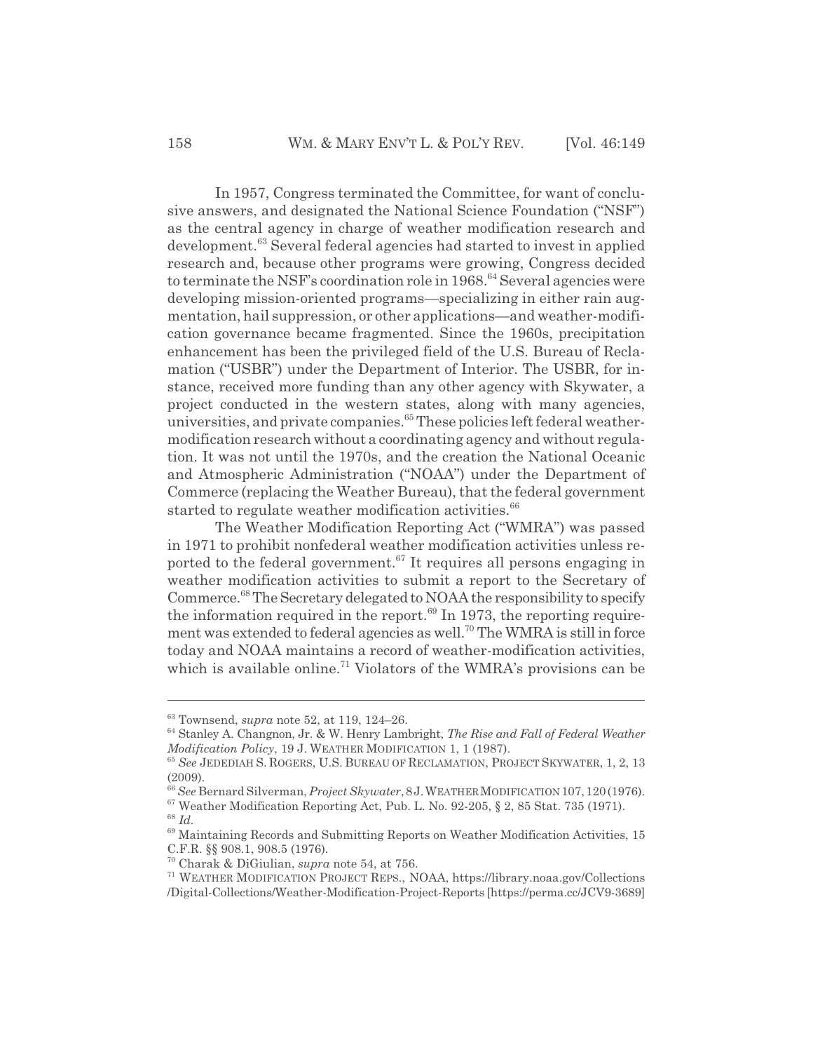In 1957, Congress terminated the Committee, for want of conclusive answers, and designated the National Science Foundation ("NSF") as the central agency in charge of weather modification research and development.[63] Several federal agencies had started to invest in applied research and, because other programs were growing, Congress decided to terminate the NSF's coordination role in 1968.[64] Several agencies were developing mission-oriented programs—specializing in either rain augmentation, hail suppression, or other applications—and weather-modification governance became fragmented. Since the 1960s, precipitation enhancement has been the privileged field of the U.S. Bureau of Reclamation ("USBR") under the Department of Interior. The USBR, for instance, received more funding than any other agency with Skywater, a project conducted in the western states, along with many agencies, universities, and private companies.[65] These policies left federal weather-modification research without a coordinating agency and without regulation. It was not until the 1970s, and the creation the National Oceanic and Atmospheric Administration ("NOAA") under the Department of Commerce (replacing the Weather Bureau), that the federal government started to regulate weather modification activities.[66]

The Weather Modification Reporting Act ("WMRA") was passed in 1971 to prohibit nonfederal weather modification activities unless reported to the federal government.[67] It requires all persons engaging in weather modification activities to submit a report to the Secretary of Commerce.[68] The Secretary delegated to NOAA the responsibility to specify the information required in the report.[69] In 1973, the reporting requirement was extended to federal agencies as well.[70] The WMRA is still in force today and NOAA maintains a record of weather-modification activities, which is available online.[71] Violators of the WMRA's provisions can be

---

[63] Townsend, *supra* note 52, at 119, 124–26.

[64] Stanley A. Changnon, Jr. & W. Henry Lambright, *The Rise and Fall of Federal Weather Modification Policy*, 19 J. WEATHER MODIFICATION 1, 1 (1987).

[65] *See* JEDEDIAH S. ROGERS, U.S. BUREAU OF RECLAMATION, PROJECT SKYWATER, 1, 2, 13 (2009).

[66] *See* Bernard Silverman, *Project Skywater*, 8 J. WEATHER MODIFICATION 107, 120 (1976).

[67] Weather Modification Reporting Act, Pub. L. No. 92-205, § 2, 85 Stat. 735 (1971).

[68] *Id.*

[69] Maintaining Records and Submitting Reports on Weather Modification Activities, 15 C.F.R. §§ 908.1, 908.5 (1976).

[70] Charak & DiGiulian, *supra* note 54, at 756.

[71] WEATHER MODIFICATION PROJECT REPS., NOAA, https://library.noaa.gov/Collections/Digital-Collections/Weather-Modification-Project-Reports [https://perma.cc/JCV9-3689]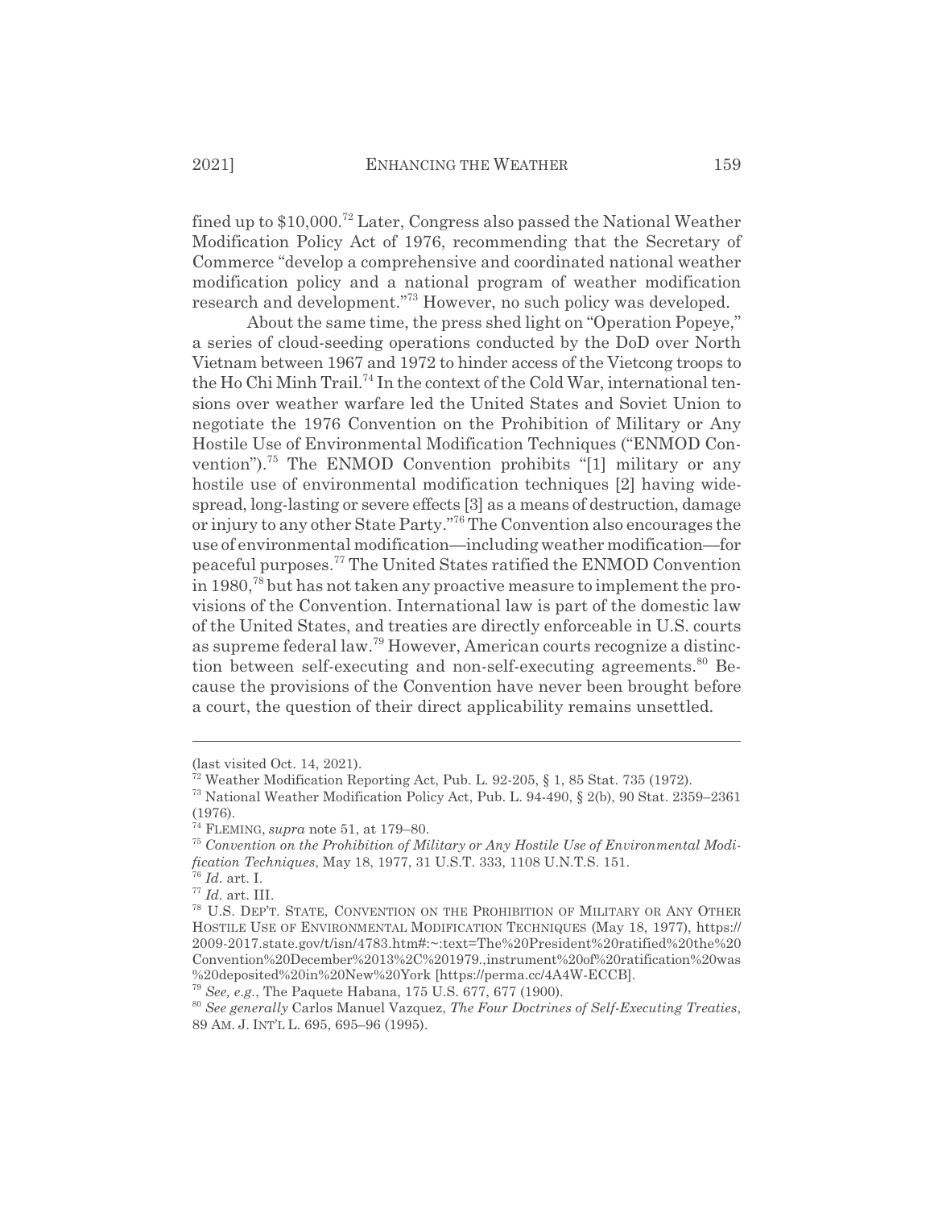fined up to $10,000.[72] Later, Congress also passed the National Weather Modification Policy Act of 1976, recommending that the Secretary of Commerce "develop a comprehensive and coordinated national weather modification policy and a national program of weather modification research and development."[73] However, no such policy was developed.

About the same time, the press shed light on "Operation Popeye," a series of cloud-seeding operations conducted by the DoD over North Vietnam between 1967 and 1972 to hinder access of the Vietcong troops to the Ho Chi Minh Trail.[74] In the context of the Cold War, international tensions over weather warfare led the United States and Soviet Union to negotiate the 1976 Convention on the Prohibition of Military or Any Hostile Use of Environmental Modification Techniques ("ENMOD Convention").[75] The ENMOD Convention prohibits "[1] military or any hostile use of environmental modification techniques [2] having widespread, long-lasting or severe effects [3] as a means of destruction, damage or injury to any other State Party."[76] The Convention also encourages the use of environmental modification—including weather modification—for peaceful purposes.[77] The United States ratified the ENMOD Convention in 1980,[78] but has not taken any proactive measure to implement the provisions of the Convention. International law is part of the domestic law of the United States, and treaties are directly enforceable in U.S. courts as supreme federal law.[79] However, American courts recognize a distinction between self-executing and non-self-executing agreements.[80] Because the provisions of the Convention have never been brought before a court, the question of their direct applicability remains unsettled.

---

(last visited Oct. 14, 2021).

[72] Weather Modification Reporting Act, Pub. L. 92-205, § 1, 85 Stat. 735 (1972).

[73] National Weather Modification Policy Act, Pub. L. 94-490, § 2(b), 90 Stat. 2359–2361 (1976).

[74] FLEMING, *supra* note 51, at 179–80.

[75] *Convention on the Prohibition of Military or Any Hostile Use of Environmental Modification Techniques*, May 18, 1977, 31 U.S.T. 333, 1108 U.N.T.S. 151.

[76] *Id.* art. I.

[77] *Id.* art. III.

[78] U.S. DEP'T. STATE, CONVENTION ON THE PROHIBITION OF MILITARY OR ANY OTHER HOSTILE USE OF ENVIRONMENTAL MODIFICATION TECHNIQUES (May 18, 1977), https://2009-2017.state.gov/t/isn/4783.htm#:~:text=The%20President%20ratified%20the%20Convention%20December%2013%2C%201979.,instrument%20of%20ratification%20was%20deposited%20in%20New%20York [https://perma.cc/4A4W-ECCB].

[79] *See, e.g.*, The Paquete Habana, 175 U.S. 677, 677 (1900).

[80] *See generally* Carlos Manuel Vazquez, *The Four Doctrines of Self-Executing Treaties*, 89 AM. J. INT'L L. 695, 695–96 (1995).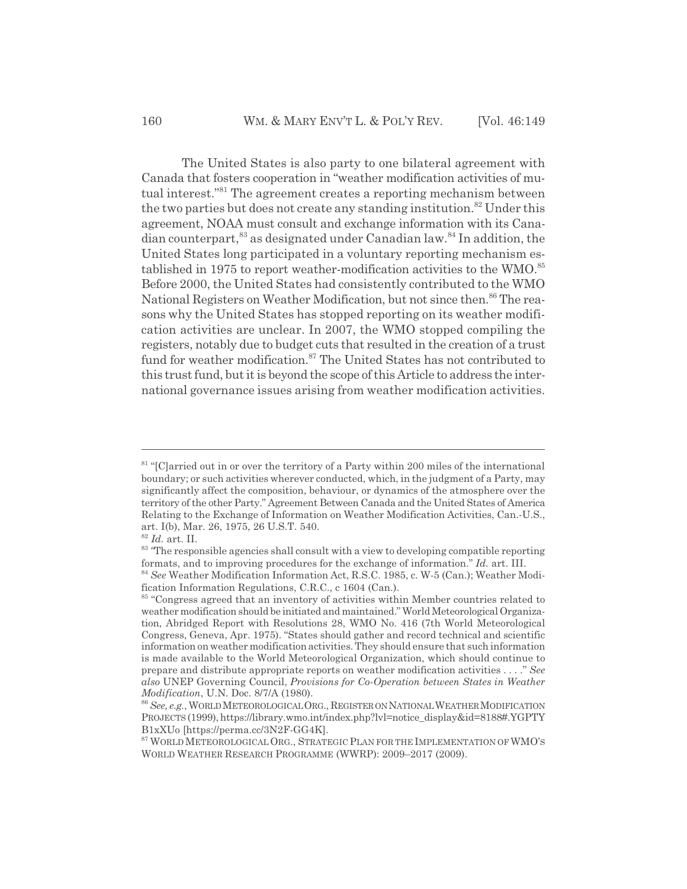The United States is also party to one bilateral agreement with Canada that fosters cooperation in "weather modification activities of mutual interest."[81] The agreement creates a reporting mechanism between the two parties but does not create any standing institution.[82] Under this agreement, NOAA must consult and exchange information with its Canadian counterpart,[83] as designated under Canadian law.[84] In addition, the United States long participated in a voluntary reporting mechanism established in 1975 to report weather-modification activities to the WMO.[85] Before 2000, the United States had consistently contributed to the WMO National Registers on Weather Modification, but not since then.[86] The reasons why the United States has stopped reporting on its weather modification activities are unclear. In 2007, the WMO stopped compiling the registers, notably due to budget cuts that resulted in the creation of a trust fund for weather modification.[87] The United States has not contributed to this trust fund, but it is beyond the scope of this Article to address the international governance issues arising from weather modification activities.

---

[81] "[C]arried out in or over the territory of a Party within 200 miles of the international boundary; or such activities wherever conducted, which, in the judgment of a Party, may significantly affect the composition, behaviour, or dynamics of the atmosphere over the territory of the other Party." Agreement Between Canada and the United States of America Relating to the Exchange of Information on Weather Modification Activities, Can.-U.S., art. I(b), Mar. 26, 1975, 26 U.S.T. 540.

[82] *Id.* art. II.

[83] "The responsible agencies shall consult with a view to developing compatible reporting formats, and to improving procedures for the exchange of information." *Id.* art. III.

[84] *See* Weather Modification Information Act, R.S.C. 1985, c. W-5 (Can.); Weather Modification Information Regulations, C.R.C., c 1604 (Can.).

[85] "Congress agreed that an inventory of activities within Member countries related to weather modification should be initiated and maintained." World Meteorological Organization, Abridged Report with Resolutions 28, WMO No. 416 (7th World Meteorological Congress, Geneva, Apr. 1975). "States should gather and record technical and scientific information on weather modification activities. They should ensure that such information is made available to the World Meteorological Organization, which should continue to prepare and distribute appropriate reports on weather modification activities . . . ." *See also* UNEP Governing Council, *Provisions for Co-Operation between States in Weather Modification*, U.N. Doc. 8/7/A (1980).

[86] *See, e.g.*, WORLD METEOROLOGICAL ORG., REGISTER ON NATIONAL WEATHER MODIFICATION PROJECTS (1999), https://library.wmo.int/index.php?lvl=notice_display&id=8188#.YGPTYB1xXUo [https://perma.cc/3N2F-GG4K].

[87] WORLD METEOROLOGICAL ORG., STRATEGIC PLAN FOR THE IMPLEMENTATION OF WMO'S WORLD WEATHER RESEARCH PROGRAMME (WWRP): 2009–2017 (2009).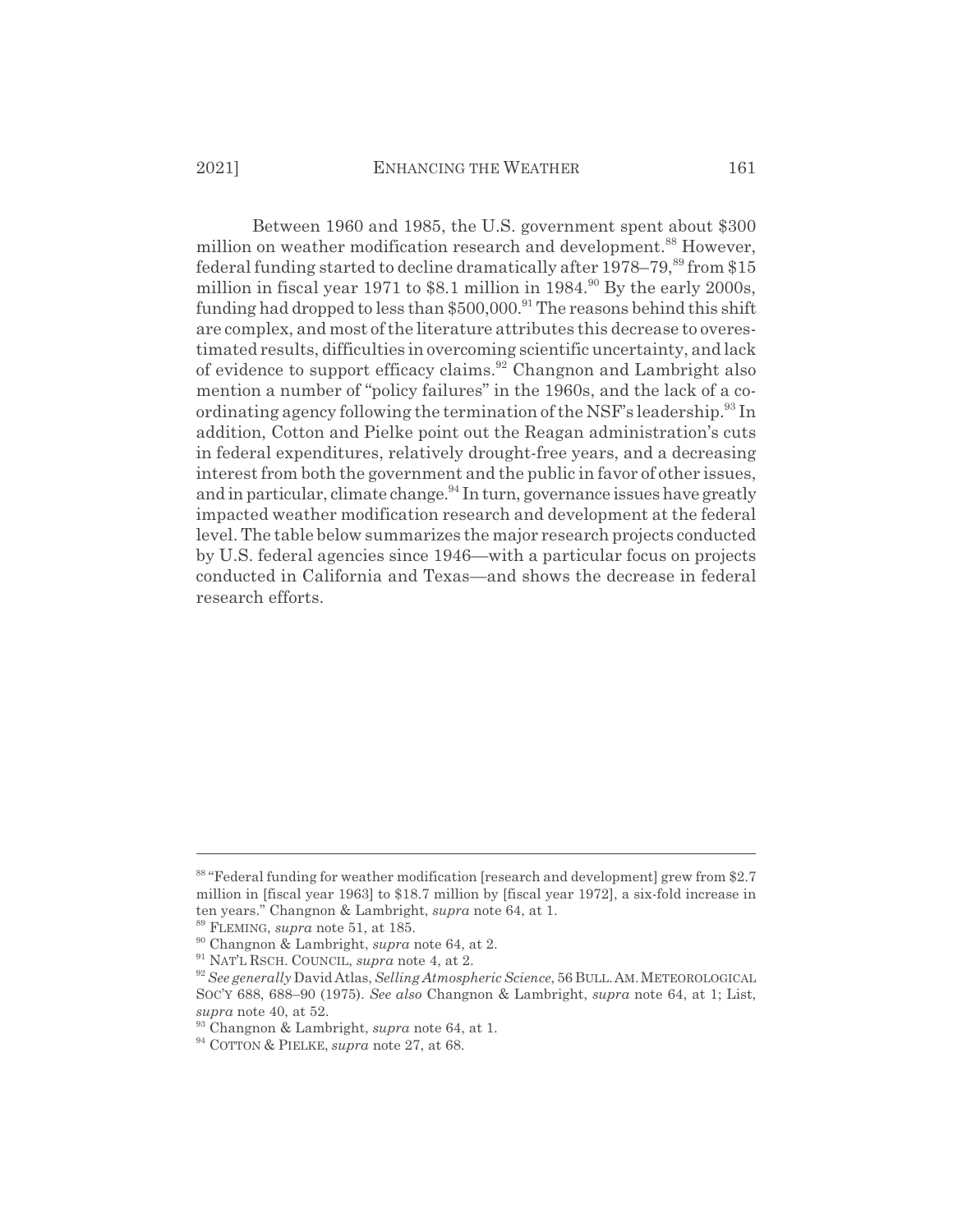Between 1960 and 1985, the U.S. government spent about $300 million on weather modification research and development.[88] However, federal funding started to decline dramatically after 1978–79,[89] from $15 million in fiscal year 1971 to $8.1 million in 1984.[90] By the early 2000s, funding had dropped to less than $500,000.[91] The reasons behind this shift are complex, and most of the literature attributes this decrease to overestimated results, difficulties in overcoming scientific uncertainty, and lack of evidence to support efficacy claims.[92] Changnon and Lambright also mention a number of "policy failures" in the 1960s, and the lack of a coordinating agency following the termination of the NSF's leadership.[93] In addition, Cotton and Pielke point out the Reagan administration's cuts in federal expenditures, relatively drought-free years, and a decreasing interest from both the government and the public in favor of other issues, and in particular, climate change.[94] In turn, governance issues have greatly impacted weather modification research and development at the federal level. The table below summarizes the major research projects conducted by U.S. federal agencies since 1946—with a particular focus on projects conducted in California and Texas—and shows the decrease in federal research efforts.

---

[88] "Federal funding for weather modification [research and development] grew from $2.7 million in [fiscal year 1963] to $18.7 million by [fiscal year 1972], a six-fold increase in ten years." Changnon & Lambright, *supra* note 64, at 1.

[89] FLEMING, *supra* note 51, at 185.

[90] Changnon & Lambright, *supra* note 64, at 2.

[91] NAT'L RSCH. COUNCIL, *supra* note 4, at 2.

[92] *See generally* David Atlas, *Selling Atmospheric Science*, 56 BULL. AM. METEOROLOGICAL SOC'Y 688, 688–90 (1975). *See also* Changnon & Lambright, *supra* note 64, at 1; List, *supra* note 40, at 52.

[93] Changnon & Lambright, *supra* note 64, at 1.

[94] COTTON & PIELKE, *supra* note 27, at 68.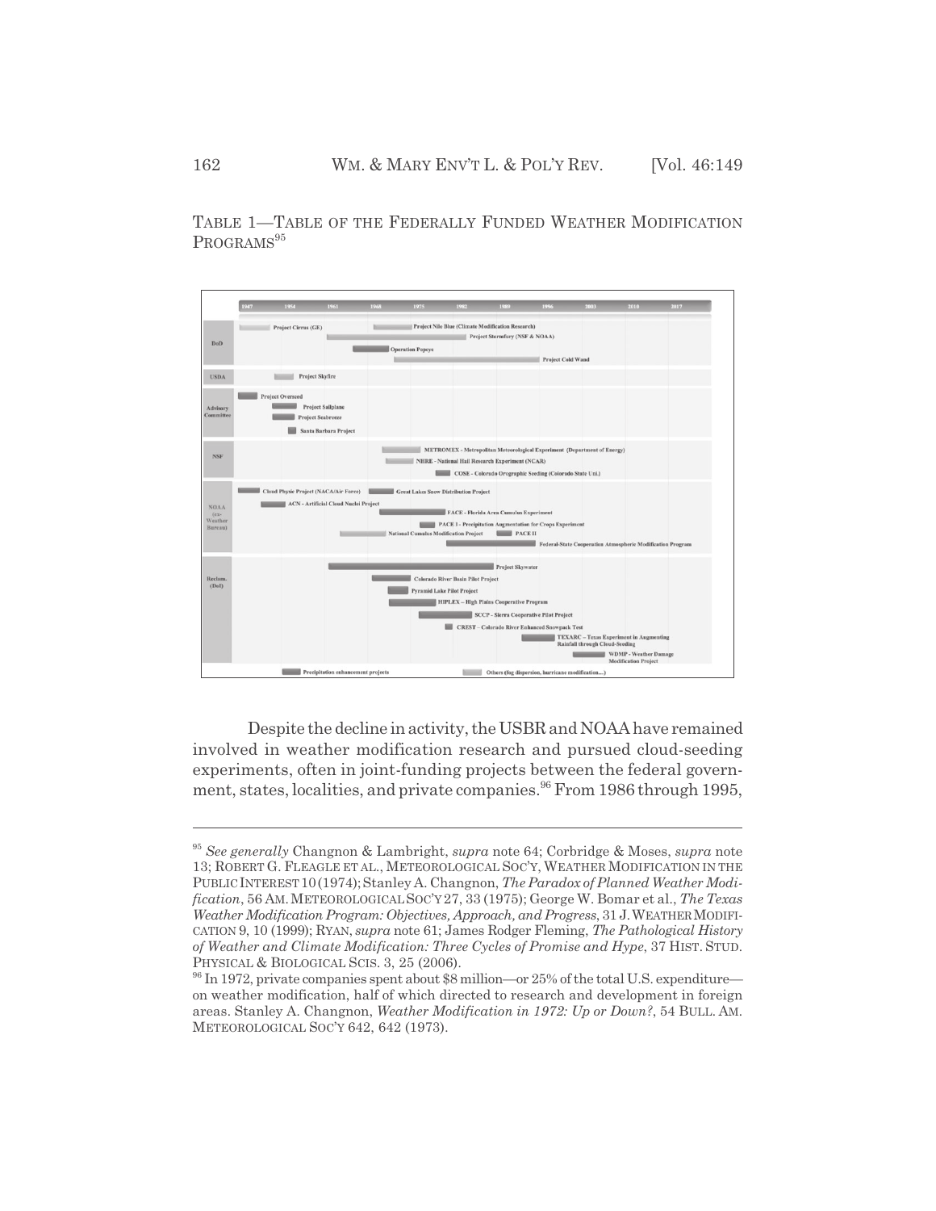TABLE 1—TABLE OF THE FEDERALLY FUNDED WEATHER MODIFICATION PROGRAMS[95]

| Agency | Program |
|---|---|
| DoD | Project Cirrus (GE) |
| | Project Nile Blue (Climate Modification Research) |
| | Project Stormfury (NSF & NOAA) |
| | Operation Popeye |
| | Project Cold Wand |
| USDA | Project Skyfire |
| Advisory Committee | Project Overseed |
| | Project Sailplane |
| | Project Seabreeze |
| | Santa Barbara Project |
| NSF | METROMEX - Metropolitan Meteorological Experiment (Department of Energy) |
| | NHRE - National Hail Research Experiment (NCAR) |
| | COSE - Colorado Orographic Seeding (Colorado State Uni.) |
| NOAA (ex-Weather Bureau) | Cloud Physic Project (NACA/Air Force) |
| | Great Lakes Snow Distribution Project |
| | ACN - Artificial Cloud Nuclei Project |
| | FACE - Florida Area Cumulus Experiment |
| | PACE 1 - Precipitation Augmentation for Crops Experiment |
| | National Cumulus Modification Project |
| | PACE II |
| | Federal-State Cooperation Atmospheric Modification Program |
| Reclam. (DoI) | Project Skywater |
| | Colorado River Basin Pilot Project |
| | Pyramid Lake Pilot Project |
| | HIPLEX – High Plains Cooperative Program |
| | SCCP - Sierra Cooperative Pilot Project |
| | CREST – Colorado River Enhanced Snowpack Test |
| | TEXARC – Texas Experiment in Augmenting Rainfall through Cloud-Seeding |
| | WDMP - Weather Damage Modification Project |

Timeline: 1947, 1954, 1961, 1968, 1975, 1982, 1989, 1996, 2003, 2010, 2017

Legend: Precipitation enhancement projects; Others (fog dispersion, hurricane modification...)

Despite the decline in activity, the USBR and NOAA have remained involved in weather modification research and pursued cloud-seeding experiments, often in joint-funding projects between the federal government, states, localities, and private companies.[96] From 1986 through 1995,

---

[95] *See generally* Changnon & Lambright, *supra* note 64; Corbridge & Moses, *supra* note 13; ROBERT G. FLEAGLE ET AL., METEOROLOGICAL SOC'Y, WEATHER MODIFICATION IN THE PUBLIC INTEREST 10 (1974); Stanley A. Changnon, *The Paradox of Planned Weather Modification*, 56 AM. METEOROLOGICAL SOC'Y 27, 33 (1975); George W. Bomar et al., *The Texas Weather Modification Program: Objectives, Approach, and Progress*, 31 J. WEATHER MODIFICATION 9, 10 (1999); RYAN, *supra* note 61; James Rodger Fleming, *The Pathological History of Weather and Climate Modification: Three Cycles of Promise and Hype*, 37 HIST. STUD. PHYSICAL & BIOLOGICAL SCIS. 3, 25 (2006).

[96] In 1972, private companies spent about $8 million—or 25% of the total U.S. expenditure—on weather modification, half of which directed to research and development in foreign areas. Stanley A. Changnon, *Weather Modification in 1972: Up or Down?*, 54 BULL. AM. METEOROLOGICAL SOC'Y 642, 642 (1973).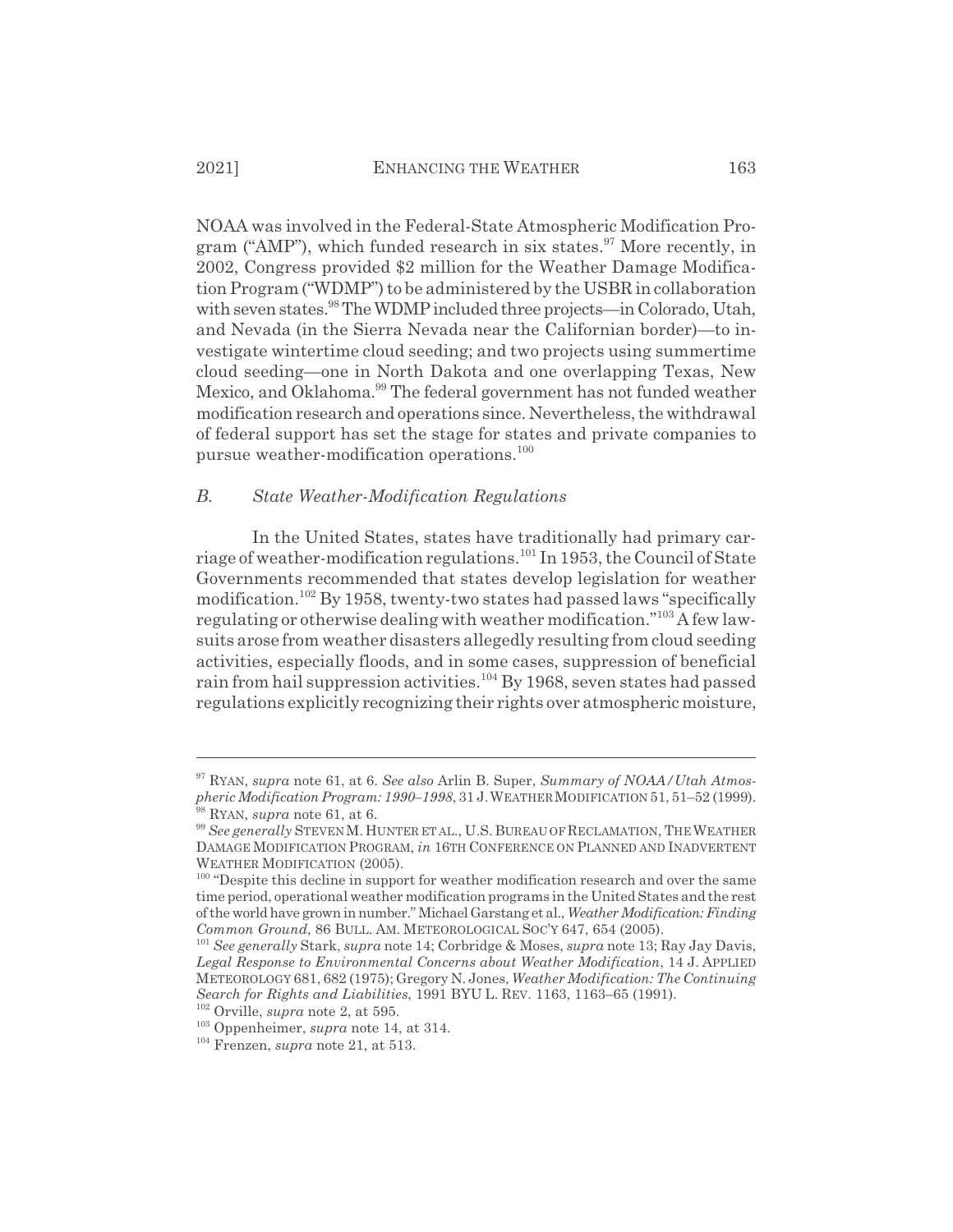NOAA was involved in the Federal-State Atmospheric Modification Program ("AMP"), which funded research in six states.[97] More recently, in 2002, Congress provided $2 million for the Weather Damage Modification Program ("WDMP") to be administered by the USBR in collaboration with seven states.[98] The WDMP included three projects—in Colorado, Utah, and Nevada (in the Sierra Nevada near the Californian border)—to investigate wintertime cloud seeding; and two projects using summertime cloud seeding—one in North Dakota and one overlapping Texas, New Mexico, and Oklahoma.[99] The federal government has not funded weather modification research and operations since. Nevertheless, the withdrawal of federal support has set the stage for states and private companies to pursue weather-modification operations.[100]

### *B. State Weather-Modification Regulations*

In the United States, states have traditionally had primary carriage of weather-modification regulations.[101] In 1953, the Council of State Governments recommended that states develop legislation for weather modification.[102] By 1958, twenty-two states had passed laws "specifically regulating or otherwise dealing with weather modification."[103] A few lawsuits arose from weather disasters allegedly resulting from cloud seeding activities, especially floods, and in some cases, suppression of beneficial rain from hail suppression activities.[104] By 1968, seven states had passed regulations explicitly recognizing their rights over atmospheric moisture,

---

[97] RYAN, *supra* note 61, at 6. *See also* Arlin B. Super, *Summary of NOAA/Utah Atmospheric Modification Program: 1990–1998*, 31 J. WEATHER MODIFICATION 51, 51–52 (1999).

[98] RYAN, *supra* note 61, at 6.

[99] *See generally* STEVEN M. HUNTER ET AL., U.S. BUREAU OF RECLAMATION, THE WEATHER DAMAGE MODIFICATION PROGRAM, *in* 16TH CONFERENCE ON PLANNED AND INADVERTENT WEATHER MODIFICATION (2005).

[100] "Despite this decline in support for weather modification research and over the same time period, operational weather modification programs in the United States and the rest of the world have grown in number." Michael Garstang et al., *Weather Modification: Finding Common Ground*, 86 BULL. AM. METEOROLOGICAL SOC'Y 647, 654 (2005).

[101] *See generally* Stark, *supra* note 14; Corbridge & Moses, *supra* note 13; Ray Jay Davis, *Legal Response to Environmental Concerns about Weather Modification*, 14 J. APPLIED METEOROLOGY 681, 682 (1975); Gregory N. Jones, *Weather Modification: The Continuing Search for Rights and Liabilities*, 1991 BYU L. REV. 1163, 1163–65 (1991).

[102] Orville, *supra* note 2, at 595.

[103] Oppenheimer, *supra* note 14, at 314.

[104] Frenzen, *supra* note 21, at 513.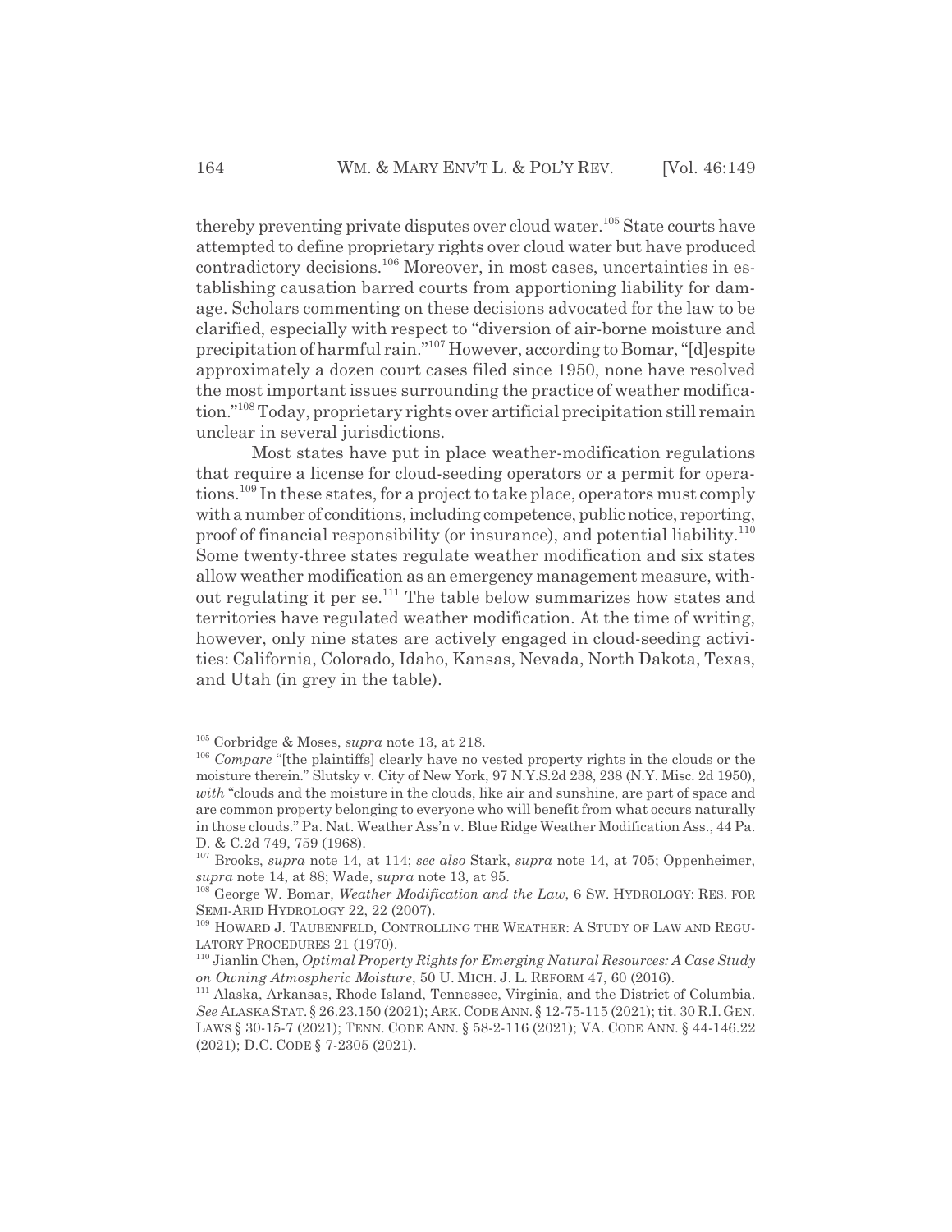thereby preventing private disputes over cloud water.[105] State courts have attempted to define proprietary rights over cloud water but have produced contradictory decisions.[106] Moreover, in most cases, uncertainties in establishing causation barred courts from apportioning liability for damage. Scholars commenting on these decisions advocated for the law to be clarified, especially with respect to "diversion of air-borne moisture and precipitation of harmful rain."[107] However, according to Bomar, "[d]espite approximately a dozen court cases filed since 1950, none have resolved the most important issues surrounding the practice of weather modification."[108] Today, proprietary rights over artificial precipitation still remain unclear in several jurisdictions.

Most states have put in place weather-modification regulations that require a license for cloud-seeding operators or a permit for operations.[109] In these states, for a project to take place, operators must comply with a number of conditions, including competence, public notice, reporting, proof of financial responsibility (or insurance), and potential liability.[110] Some twenty-three states regulate weather modification and six states allow weather modification as an emergency management measure, without regulating it per se.[111] The table below summarizes how states and territories have regulated weather modification. At the time of writing, however, only nine states are actively engaged in cloud-seeding activities: California, Colorado, Idaho, Kansas, Nevada, North Dakota, Texas, and Utah (in grey in the table).

---

[105] Corbridge & Moses, *supra* note 13, at 218.

[106] *Compare* "[the plaintiffs] clearly have no vested property rights in the clouds or the moisture therein." Slutsky v. City of New York, 97 N.Y.S.2d 238, 238 (N.Y. Misc. 2d 1950), *with* "clouds and the moisture in the clouds, like air and sunshine, are part of space and are common property belonging to everyone who will benefit from what occurs naturally in those clouds." Pa. Nat. Weather Ass'n v. Blue Ridge Weather Modification Ass., 44 Pa. D. & C.2d 749, 759 (1968).

[107] Brooks, *supra* note 14, at 114; *see also* Stark, *supra* note 14, at 705; Oppenheimer, *supra* note 14, at 88; Wade, *supra* note 13, at 95.

[108] George W. Bomar, *Weather Modification and the Law*, 6 SW. HYDROLOGY: RES. FOR SEMI-ARID HYDROLOGY 22, 22 (2007).

[109] HOWARD J. TAUBENFELD, CONTROLLING THE WEATHER: A STUDY OF LAW AND REGULATORY PROCEDURES 21 (1970).

[110] Jianlin Chen, *Optimal Property Rights for Emerging Natural Resources: A Case Study on Owning Atmospheric Moisture*, 50 U. MICH. J. L. REFORM 47, 60 (2016).

[111] Alaska, Arkansas, Rhode Island, Tennessee, Virginia, and the District of Columbia. *See* ALASKA STAT. § 26.23.150 (2021); ARK. CODE ANN. § 12-75-115 (2021); tit. 30 R.I. GEN. LAWS § 30-15-7 (2021); TENN. CODE ANN. § 58-2-116 (2021); VA. CODE ANN. § 44-146.22 (2021); D.C. CODE § 7-2305 (2021).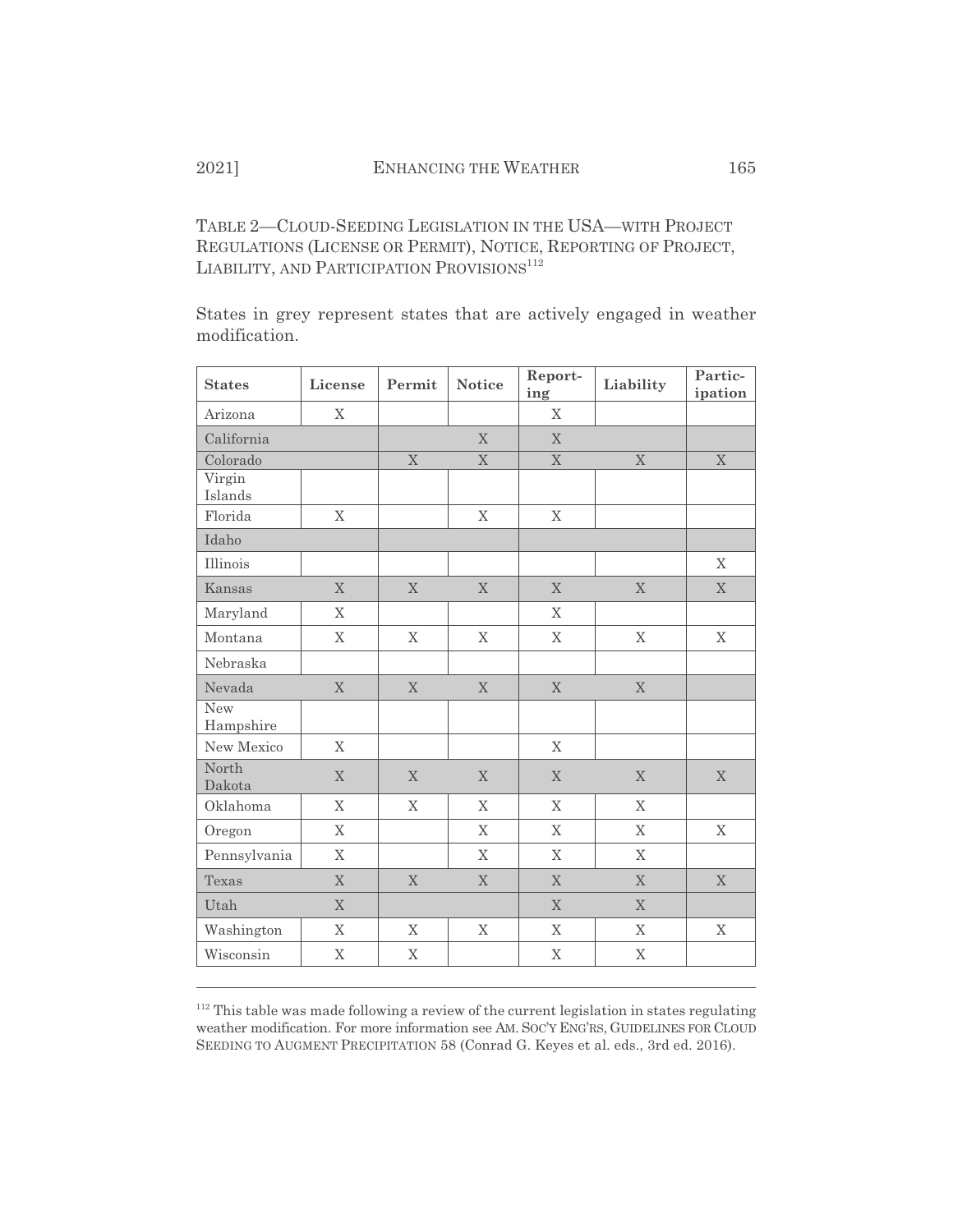TABLE 2—CLOUD-SEEDING LEGISLATION IN THE USA—WITH PROJECT REGULATIONS (LICENSE OR PERMIT), NOTICE, REPORTING OF PROJECT, LIABILITY, AND PARTICIPATION PROVISIONS[112]

States in grey represent states that are actively engaged in weather modification.

| States | License | Permit | Notice | Reporting | Liability | Participation |
|---|---|---|---|---|---|---|
| Arizona | X | | | X | | |
| California | | | X | X | | |
| Colorado | | X | X | X | X | X |
| Virgin Islands | | | | | | |
| Florida | X | | X | X | | |
| Idaho | | | | | | |
| Illinois | | | | | | X |
| Kansas | X | X | X | X | X | X |
| Maryland | X | | | X | | |
| Montana | X | X | X | X | X | X |
| Nebraska | | | | | | |
| Nevada | X | X | X | X | X | |
| New Hampshire | | | | | | |
| New Mexico | X | | | X | | |
| North Dakota | X | X | X | X | X | X |
| Oklahoma | X | X | X | X | X | |
| Oregon | X | | X | X | X | X |
| Pennsylvania | X | | X | X | X | |
| Texas | X | X | X | X | X | X |
| Utah | X | | | X | X | |
| Washington | X | X | X | X | X | X |
| Wisconsin | X | X | | X | X | |

[112] This table was made following a review of the current legislation in states regulating weather modification. For more information see AM. SOC'Y ENG'RS, GUIDELINES FOR CLOUD SEEDING TO AUGMENT PRECIPITATION 58 (Conrad G. Keyes et al. eds., 3rd ed. 2016).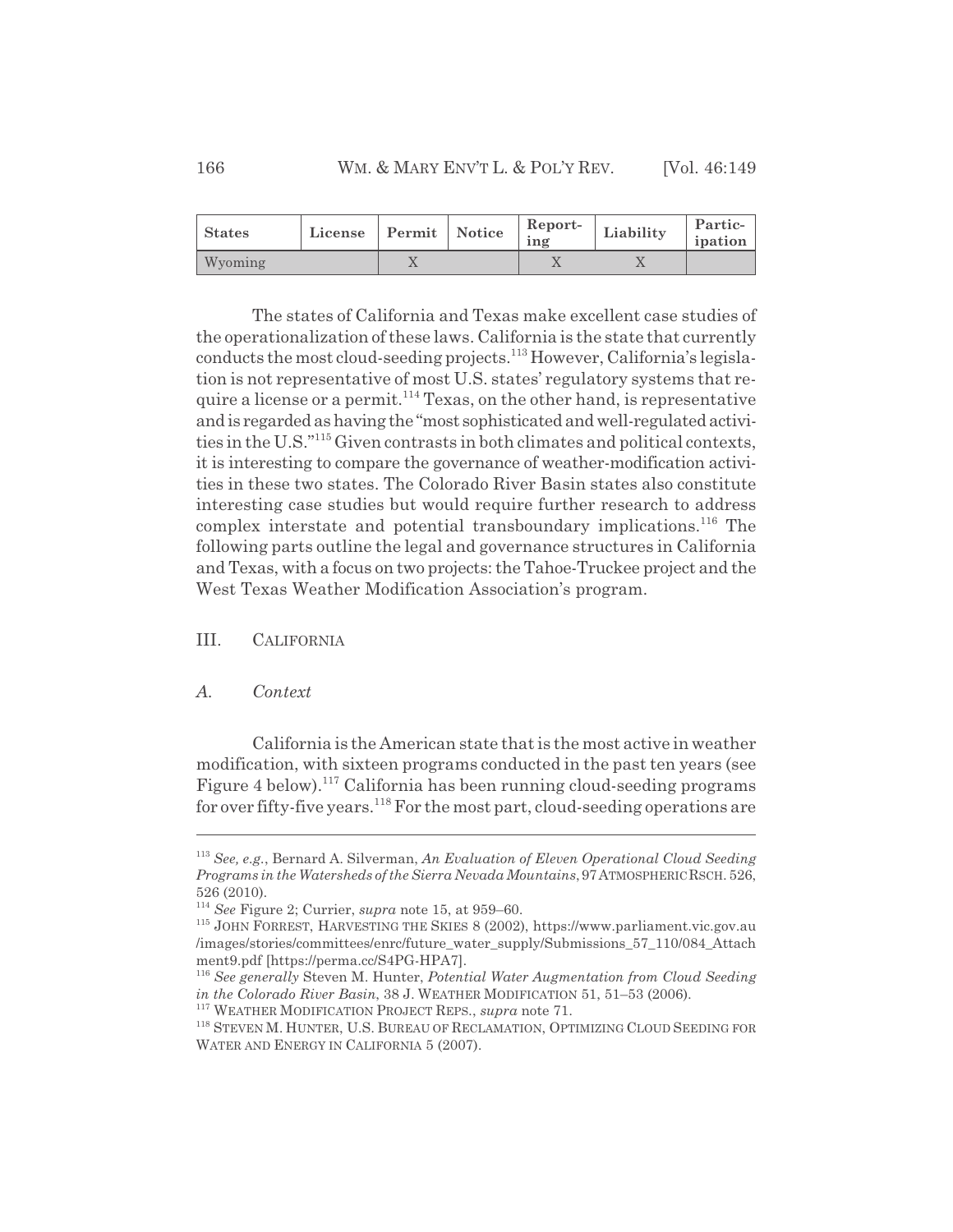| States | License | Permit | Notice | Reporting | Liability | Participation |
|---|---|---|---|---|---|---|
| Wyoming | | X | | X | X | |

The states of California and Texas make excellent case studies of the operationalization of these laws. California is the state that currently conducts the most cloud-seeding projects.[113] However, California's legislation is not representative of most U.S. states' regulatory systems that require a license or a permit.[114] Texas, on the other hand, is representative and is regarded as having the "most sophisticated and well-regulated activities in the U.S."[115] Given contrasts in both climates and political contexts, it is interesting to compare the governance of weather-modification activities in these two states. The Colorado River Basin states also constitute interesting case studies but would require further research to address complex interstate and potential transboundary implications.[116] The following parts outline the legal and governance structures in California and Texas, with a focus on two projects: the Tahoe-Truckee project and the West Texas Weather Modification Association's program.

## III. CALIFORNIA

### *A. Context*

California is the American state that is the most active in weather modification, with sixteen programs conducted in the past ten years (see Figure 4 below).[117] California has been running cloud-seeding programs for over fifty-five years.[118] For the most part, cloud-seeding operations are

---

[113] *See, e.g.*, Bernard A. Silverman, *An Evaluation of Eleven Operational Cloud Seeding Programs in the Watersheds of the Sierra Nevada Mountains*, 97 ATMOSPHERIC RSCH. 526, 526 (2010).

[114] *See* Figure 2; Currier, *supra* note 15, at 959–60.

[115] JOHN FORREST, HARVESTING THE SKIES 8 (2002), https://www.parliament.vic.gov.au/images/stories/committees/enrc/future_water_supply/Submissions_57_110/084_Attachment9.pdf [https://perma.cc/S4PG-HPA7].

[116] *See generally* Steven M. Hunter, *Potential Water Augmentation from Cloud Seeding in the Colorado River Basin*, 38 J. WEATHER MODIFICATION 51, 51–53 (2006).

[117] WEATHER MODIFICATION PROJECT REPS., *supra* note 71.

[118] STEVEN M. HUNTER, U.S. BUREAU OF RECLAMATION, OPTIMIZING CLOUD SEEDING FOR WATER AND ENERGY IN CALIFORNIA 5 (2007).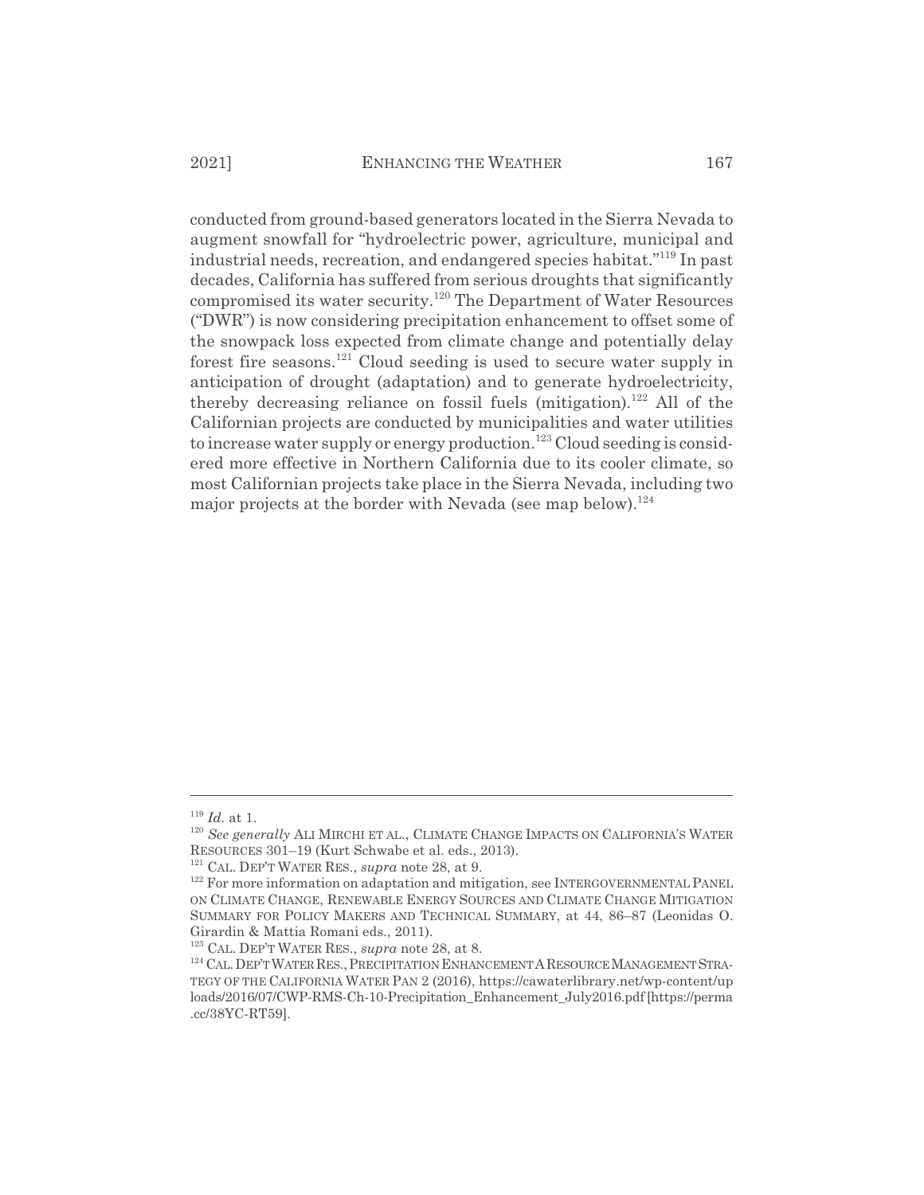conducted from ground-based generators located in the Sierra Nevada to augment snowfall for "hydroelectric power, agriculture, municipal and industrial needs, recreation, and endangered species habitat."[119] In past decades, California has suffered from serious droughts that significantly compromised its water security.[120] The Department of Water Resources ("DWR") is now considering precipitation enhancement to offset some of the snowpack loss expected from climate change and potentially delay forest fire seasons.[121] Cloud seeding is used to secure water supply in anticipation of drought (adaptation) and to generate hydroelectricity, thereby decreasing reliance on fossil fuels (mitigation).[122] All of the Californian projects are conducted by municipalities and water utilities to increase water supply or energy production.[123] Cloud seeding is considered more effective in Northern California due to its cooler climate, so most Californian projects take place in the Sierra Nevada, including two major projects at the border with Nevada (see map below).[124]

---

[119] *Id.* at 1.

[120] *See generally* ALI MIRCHI ET AL., CLIMATE CHANGE IMPACTS ON CALIFORNIA'S WATER RESOURCES 301–19 (Kurt Schwabe et al. eds., 2013).

[121] CAL. DEP'T WATER RES., *supra* note 28, at 9.

[122] For more information on adaptation and mitigation, see INTERGOVERNMENTAL PANEL ON CLIMATE CHANGE, RENEWABLE ENERGY SOURCES AND CLIMATE CHANGE MITIGATION SUMMARY FOR POLICY MAKERS AND TECHNICAL SUMMARY, at 44, 86–87 (Leonidas O. Girardin & Mattia Romani eds., 2011).

[123] CAL. DEP'T WATER RES., *supra* note 28, at 8.

[124] CAL. DEP'T WATER RES., PRECIPITATION ENHANCEMENT A RESOURCE MANAGEMENT STRATEGY OF THE CALIFORNIA WATER PAN 2 (2016), https://cawaterlibrary.net/wp-content/uploads/2016/07/CWP-RMS-Ch-10-Precipitation_Enhancement_July2016.pdf [https://perma.cc/38YC-RT59].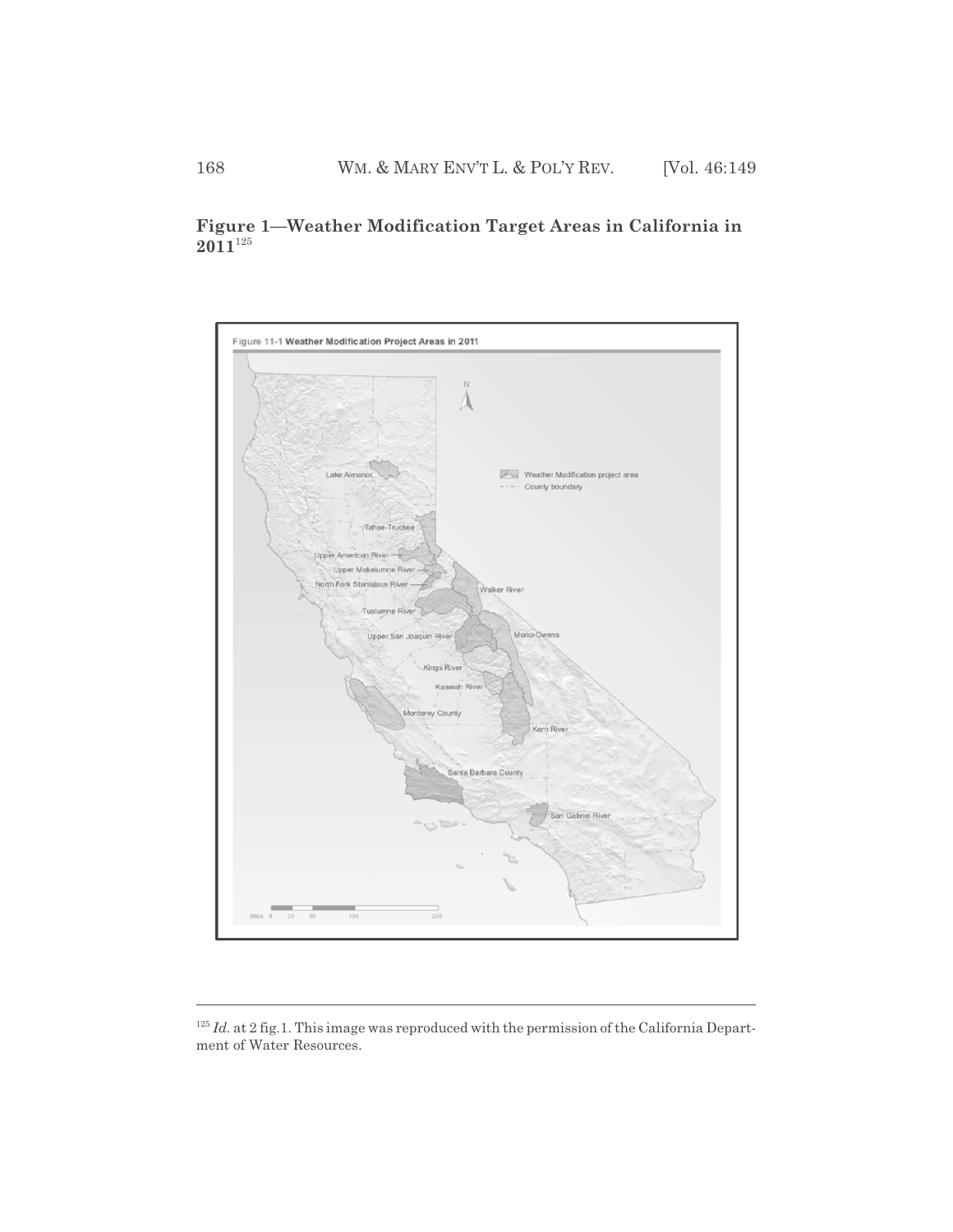**Figure 1—Weather Modification Target Areas in California in 2011**[125]

Figure 11-1 Weather Modification Project Areas in 2011

Lake Almanor

Weather Modification project area

County boundary

Tahoe-Truckee

Upper American River

Upper Mokelumne River

North Fork Stanislaus River

Walker River

Tuolumne River

Upper San Joaquin River

Mono-Owens

Kings River

Kaweah River

Monterey County

Kern River

Santa Barbara County

San Gabriel River

Miles 0 25 50 100 200

---

[125] *Id.* at 2 fig.1. This image was reproduced with the permission of the California Department of Water Resources.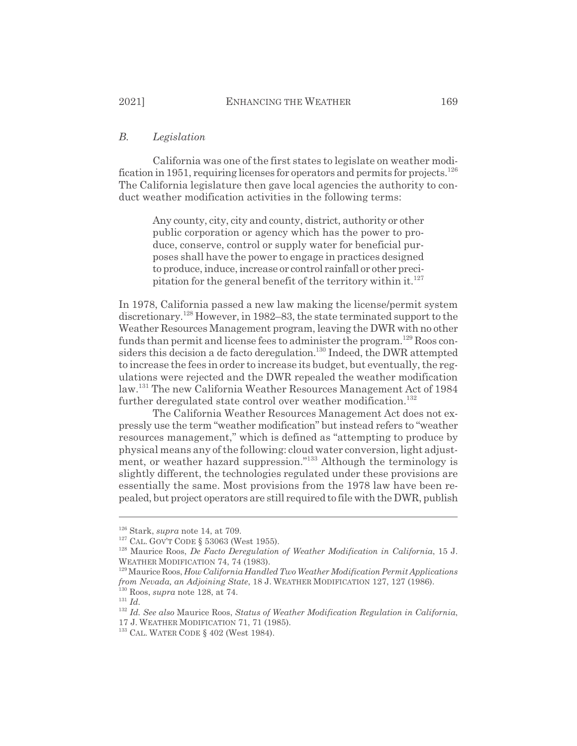### *B. Legislation*

California was one of the first states to legislate on weather modification in 1951, requiring licenses for operators and permits for projects.[126] The California legislature then gave local agencies the authority to conduct weather modification activities in the following terms:

> Any county, city, city and county, district, authority or other public corporation or agency which has the power to produce, conserve, control or supply water for beneficial purposes shall have the power to engage in practices designed to produce, induce, increase or control rainfall or other precipitation for the general benefit of the territory within it.[127]

In 1978, California passed a new law making the license/permit system discretionary.[128] However, in 1982–83, the state terminated support to the Weather Resources Management program, leaving the DWR with no other funds than permit and license fees to administer the program.[129] Roos considers this decision a de facto deregulation.[130] Indeed, the DWR attempted to increase the fees in order to increase its budget, but eventually, the regulations were rejected and the DWR repealed the weather modification law.[131] The new California Weather Resources Management Act of 1984 further deregulated state control over weather modification.[132]

The California Weather Resources Management Act does not expressly use the term "weather modification" but instead refers to "weather resources management," which is defined as "attempting to produce by physical means any of the following: cloud water conversion, light adjustment, or weather hazard suppression."[133] Although the terminology is slightly different, the technologies regulated under these provisions are essentially the same. Most provisions from the 1978 law have been repealed, but project operators are still required to file with the DWR, publish

---

[126] Stark, *supra* note 14, at 709.

[127] CAL. GOV'T CODE § 53063 (West 1955).

[128] Maurice Roos, *De Facto Deregulation of Weather Modification in California*, 15 J. WEATHER MODIFICATION 74, 74 (1983).

[129] Maurice Roos, *How California Handled Two Weather Modification Permit Applications from Nevada, an Adjoining State*, 18 J. WEATHER MODIFICATION 127, 127 (1986).

[130] Roos, *supra* note 128, at 74.

[131] *Id.*

[132] *Id. See also* Maurice Roos, *Status of Weather Modification Regulation in California*, 17 J. WEATHER MODIFICATION 71, 71 (1985).

[133] CAL. WATER CODE § 402 (West 1984).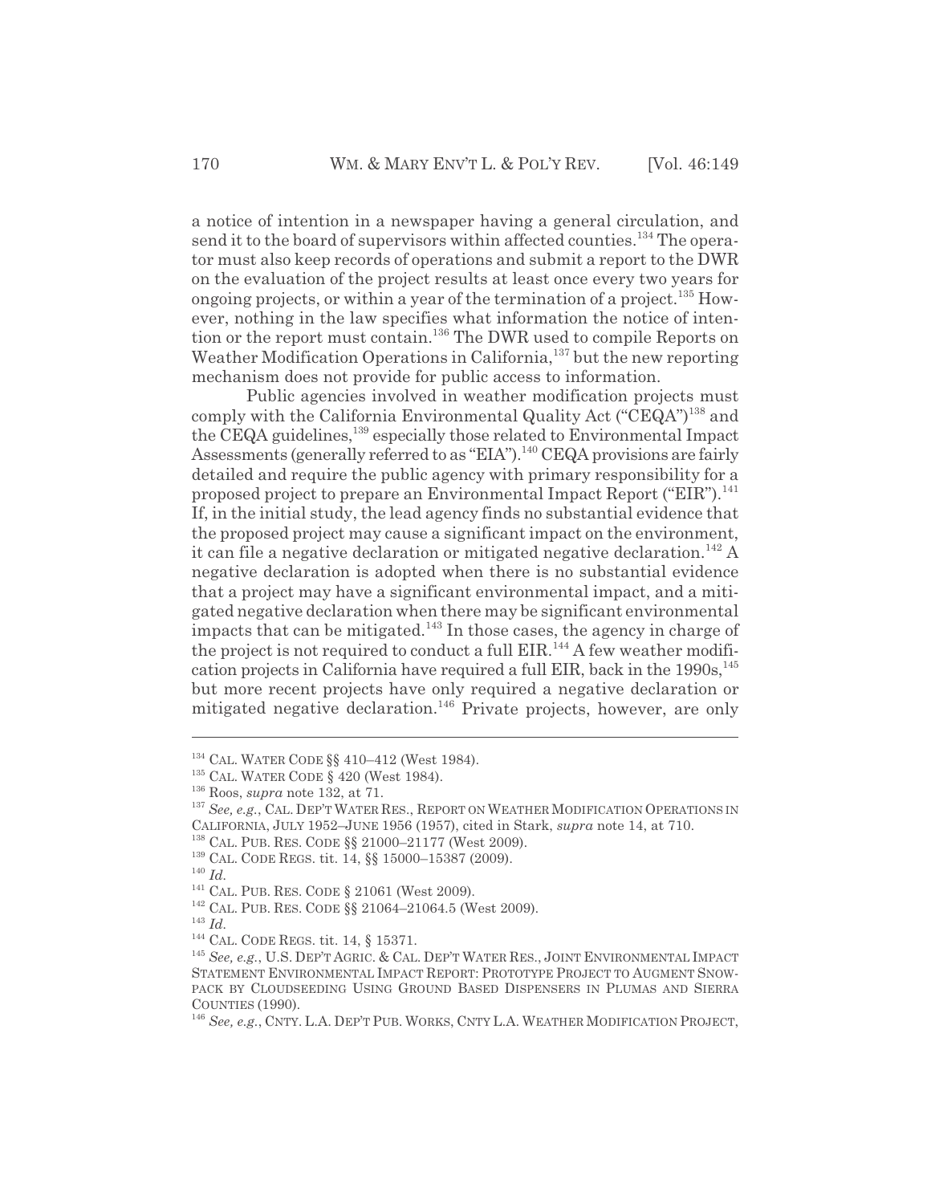a notice of intention in a newspaper having a general circulation, and send it to the board of supervisors within affected counties.[134] The operator must also keep records of operations and submit a report to the DWR on the evaluation of the project results at least once every two years for ongoing projects, or within a year of the termination of a project.[135] However, nothing in the law specifies what information the notice of intention or the report must contain.[136] The DWR used to compile Reports on Weather Modification Operations in California,[137] but the new reporting mechanism does not provide for public access to information.

Public agencies involved in weather modification projects must comply with the California Environmental Quality Act ("CEQA")[138] and the CEQA guidelines,[139] especially those related to Environmental Impact Assessments (generally referred to as "EIA").[140] CEQA provisions are fairly detailed and require the public agency with primary responsibility for a proposed project to prepare an Environmental Impact Report ("EIR").[141] If, in the initial study, the lead agency finds no substantial evidence that the proposed project may cause a significant impact on the environment, it can file a negative declaration or mitigated negative declaration.[142] A negative declaration is adopted when there is no substantial evidence that a project may have a significant environmental impact, and a mitigated negative declaration when there may be significant environmental impacts that can be mitigated.[143] In those cases, the agency in charge of the project is not required to conduct a full EIR.[144] A few weather modification projects in California have required a full EIR, back in the 1990s,[145] but more recent projects have only required a negative declaration or mitigated negative declaration.[146] Private projects, however, are only

---

[134] CAL. WATER CODE §§ 410–412 (West 1984).

[135] CAL. WATER CODE § 420 (West 1984).

[136] Roos, *supra* note 132, at 71.

[137] *See, e.g.*, CAL. DEP'T WATER RES., REPORT ON WEATHER MODIFICATION OPERATIONS IN CALIFORNIA, JULY 1952–JUNE 1956 (1957), cited in Stark, *supra* note 14, at 710.

[138] CAL. PUB. RES. CODE §§ 21000–21177 (West 2009).

[139] CAL. CODE REGS. tit. 14, §§ 15000–15387 (2009).

[140] *Id.*

[141] CAL. PUB. RES. CODE § 21061 (West 2009).

[142] CAL. PUB. RES. CODE §§ 21064–21064.5 (West 2009).

[143] *Id.*

[144] CAL. CODE REGS. tit. 14, § 15371.

[145] *See, e.g.*, U.S. DEP'T AGRIC. & CAL. DEP'T WATER RES., JOINT ENVIRONMENTAL IMPACT STATEMENT ENVIRONMENTAL IMPACT REPORT: PROTOTYPE PROJECT TO AUGMENT SNOWPACK BY CLOUDSEEDING USING GROUND BASED DISPENSERS IN PLUMAS AND SIERRA COUNTIES (1990).

[146] *See, e.g.*, CNTY. L.A. DEP'T PUB. WORKS, CNTY L.A. WEATHER MODIFICATION PROJECT,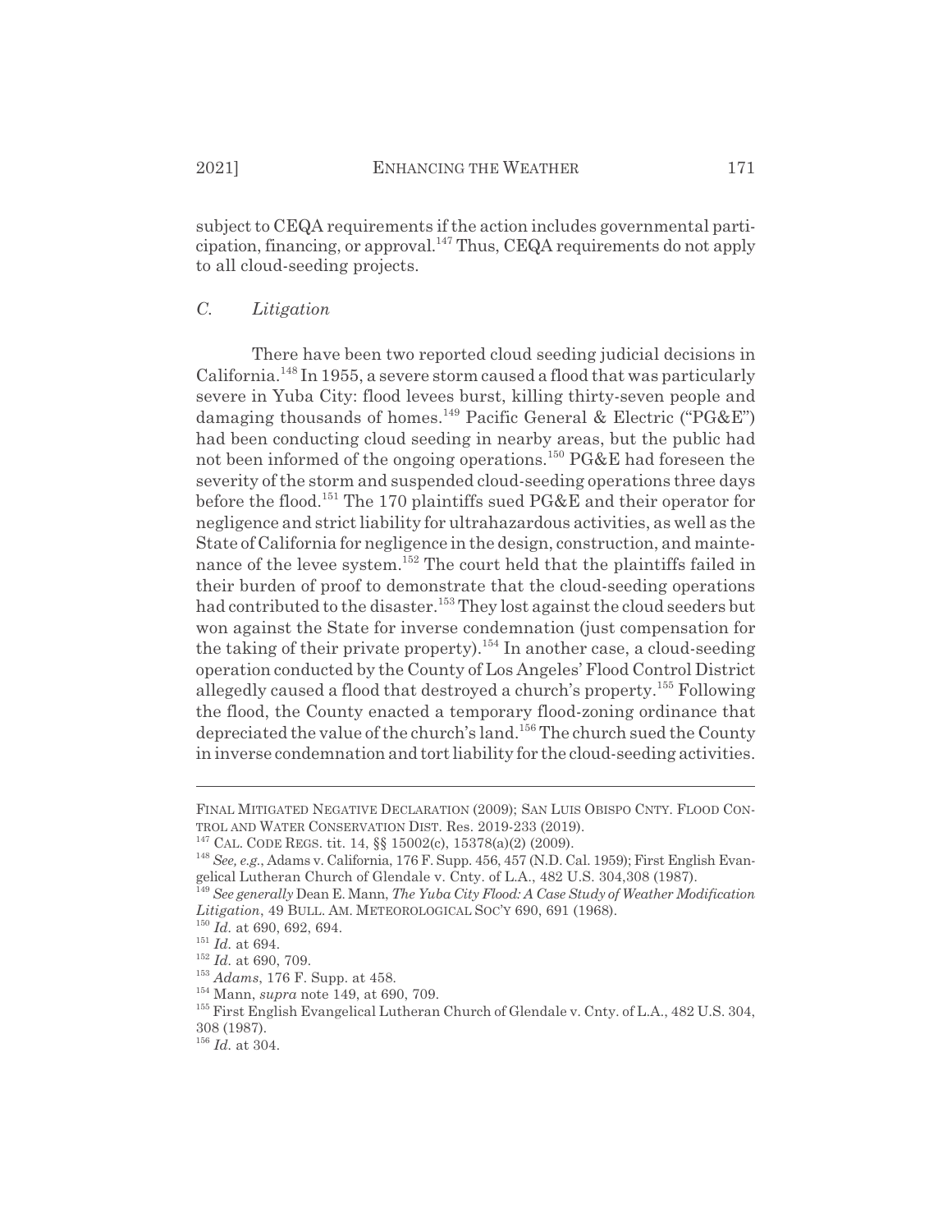subject to CEQA requirements if the action includes governmental participation, financing, or approval.[147] Thus, CEQA requirements do not apply to all cloud-seeding projects.

### *C. Litigation*

There have been two reported cloud seeding judicial decisions in California.[148] In 1955, a severe storm caused a flood that was particularly severe in Yuba City: flood levees burst, killing thirty-seven people and damaging thousands of homes.[149] Pacific General & Electric ("PG&E") had been conducting cloud seeding in nearby areas, but the public had not been informed of the ongoing operations.[150] PG&E had foreseen the severity of the storm and suspended cloud-seeding operations three days before the flood.[151] The 170 plaintiffs sued PG&E and their operator for negligence and strict liability for ultrahazardous activities, as well as the State of California for negligence in the design, construction, and maintenance of the levee system.[152] The court held that the plaintiffs failed in their burden of proof to demonstrate that the cloud-seeding operations had contributed to the disaster.[153] They lost against the cloud seeders but won against the State for inverse condemnation (just compensation for the taking of their private property).[154] In another case, a cloud-seeding operation conducted by the County of Los Angeles' Flood Control District allegedly caused a flood that destroyed a church's property.[155] Following the flood, the County enacted a temporary flood-zoning ordinance that depreciated the value of the church's land.[156] The church sued the County in inverse condemnation and tort liability for the cloud-seeding activities.

---

FINAL MITIGATED NEGATIVE DECLARATION (2009); SAN LUIS OBISPO CNTY. FLOOD CONTROL AND WATER CONSERVATION DIST. Res. 2019-233 (2019).

[147] CAL. CODE REGS. tit. 14, §§ 15002(c), 15378(a)(2) (2009).

[148] *See, e.g.*, Adams v. California, 176 F. Supp. 456, 457 (N.D. Cal. 1959); First English Evangelical Lutheran Church of Glendale v. Cnty. of L.A., 482 U.S. 304,308 (1987).

[149] *See generally* Dean E. Mann, *The Yuba City Flood: A Case Study of Weather Modification Litigation*, 49 BULL. AM. METEOROLOGICAL SOC'Y 690, 691 (1968).

[150] *Id.* at 690, 692, 694.

[151] *Id.* at 694.

[152] *Id.* at 690, 709.

[153] *Adams*, 176 F. Supp. at 458.

[154] Mann, *supra* note 149, at 690, 709.

[155] First English Evangelical Lutheran Church of Glendale v. Cnty. of L.A., 482 U.S. 304, 308 (1987).

[156] *Id.* at 304.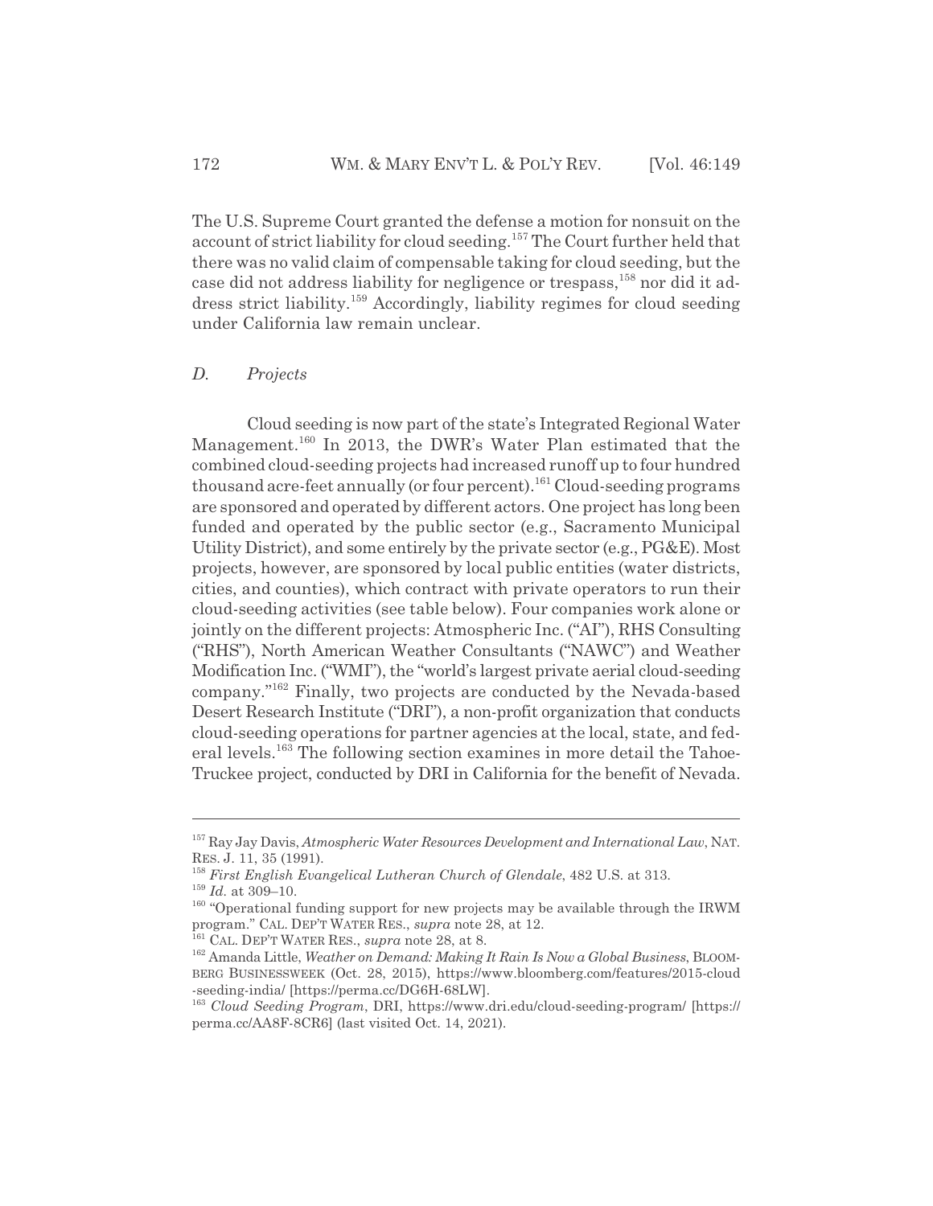The U.S. Supreme Court granted the defense a motion for nonsuit on the account of strict liability for cloud seeding.[157] The Court further held that there was no valid claim of compensable taking for cloud seeding, but the case did not address liability for negligence or trespass,[158] nor did it address strict liability.[159] Accordingly, liability regimes for cloud seeding under California law remain unclear.

### *D. Projects*

Cloud seeding is now part of the state's Integrated Regional Water Management.[160] In 2013, the DWR's Water Plan estimated that the combined cloud-seeding projects had increased runoff up to four hundred thousand acre-feet annually (or four percent).[161] Cloud-seeding programs are sponsored and operated by different actors. One project has long been funded and operated by the public sector (e.g., Sacramento Municipal Utility District), and some entirely by the private sector (e.g., PG&E). Most projects, however, are sponsored by local public entities (water districts, cities, and counties), which contract with private operators to run their cloud-seeding activities (see table below). Four companies work alone or jointly on the different projects: Atmospheric Inc. ("AI"), RHS Consulting ("RHS"), North American Weather Consultants ("NAWC") and Weather Modification Inc. ("WMI"), the "world's largest private aerial cloud-seeding company."[162] Finally, two projects are conducted by the Nevada-based Desert Research Institute ("DRI"), a non-profit organization that conducts cloud-seeding operations for partner agencies at the local, state, and federal levels.[163] The following section examines in more detail the Tahoe-Truckee project, conducted by DRI in California for the benefit of Nevada.

---

[157] Ray Jay Davis, *Atmospheric Water Resources Development and International Law*, NAT. RES. J. 11, 35 (1991).

[158] *First English Evangelical Lutheran Church of Glendale*, 482 U.S. at 313.

[159] *Id.* at 309–10.

[160] "Operational funding support for new projects may be available through the IRWM program." CAL. DEP'T WATER RES., *supra* note 28, at 12.

[161] CAL. DEP'T WATER RES., *supra* note 28, at 8.

[162] Amanda Little, *Weather on Demand: Making It Rain Is Now a Global Business*, BLOOMBERG BUSINESSWEEK (Oct. 28, 2015), https://www.bloomberg.com/features/2015-cloud-seeding-india/ [https://perma.cc/DG6H-68LW].

[163] *Cloud Seeding Program*, DRI, https://www.dri.edu/cloud-seeding-program/ [https://perma.cc/AA8F-8CR6] (last visited Oct. 14, 2021).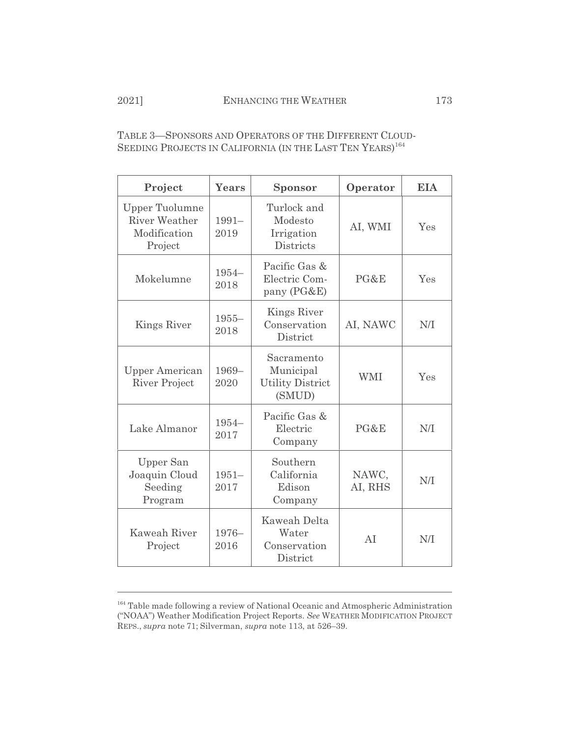TABLE 3—SPONSORS AND OPERATORS OF THE DIFFERENT CLOUD-SEEDING PROJECTS IN CALIFORNIA (IN THE LAST TEN YEARS)[164]

| Project | Years | Sponsor | Operator | EIA |
|---|---|---|---|---|
| Upper Tuolumne River Weather Modification Project | 1991–2019 | Turlock and Modesto Irrigation Districts | AI, WMI | Yes |
| Mokelumne | 1954–2018 | Pacific Gas & Electric Company (PG&E) | PG&E | Yes |
| Kings River | 1955–2018 | Kings River Conservation District | AI, NAWC | N/I |
| Upper American River Project | 1969–2020 | Sacramento Municipal Utility District (SMUD) | WMI | Yes |
| Lake Almanor | 1954–2017 | Pacific Gas & Electric Company | PG&E | N/I |
| Upper San Joaquin Cloud Seeding Program | 1951–2017 | Southern California Edison Company | NAWC, AI, RHS | N/I |
| Kaweah River Project | 1976–2016 | Kaweah Delta Water Conservation District | AI | N/I |

---

[164] Table made following a review of National Oceanic and Atmospheric Administration ("NOAA") Weather Modification Project Reports. *See* WEATHER MODIFICATION PROJECT REPS., *supra* note 71; Silverman, *supra* note 113, at 526–39.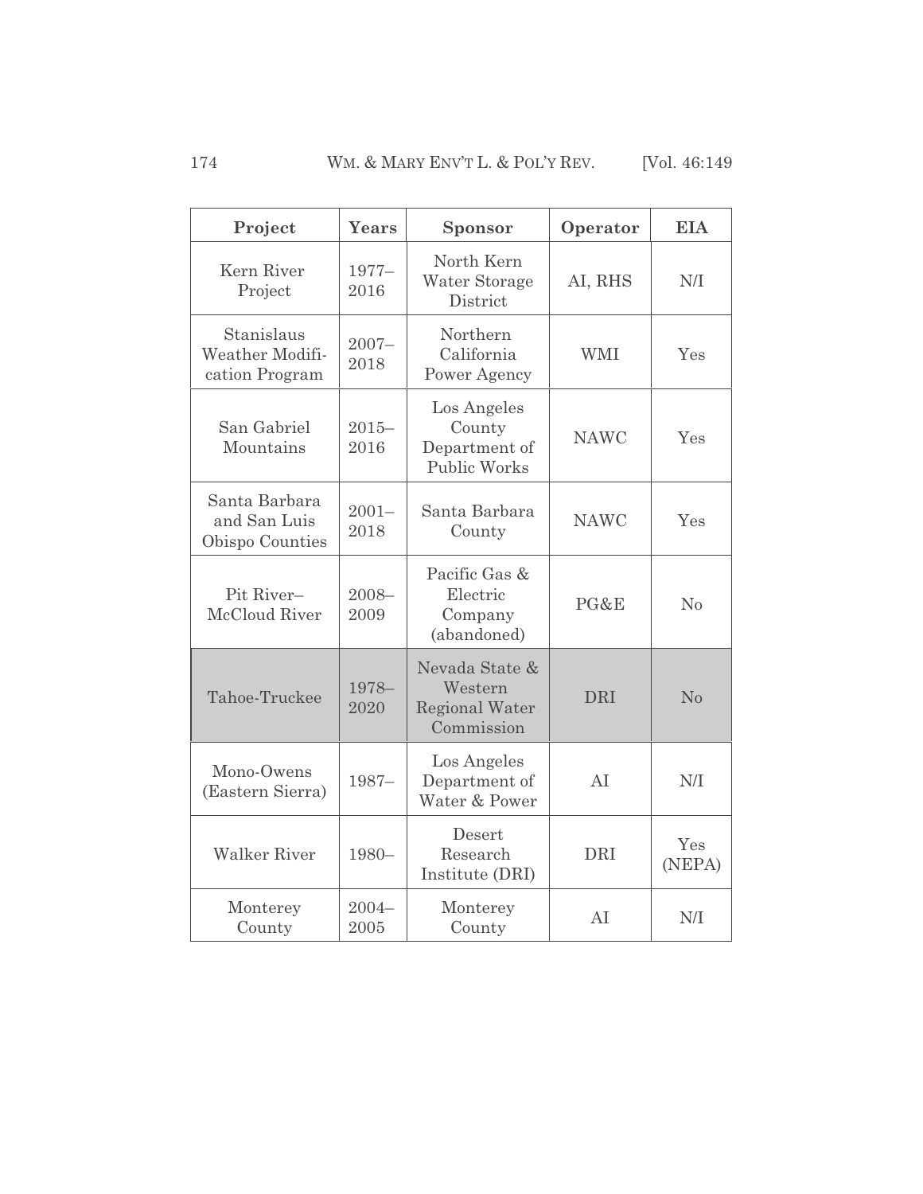| Project | Years | Sponsor | Operator | EIA |
|---|---|---|---|---|
| Kern River Project | 1977–2016 | North Kern Water Storage District | AI, RHS | N/I |
| Stanislaus Weather Modification Program | 2007–2018 | Northern California Power Agency | WMI | Yes |
| San Gabriel Mountains | 2015–2016 | Los Angeles County Department of Public Works | NAWC | Yes |
| Santa Barbara and San Luis Obispo Counties | 2001–2018 | Santa Barbara County | NAWC | Yes |
| Pit River–McCloud River | 2008–2009 | Pacific Gas & Electric Company (abandoned) | PG&E | No |
| Tahoe-Truckee | 1978–2020 | Nevada State & Western Regional Water Commission | DRI | No |
| Mono-Owens (Eastern Sierra) | 1987– | Los Angeles Department of Water & Power | AI | N/I |
| Walker River | 1980– | Desert Research Institute (DRI) | DRI | Yes (NEPA) |
| Monterey County | 2004–2005 | Monterey County | AI | N/I |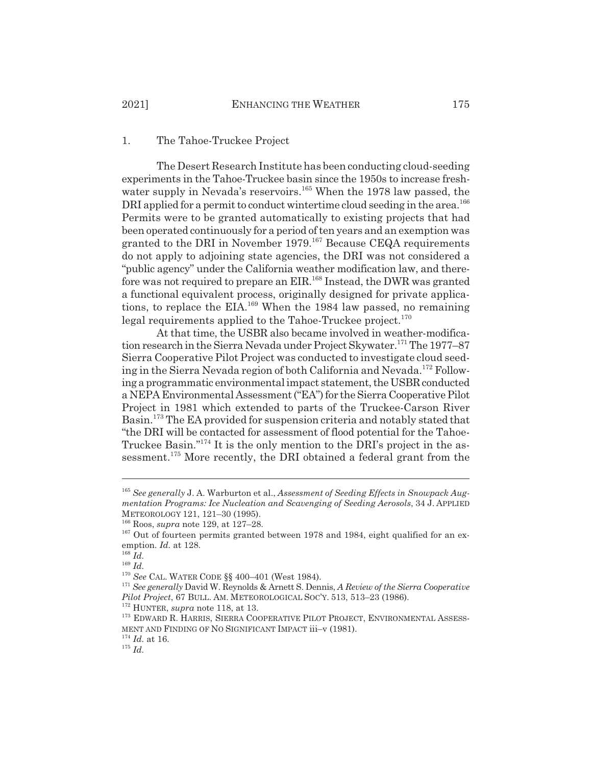### 1. The Tahoe-Truckee Project

The Desert Research Institute has been conducting cloud-seeding experiments in the Tahoe-Truckee basin since the 1950s to increase freshwater supply in Nevada's reservoirs.[165] When the 1978 law passed, the DRI applied for a permit to conduct wintertime cloud seeding in the area.[166] Permits were to be granted automatically to existing projects that had been operated continuously for a period of ten years and an exemption was granted to the DRI in November 1979.[167] Because CEQA requirements do not apply to adjoining state agencies, the DRI was not considered a "public agency" under the California weather modification law, and therefore was not required to prepare an EIR.[168] Instead, the DWR was granted a functional equivalent process, originally designed for private applications, to replace the EIA.[169] When the 1984 law passed, no remaining legal requirements applied to the Tahoe-Truckee project.[170]

At that time, the USBR also became involved in weather-modification research in the Sierra Nevada under Project Skywater.[171] The 1977–87 Sierra Cooperative Pilot Project was conducted to investigate cloud seeding in the Sierra Nevada region of both California and Nevada.[172] Following a programmatic environmental impact statement, the USBR conducted a NEPA Environmental Assessment ("EA") for the Sierra Cooperative Pilot Project in 1981 which extended to parts of the Truckee-Carson River Basin.[173] The EA provided for suspension criteria and notably stated that "the DRI will be contacted for assessment of flood potential for the Tahoe-Truckee Basin."[174] It is the only mention to the DRI's project in the assessment.[175] More recently, the DRI obtained a federal grant from the

---

[165] *See generally* J. A. Warburton et al., *Assessment of Seeding Effects in Snowpack Augmentation Programs: Ice Nucleation and Scavenging of Seeding Aerosols*, 34 J. APPLIED METEOROLOGY 121, 121–30 (1995).

[166] Roos, *supra* note 129, at 127–28.

[167] Out of fourteen permits granted between 1978 and 1984, eight qualified for an exemption. *Id.* at 128.

[168] *Id.*

[169] *Id.*

[170] *See* CAL. WATER CODE §§ 400–401 (West 1984).

[171] *See generally* David W. Reynolds & Arnett S. Dennis, *A Review of the Sierra Cooperative Pilot Project*, 67 BULL. AM. METEOROLOGICAL SOC'Y. 513, 513–23 (1986).

[172] HUNTER, *supra* note 118, at 13.

[173] EDWARD R. HARRIS, SIERRA COOPERATIVE PILOT PROJECT, ENVIRONMENTAL ASSESSMENT AND FINDING OF NO SIGNIFICANT IMPACT iii–v (1981).

[174] *Id.* at 16.

[175] *Id.*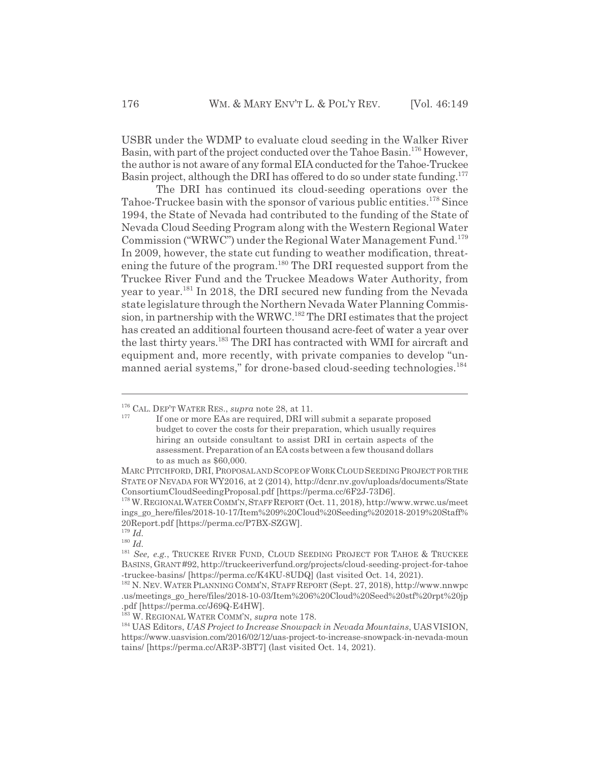USBR under the WDMP to evaluate cloud seeding in the Walker River Basin, with part of the project conducted over the Tahoe Basin.[176] However, the author is not aware of any formal EIA conducted for the Tahoe-Truckee Basin project, although the DRI has offered to do so under state funding.[177]

The DRI has continued its cloud-seeding operations over the Tahoe-Truckee basin with the sponsor of various public entities.[178] Since 1994, the State of Nevada had contributed to the funding of the State of Nevada Cloud Seeding Program along with the Western Regional Water Commission ("WRWC") under the Regional Water Management Fund.[179] In 2009, however, the state cut funding to weather modification, threatening the future of the program.[180] The DRI requested support from the Truckee River Fund and the Truckee Meadows Water Authority, from year to year.[181] In 2018, the DRI secured new funding from the Nevada state legislature through the Northern Nevada Water Planning Commission, in partnership with the WRWC.[182] The DRI estimates that the project has created an additional fourteen thousand acre-feet of water a year over the last thirty years.[183] The DRI has contracted with WMI for aircraft and equipment and, more recently, with private companies to develop "unmanned aerial systems," for drone-based cloud-seeding technologies.[184]

---

[176] CAL. DEP'T WATER RES., *supra* note 28, at 11.

[177]
> If one or more EAs are required, DRI will submit a separate proposed budget to cover the costs for their preparation, which usually requires hiring an outside consultant to assist DRI in certain aspects of the assessment. Preparation of an EA costs between a few thousand dollars to as much as $60,000.

MARC PITCHFORD, DRI, PROPOSAL AND SCOPE OF WORK CLOUD SEEDING PROJECT FOR THE STATE OF NEVADA FOR WY2016, at 2 (2014), http://dcnr.nv.gov/uploads/documents/StateConsortiumCloudSeedingProposal.pdf [https://perma.cc/6F2J-73D6].

[178] W. REGIONAL WATER COMM'N, STAFF REPORT (Oct. 11, 2018), http://www.wrwc.us/meetings_go_here/files/2018-10-17/Item%209%20Cloud%20Seeding%202018-2019%20Staff%20Report.pdf [https://perma.cc/P7BX-SZGW].

[179] *Id.*

[180] *Id.*

[181] *See, e.g.*, TRUCKEE RIVER FUND, CLOUD SEEDING PROJECT FOR TAHOE & TRUCKEE BASINS, GRANT #92, http://truckeeriverfund.org/projects/cloud-seeding-project-for-tahoe-truckee-basins/ [https://perma.cc/K4KU-8UDQ] (last visited Oct. 14, 2021).

[182] N. NEV. WATER PLANNING COMM'N, STAFF REPORT (Sept. 27, 2018), http://www.nnwpc.us/meetings_go_here/files/2018-10-03/Item%206%20Cloud%20Seed%20stf%20rpt%20jp.pdf [https://perma.cc/J69Q-E4HW].

[183] W. REGIONAL WATER COMM'N, *supra* note 178.

[184] UAS Editors, *UAS Project to Increase Snowpack in Nevada Mountains*, UAS VISION, https://www.uasvision.com/2016/02/12/uas-project-to-increase-snowpack-in-nevada-mountains/ [https://perma.cc/AR3P-3BT7] (last visited Oct. 14, 2021).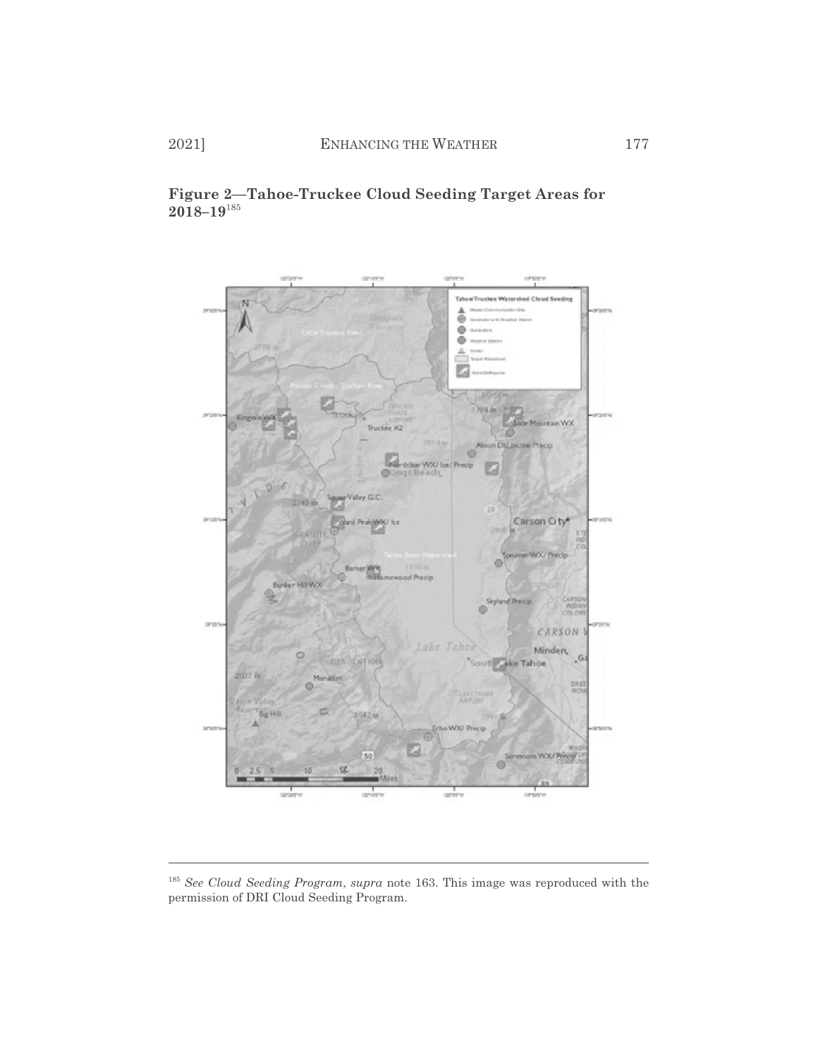**Figure 2—Tahoe-Truckee Cloud Seeding Target Areas for 2018–19**[185]

[185] *See Cloud Seeding Program*, *supra* note 163. This image was reproduced with the permission of DRI Cloud Seeding Program.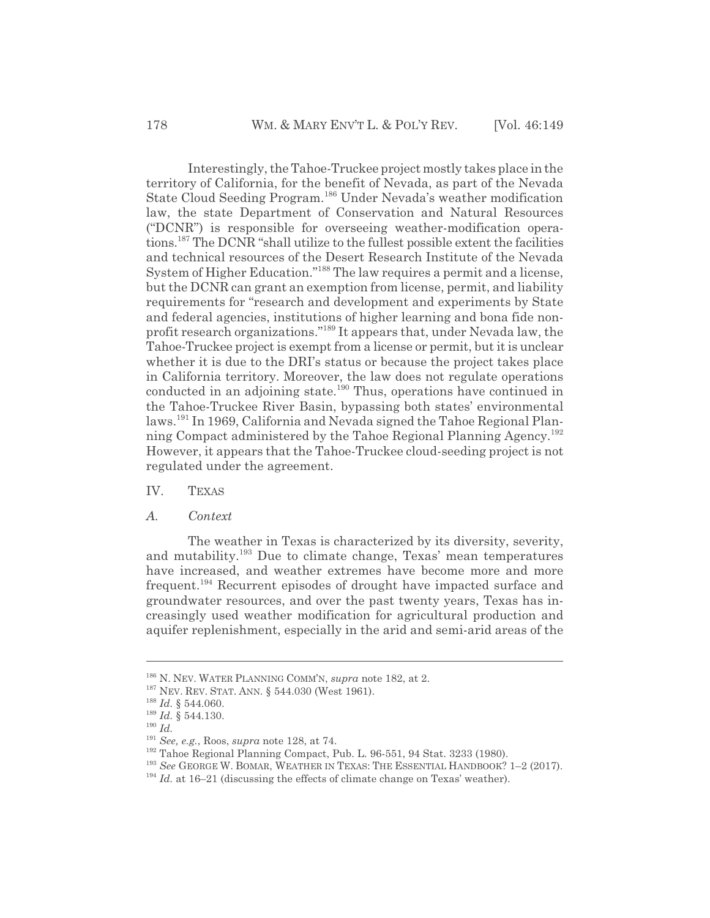Interestingly, the Tahoe-Truckee project mostly takes place in the territory of California, for the benefit of Nevada, as part of the Nevada State Cloud Seeding Program.[186] Under Nevada's weather modification law, the state Department of Conservation and Natural Resources ("DCNR") is responsible for overseeing weather-modification operations.[187] The DCNR "shall utilize to the fullest possible extent the facilities and technical resources of the Desert Research Institute of the Nevada System of Higher Education."[188] The law requires a permit and a license, but the DCNR can grant an exemption from license, permit, and liability requirements for "research and development and experiments by State and federal agencies, institutions of higher learning and bona fide non-profit research organizations."[189] It appears that, under Nevada law, the Tahoe-Truckee project is exempt from a license or permit, but it is unclear whether it is due to the DRI's status or because the project takes place in California territory. Moreover, the law does not regulate operations conducted in an adjoining state.[190] Thus, operations have continued in the Tahoe-Truckee River Basin, bypassing both states' environmental laws.[191] In 1969, California and Nevada signed the Tahoe Regional Planning Compact administered by the Tahoe Regional Planning Agency.[192] However, it appears that the Tahoe-Truckee cloud-seeding project is not regulated under the agreement.

## IV. TEXAS

### *A. Context*

The weather in Texas is characterized by its diversity, severity, and mutability.[193] Due to climate change, Texas' mean temperatures have increased, and weather extremes have become more and more frequent.[194] Recurrent episodes of drought have impacted surface and groundwater resources, and over the past twenty years, Texas has increasingly used weather modification for agricultural production and aquifer replenishment, especially in the arid and semi-arid areas of the

---

[186] N. NEV. WATER PLANNING COMM'N, *supra* note 182, at 2.

[187] NEV. REV. STAT. ANN. § 544.030 (West 1961).

[188] *Id.* § 544.060.

[189] *Id.* § 544.130.

[190] *Id.*

[191] *See, e.g.*, Roos, *supra* note 128, at 74.

[192] Tahoe Regional Planning Compact, Pub. L. 96-551, 94 Stat. 3233 (1980).

[193] *See* GEORGE W. BOMAR, WEATHER IN TEXAS: THE ESSENTIAL HANDBOOK? 1–2 (2017).

[194] *Id.* at 16–21 (discussing the effects of climate change on Texas' weather).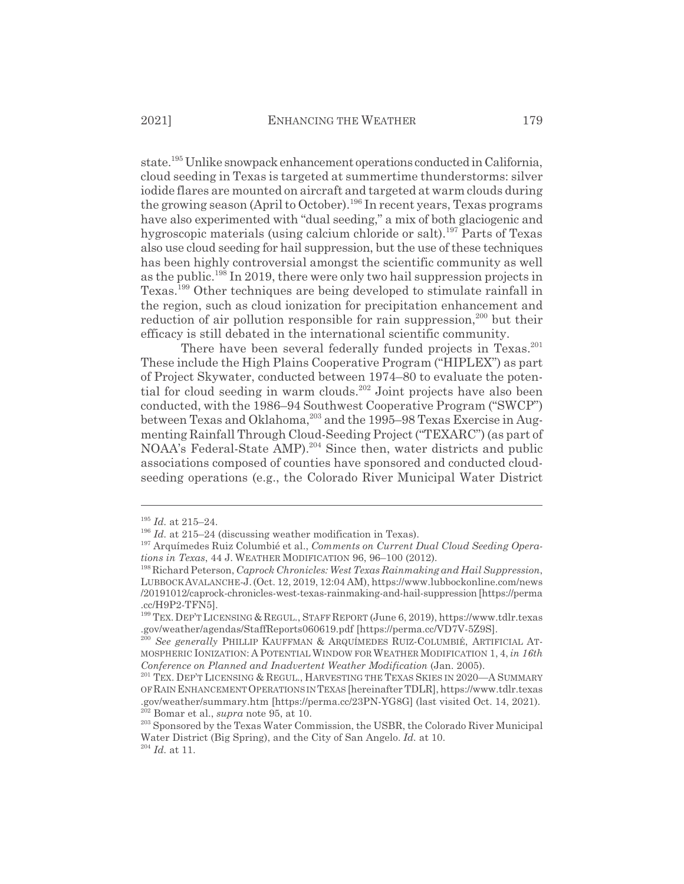state.[195] Unlike snowpack enhancement operations conducted in California, cloud seeding in Texas is targeted at summertime thunderstorms: silver iodide flares are mounted on aircraft and targeted at warm clouds during the growing season (April to October).[196] In recent years, Texas programs have also experimented with "dual seeding," a mix of both glaciogenic and hygroscopic materials (using calcium chloride or salt).[197] Parts of Texas also use cloud seeding for hail suppression, but the use of these techniques has been highly controversial amongst the scientific community as well as the public.[198] In 2019, there were only two hail suppression projects in Texas.[199] Other techniques are being developed to stimulate rainfall in the region, such as cloud ionization for precipitation enhancement and reduction of air pollution responsible for rain suppression,[200] but their efficacy is still debated in the international scientific community.

There have been several federally funded projects in Texas.[201] These include the High Plains Cooperative Program ("HIPLEX") as part of Project Skywater, conducted between 1974–80 to evaluate the potential for cloud seeding in warm clouds.[202] Joint projects have also been conducted, with the 1986–94 Southwest Cooperative Program ("SWCP") between Texas and Oklahoma,[203] and the 1995–98 Texas Exercise in Augmenting Rainfall Through Cloud-Seeding Project ("TEXARC") (as part of NOAA's Federal-State AMP).[204] Since then, water districts and public associations composed of counties have sponsored and conducted cloud-seeding operations (e.g., the Colorado River Municipal Water District

---

[195] *Id.* at 215–24.

[196] *Id.* at 215–24 (discussing weather modification in Texas).

[197] Arquímedes Ruiz Columbié et al., *Comments on Current Dual Cloud Seeding Operations in Texas*, 44 J. WEATHER MODIFICATION 96, 96–100 (2012).

[198] Richard Peterson, *Caprock Chronicles: West Texas Rainmaking and Hail Suppression*, LUBBOCK AVALANCHE-J. (Oct. 12, 2019, 12:04 AM), https://www.lubbockonline.com/news/20191012/caprock-chronicles-west-texas-rainmaking-and-hail-suppression [https://perma.cc/H9P2-TFN5].

[199] TEX. DEP'T LICENSING & REGUL., STAFF REPORT (June 6, 2019), https://www.tdlr.texas.gov/weather/agendas/StaffReports060619.pdf [https://perma.cc/VD7V-5Z9S].

[200] *See generally* PHILLIP KAUFFMAN & ARQUÍMEDES RUIZ-COLUMBIÉ, ARTIFICIAL ATMOSPHERIC IONIZATION: A POTENTIAL WINDOW FOR WEATHER MODIFICATION 1, 4, *in 16th Conference on Planned and Inadvertent Weather Modification* (Jan. 2005).

[201] TEX. DEP'T LICENSING & REGUL., HARVESTING THE TEXAS SKIES IN 2020—A SUMMARY OF RAIN ENHANCEMENT OPERATIONS IN TEXAS [hereinafter TDLR], https://www.tdlr.texas.gov/weather/summary.htm [https://perma.cc/23PN-YG8G] (last visited Oct. 14, 2021).

[202] Bomar et al., *supra* note 95, at 10.

[203] Sponsored by the Texas Water Commission, the USBR, the Colorado River Municipal Water District (Big Spring), and the City of San Angelo. *Id.* at 10.

[204] *Id.* at 11.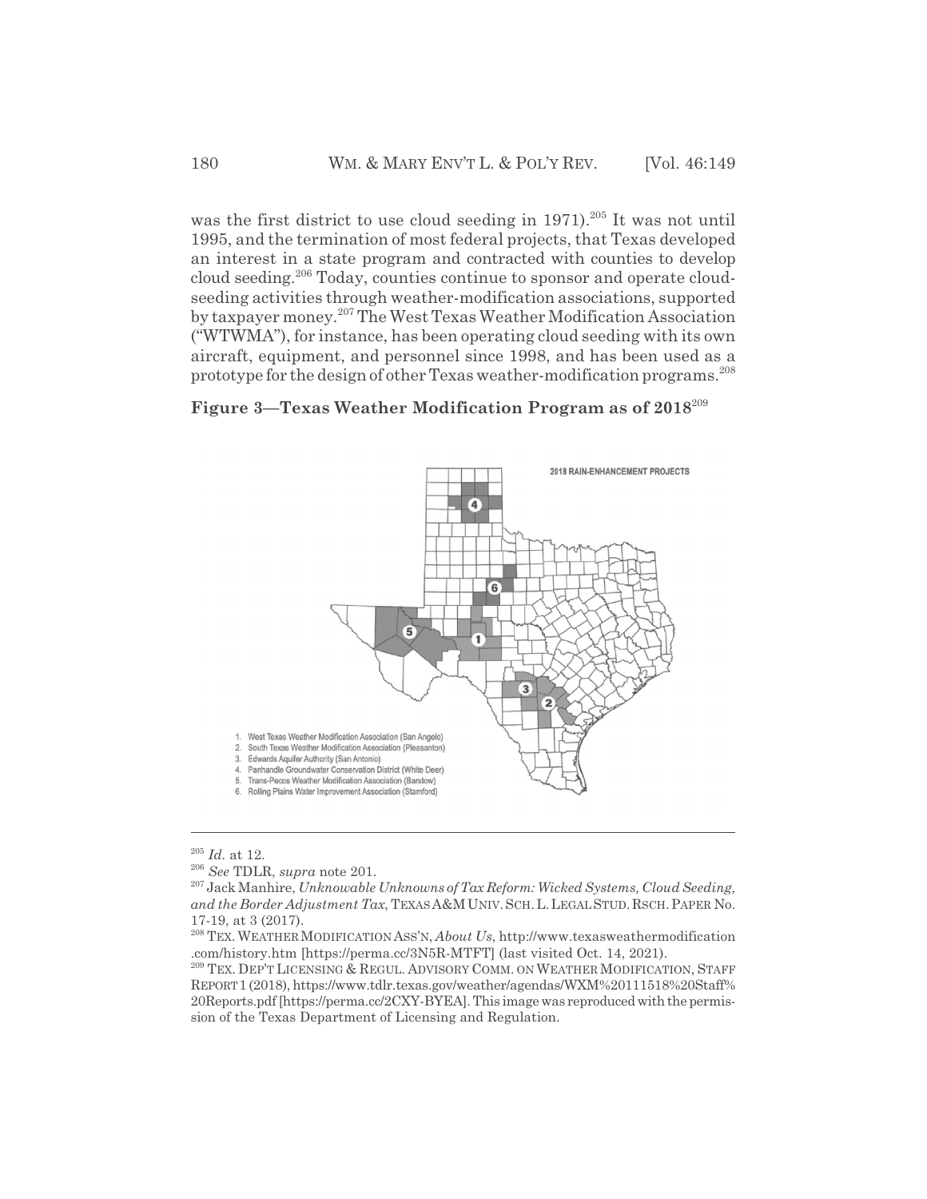was the first district to use cloud seeding in 1971).[205] It was not until 1995, and the termination of most federal projects, that Texas developed an interest in a state program and contracted with counties to develop cloud seeding.[206] Today, counties continue to sponsor and operate cloud-seeding activities through weather-modification associations, supported by taxpayer money.[207] The West Texas Weather Modification Association ("WTWMA"), for instance, has been operating cloud seeding with its own aircraft, equipment, and personnel since 1998, and has been used as a prototype for the design of other Texas weather-modification programs.[208]

**Figure 3—Texas Weather Modification Program as of 2018**[209]

---

[205] *Id.* at 12.

[206] *See* TDLR, *supra* note 201.

[207] Jack Manhire, *Unknowable Unknowns of Tax Reform: Wicked Systems, Cloud Seeding, and the Border Adjustment Tax*, TEXAS A&M UNIV. SCH. L. LEGAL STUD. RSCH. PAPER NO. 17-19, at 3 (2017).

[208] TEX. WEATHER MODIFICATION ASS'N, *About Us*, http://www.texasweathermodification.com/history.htm [https://perma.cc/3N5R-MTFT] (last visited Oct. 14, 2021).

[209] TEX. DEP'T LICENSING & REGUL. ADVISORY COMM. ON WEATHER MODIFICATION, STAFF REPORT 1 (2018), https://www.tdlr.texas.gov/weather/agendas/WXM%20111518%20Staff%20Reports.pdf [https://perma.cc/2CXY-BYEA]. This image was reproduced with the permission of the Texas Department of Licensing and Regulation.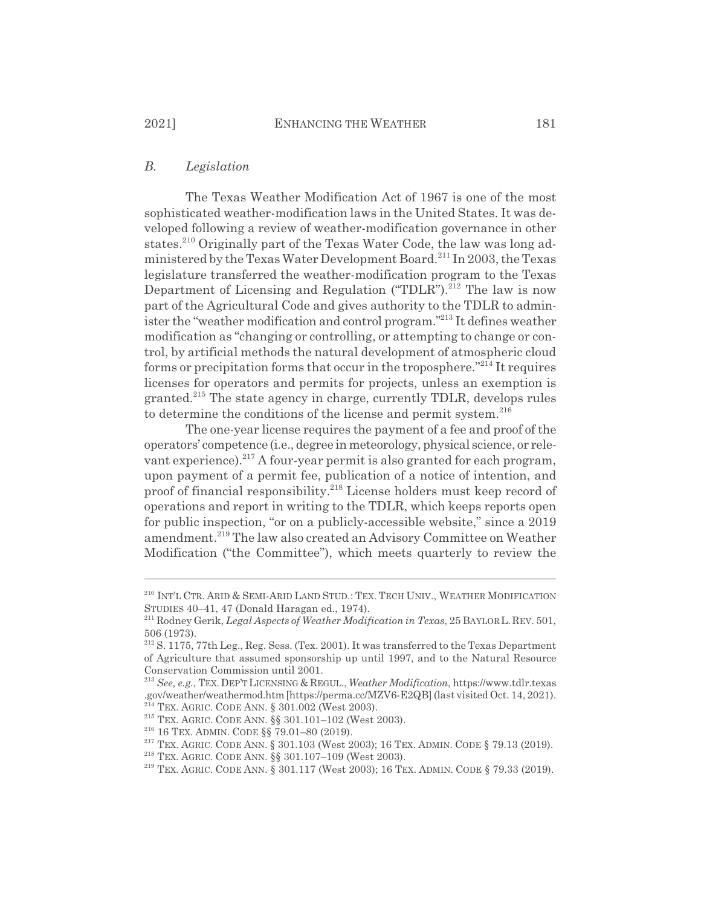### *B. Legislation*

The Texas Weather Modification Act of 1967 is one of the most sophisticated weather-modification laws in the United States. It was developed following a review of weather-modification governance in other states.[210] Originally part of the Texas Water Code, the law was long administered by the Texas Water Development Board.[211] In 2003, the Texas legislature transferred the weather-modification program to the Texas Department of Licensing and Regulation ("TDLR").[212] The law is now part of the Agricultural Code and gives authority to the TDLR to administer the "weather modification and control program."[213] It defines weather modification as "changing or controlling, or attempting to change or control, by artificial methods the natural development of atmospheric cloud forms or precipitation forms that occur in the troposphere."[214] It requires licenses for operators and permits for projects, unless an exemption is granted.[215] The state agency in charge, currently TDLR, develops rules to determine the conditions of the license and permit system.[216]

The one-year license requires the payment of a fee and proof of the operators' competence (i.e., degree in meteorology, physical science, or relevant experience).[217] A four-year permit is also granted for each program, upon payment of a permit fee, publication of a notice of intention, and proof of financial responsibility.[218] License holders must keep record of operations and report in writing to the TDLR, which keeps reports open for public inspection, "or on a publicly-accessible website," since a 2019 amendment.[219] The law also created an Advisory Committee on Weather Modification ("the Committee"), which meets quarterly to review the

---

[210] INT'L CTR. ARID & SEMI-ARID LAND STUD.: TEX. TECH UNIV., WEATHER MODIFICATION STUDIES 40–41, 47 (Donald Haragan ed., 1974).

[211] Rodney Gerik, *Legal Aspects of Weather Modification in Texas*, 25 BAYLOR L. REV. 501, 506 (1973).

[212] S. 1175, 77th Leg., Reg. Sess. (Tex. 2001). It was transferred to the Texas Department of Agriculture that assumed sponsorship up until 1997, and to the Natural Resource Conservation Commission until 2001.

[213] *See, e.g.*, TEX. DEP'T LICENSING & REGUL., *Weather Modification*, https://www.tdlr.texas.gov/weather/weathermod.htm [https://perma.cc/MZV6-E2QB] (last visited Oct. 14, 2021).

[214] TEX. AGRIC. CODE ANN. § 301.002 (West 2003).

[215] TEX. AGRIC. CODE ANN. §§ 301.101–102 (West 2003).

[216] 16 TEX. ADMIN. CODE §§ 79.01–80 (2019).

[217] TEX. AGRIC. CODE ANN. § 301.103 (West 2003); 16 TEX. ADMIN. CODE § 79.13 (2019).

[218] TEX. AGRIC. CODE ANN. §§ 301.107–109 (West 2003).

[219] TEX. AGRIC. CODE ANN. § 301.117 (West 2003); 16 TEX. ADMIN. CODE § 79.33 (2019).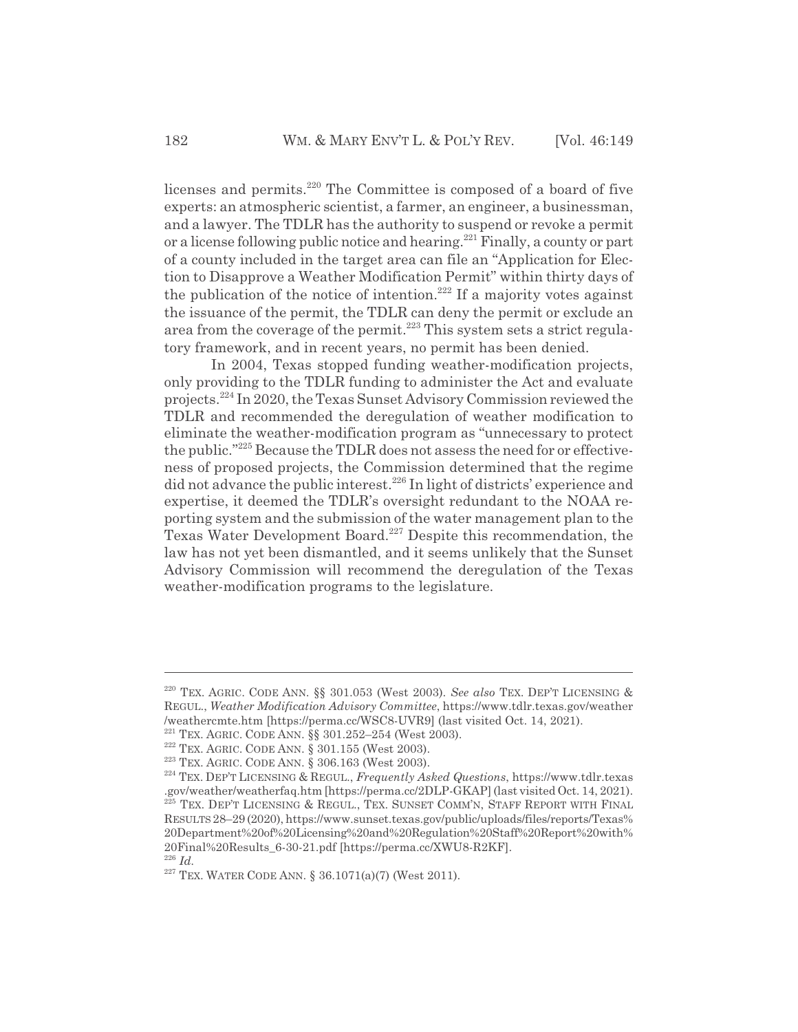licenses and permits.[220] The Committee is composed of a board of five experts: an atmospheric scientist, a farmer, an engineer, a businessman, and a lawyer. The TDLR has the authority to suspend or revoke a permit or a license following public notice and hearing.[221] Finally, a county or part of a county included in the target area can file an "Application for Election to Disapprove a Weather Modification Permit" within thirty days of the publication of the notice of intention.[222] If a majority votes against the issuance of the permit, the TDLR can deny the permit or exclude an area from the coverage of the permit.[223] This system sets a strict regulatory framework, and in recent years, no permit has been denied.

In 2004, Texas stopped funding weather-modification projects, only providing to the TDLR funding to administer the Act and evaluate projects.[224] In 2020, the Texas Sunset Advisory Commission reviewed the TDLR and recommended the deregulation of weather modification to eliminate the weather-modification program as "unnecessary to protect the public."[225] Because the TDLR does not assess the need for or effectiveness of proposed projects, the Commission determined that the regime did not advance the public interest.[226] In light of districts' experience and expertise, it deemed the TDLR's oversight redundant to the NOAA reporting system and the submission of the water management plan to the Texas Water Development Board.[227] Despite this recommendation, the law has not yet been dismantled, and it seems unlikely that the Sunset Advisory Commission will recommend the deregulation of the Texas weather-modification programs to the legislature.

---

[220] TEX. AGRIC. CODE ANN. §§ 301.053 (West 2003). *See also* TEX. DEP'T LICENSING & REGUL., *Weather Modification Advisory Committee*, https://www.tdlr.texas.gov/weather/weathercmte.htm [https://perma.cc/WSC8-UVR9] (last visited Oct. 14, 2021).

[221] TEX. AGRIC. CODE ANN. §§ 301.252–254 (West 2003).

[222] TEX. AGRIC. CODE ANN. § 301.155 (West 2003).

[223] TEX. AGRIC. CODE ANN. § 306.163 (West 2003).

[224] TEX. DEP'T LICENSING & REGUL., *Frequently Asked Questions*, https://www.tdlr.texas.gov/weather/weatherfaq.htm [https://perma.cc/2DLP-GKAP] (last visited Oct. 14, 2021).

[225] TEX. DEP'T LICENSING & REGUL., TEX. SUNSET COMM'N, STAFF REPORT WITH FINAL RESULTS 28–29 (2020), https://www.sunset.texas.gov/public/uploads/files/reports/Texas%20Department%20of%20Licensing%20and%20Regulation%20Staff%20Report%20with%20Final%20Results_6-30-21.pdf [https://perma.cc/XWU8-R2KF].

[226] *Id.*

[227] TEX. WATER CODE ANN. § 36.1071(a)(7) (West 2011).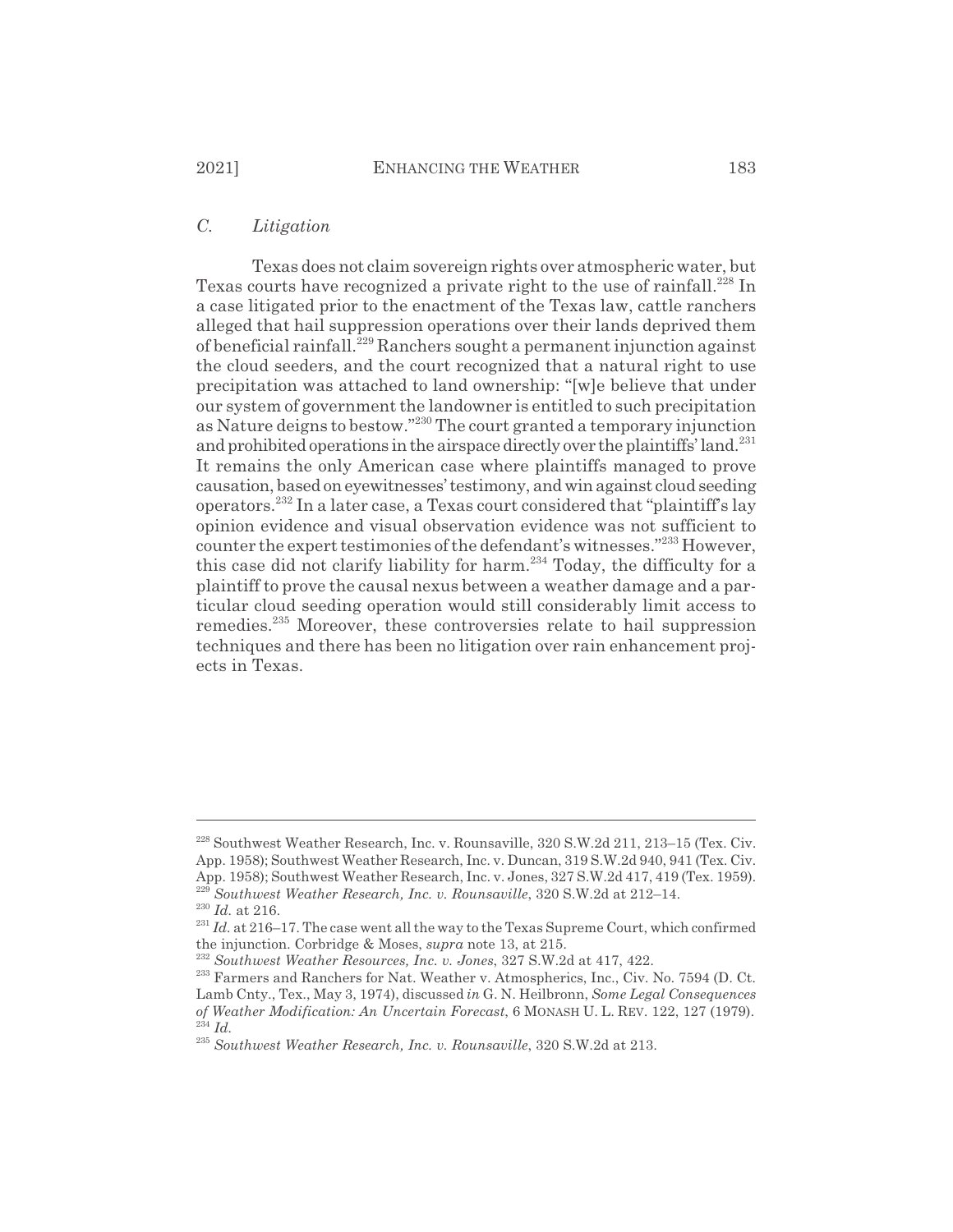### *C. Litigation*

Texas does not claim sovereign rights over atmospheric water, but Texas courts have recognized a private right to the use of rainfall.[228] In a case litigated prior to the enactment of the Texas law, cattle ranchers alleged that hail suppression operations over their lands deprived them of beneficial rainfall.[229] Ranchers sought a permanent injunction against the cloud seeders, and the court recognized that a natural right to use precipitation was attached to land ownership: "[w]e believe that under our system of government the landowner is entitled to such precipitation as Nature deigns to bestow."[230] The court granted a temporary injunction and prohibited operations in the airspace directly over the plaintiffs' land.[231] It remains the only American case where plaintiffs managed to prove causation, based on eyewitnesses' testimony, and win against cloud seeding operators.[232] In a later case, a Texas court considered that "plaintiff's lay opinion evidence and visual observation evidence was not sufficient to counter the expert testimonies of the defendant's witnesses."[233] However, this case did not clarify liability for harm.[234] Today, the difficulty for a plaintiff to prove the causal nexus between a weather damage and a particular cloud seeding operation would still considerably limit access to remedies.[235] Moreover, these controversies relate to hail suppression techniques and there has been no litigation over rain enhancement projects in Texas.

---

[228] Southwest Weather Research, Inc. v. Rounsaville, 320 S.W.2d 211, 213–15 (Tex. Civ. App. 1958); Southwest Weather Research, Inc. v. Duncan, 319 S.W.2d 940, 941 (Tex. Civ. App. 1958); Southwest Weather Research, Inc. v. Jones, 327 S.W.2d 417, 419 (Tex. 1959).

[229] *Southwest Weather Research, Inc. v. Rounsaville*, 320 S.W.2d at 212–14.

[230] *Id.* at 216.

[231] *Id.* at 216–17. The case went all the way to the Texas Supreme Court, which confirmed the injunction. Corbridge & Moses, *supra* note 13, at 215.

[232] *Southwest Weather Resources, Inc. v. Jones*, 327 S.W.2d at 417, 422.

[233] Farmers and Ranchers for Nat. Weather v. Atmospherics, Inc., Civ. No. 7594 (D. Ct. Lamb Cnty., Tex., May 3, 1974), discussed *in* G. N. Heilbronn, *Some Legal Consequences of Weather Modification: An Uncertain Forecast*, 6 MONASH U. L. REV. 122, 127 (1979).

[234] *Id.*

[235] *Southwest Weather Research, Inc. v. Rounsaville*, 320 S.W.2d at 213.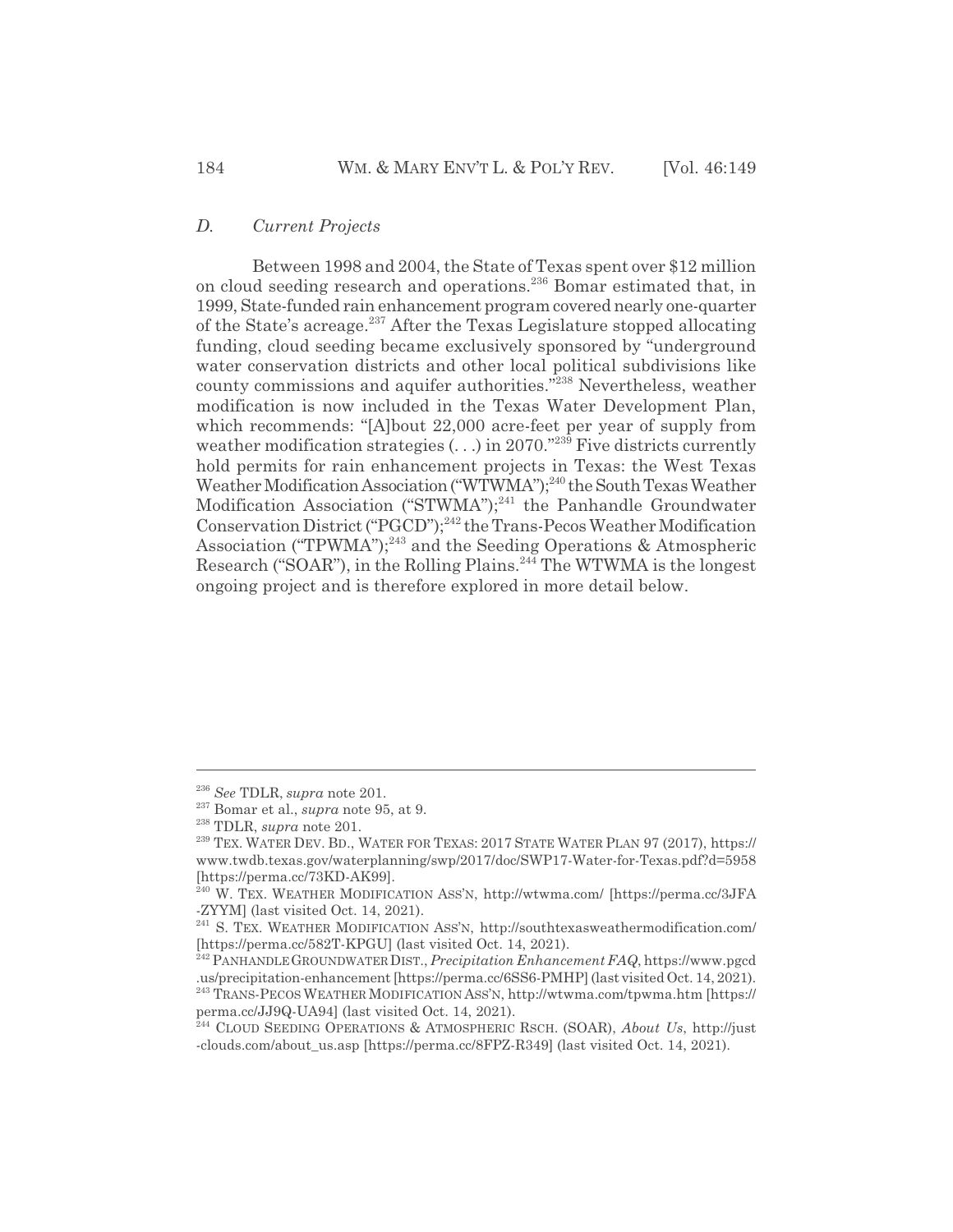### *D. Current Projects*

Between 1998 and 2004, the State of Texas spent over $12 million on cloud seeding research and operations.[236] Bomar estimated that, in 1999, State-funded rain enhancement program covered nearly one-quarter of the State's acreage.[237] After the Texas Legislature stopped allocating funding, cloud seeding became exclusively sponsored by "underground water conservation districts and other local political subdivisions like county commissions and aquifer authorities."[238] Nevertheless, weather modification is now included in the Texas Water Development Plan, which recommends: "[A]bout 22,000 acre-feet per year of supply from weather modification strategies (. . .) in 2070."[239] Five districts currently hold permits for rain enhancement projects in Texas: the West Texas Weather Modification Association ("WTWMA");[240] the South Texas Weather Modification Association ("STWMA");[241] the Panhandle Groundwater Conservation District ("PGCD");[242] the Trans-Pecos Weather Modification Association ("TPWMA");[243] and the Seeding Operations & Atmospheric Research ("SOAR"), in the Rolling Plains.[244] The WTWMA is the longest ongoing project and is therefore explored in more detail below.

---

[236] *See* TDLR, *supra* note 201.

[237] Bomar et al., *supra* note 95, at 9.

[238] TDLR, *supra* note 201.

[239] TEX. WATER DEV. BD., WATER FOR TEXAS: 2017 STATE WATER PLAN 97 (2017), https://www.twdb.texas.gov/waterplanning/swp/2017/doc/SWP17-Water-for-Texas.pdf?d=5958 [https://perma.cc/73KD-AK99].

[240] W. TEX. WEATHER MODIFICATION ASS'N, http://wtwma.com/ [https://perma.cc/3JFA-ZYYM] (last visited Oct. 14, 2021).

[241] S. TEX. WEATHER MODIFICATION ASS'N, http://southtexasweathermodification.com/ [https://perma.cc/582T-KPGU] (last visited Oct. 14, 2021).

[242] PANHANDLE GROUNDWATER DIST., *Precipitation Enhancement FAQ*, https://www.pgcd.us/precipitation-enhancement [https://perma.cc/6SS6-PMHP] (last visited Oct. 14, 2021).

[243] TRANS-PECOS WEATHER MODIFICATION ASS'N, http://wtwma.com/tpwma.htm [https://perma.cc/JJ9Q-UA94] (last visited Oct. 14, 2021).

[244] CLOUD SEEDING OPERATIONS & ATMOSPHERIC RSCH. (SOAR), *About Us*, http://just-clouds.com/about_us.asp [https://perma.cc/8FPZ-R349] (last visited Oct. 14, 2021).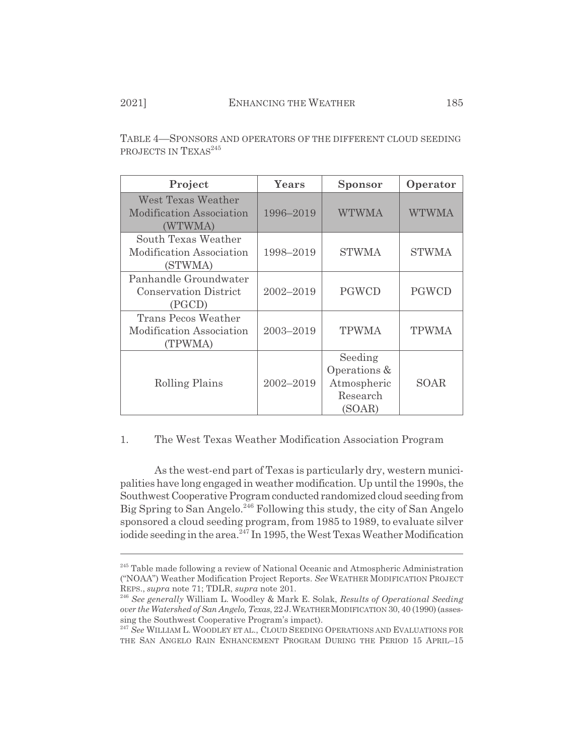TABLE 4—SPONSORS AND OPERATORS OF THE DIFFERENT CLOUD SEEDING PROJECTS IN TEXAS[245]

| Project | Years | Sponsor | Operator |
|---|---|---|---|
| West Texas Weather Modification Association (WTWMA) | 1996–2019 | WTWMA | WTWMA |
| South Texas Weather Modification Association (STWMA) | 1998–2019 | STWMA | STWMA |
| Panhandle Groundwater Conservation District (PGCD) | 2002–2019 | PGWCD | PGWCD |
| Trans Pecos Weather Modification Association (TPWMA) | 2003–2019 | TPWMA | TPWMA |
| Rolling Plains | 2002–2019 | Seeding Operations & Atmospheric Research (SOAR) | SOAR |

1. The West Texas Weather Modification Association Program

As the west-end part of Texas is particularly dry, western municipalities have long engaged in weather modification. Up until the 1990s, the Southwest Cooperative Program conducted randomized cloud seeding from Big Spring to San Angelo.[246] Following this study, the city of San Angelo sponsored a cloud seeding program, from 1985 to 1989, to evaluate silver iodide seeding in the area.[247] In 1995, the West Texas Weather Modification

---

[245] Table made following a review of National Oceanic and Atmospheric Administration ("NOAA") Weather Modification Project Reports. *See* WEATHER MODIFICATION PROJECT REPS., *supra* note 71; TDLR, *supra* note 201.

[246] *See generally* William L. Woodley & Mark E. Solak, *Results of Operational Seeding over the Watershed of San Angelo, Texas*, 22 J. WEATHER MODIFICATION 30, 40 (1990) (assessing the Southwest Cooperative Program's impact).

[247] *See* WILLIAM L. WOODLEY ET AL., CLOUD SEEDING OPERATIONS AND EVALUATIONS FOR THE SAN ANGELO RAIN ENHANCEMENT PROGRAM DURING THE PERIOD 15 APRIL–15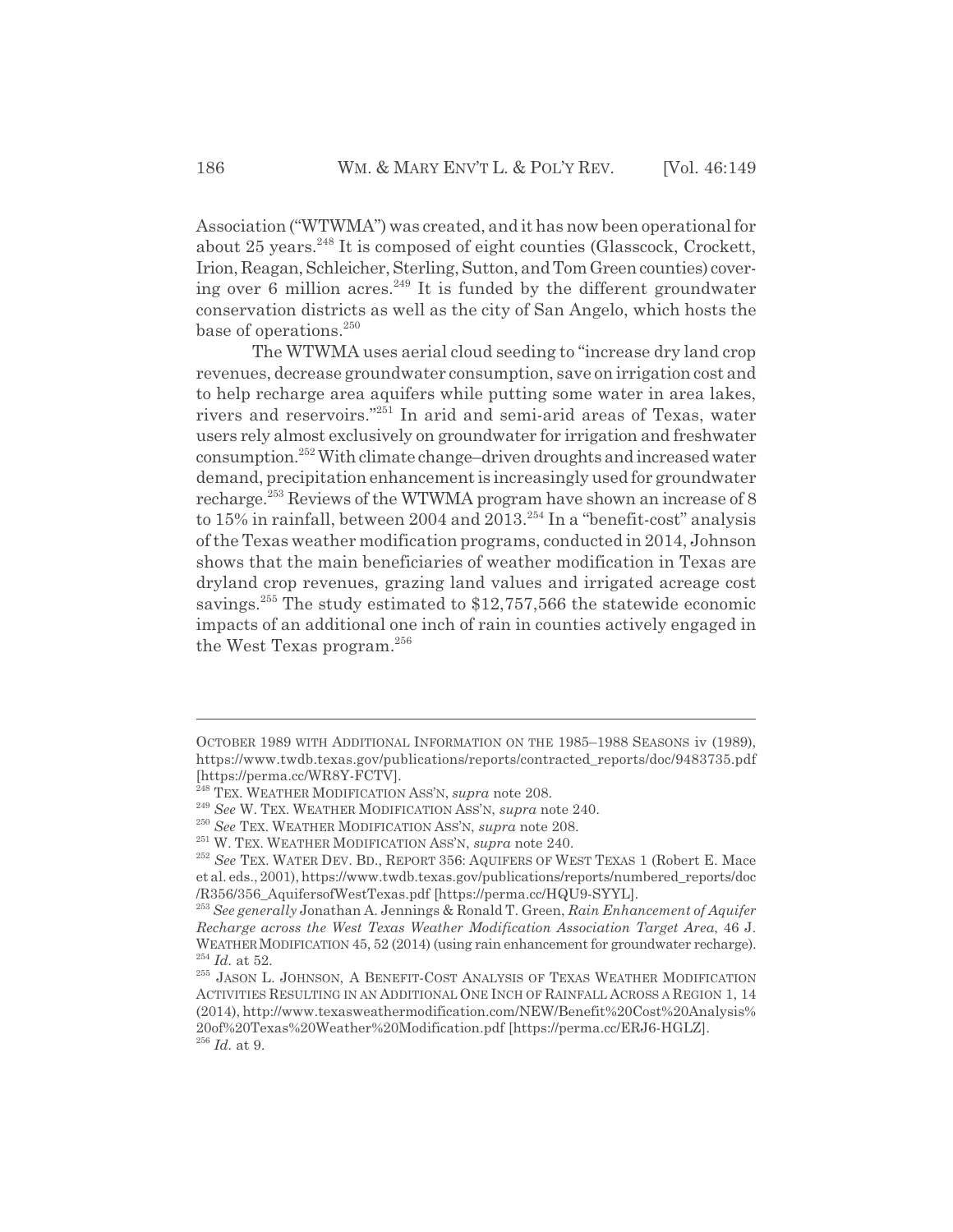Association ("WTWMA") was created, and it has now been operational for about 25 years.[248] It is composed of eight counties (Glasscock, Crockett, Irion, Reagan, Schleicher, Sterling, Sutton, and Tom Green counties) covering over 6 million acres.[249] It is funded by the different groundwater conservation districts as well as the city of San Angelo, which hosts the base of operations.[250]

The WTWMA uses aerial cloud seeding to "increase dry land crop revenues, decrease groundwater consumption, save on irrigation cost and to help recharge area aquifers while putting some water in area lakes, rivers and reservoirs."[251] In arid and semi-arid areas of Texas, water users rely almost exclusively on groundwater for irrigation and freshwater consumption.[252] With climate change–driven droughts and increased water demand, precipitation enhancement is increasingly used for groundwater recharge.[253] Reviews of the WTWMA program have shown an increase of 8 to 15% in rainfall, between 2004 and 2013.[254] In a "benefit-cost" analysis of the Texas weather modification programs, conducted in 2014, Johnson shows that the main beneficiaries of weather modification in Texas are dryland crop revenues, grazing land values and irrigated acreage cost savings.[255] The study estimated to $12,757,566 the statewide economic impacts of an additional one inch of rain in counties actively engaged in the West Texas program.[256]

---

OCTOBER 1989 WITH ADDITIONAL INFORMATION ON THE 1985–1988 SEASONS iv (1989), https://www.twdb.texas.gov/publications/reports/contracted_reports/doc/9483735.pdf [https://perma.cc/WR8Y-FCTV].

[248] TEX. WEATHER MODIFICATION ASS'N, *supra* note 208.

[249] *See* W. TEX. WEATHER MODIFICATION ASS'N, *supra* note 240.

[250] *See* TEX. WEATHER MODIFICATION ASS'N, *supra* note 208.

[251] W. TEX. WEATHER MODIFICATION ASS'N, *supra* note 240.

[252] *See* TEX. WATER DEV. BD., REPORT 356: AQUIFERS OF WEST TEXAS 1 (Robert E. Mace et al. eds., 2001), https://www.twdb.texas.gov/publications/reports/numbered_reports/doc/R356/356_AquifersofWestTexas.pdf [https://perma.cc/HQU9-SYYL].

[253] *See generally* Jonathan A. Jennings & Ronald T. Green, *Rain Enhancement of Aquifer Recharge across the West Texas Weather Modification Association Target Area*, 46 J. WEATHER MODIFICATION 45, 52 (2014) (using rain enhancement for groundwater recharge).

[254] *Id.* at 52.

[255] JASON L. JOHNSON, A BENEFIT-COST ANALYSIS OF TEXAS WEATHER MODIFICATION ACTIVITIES RESULTING IN AN ADDITIONAL ONE INCH OF RAINFALL ACROSS A REGION 1, 14 (2014), http://www.texasweathermodification.com/NEW/Benefit%20Cost%20Analysis%20of%20Texas%20Weather%20Modification.pdf [https://perma.cc/ERJ6-HGLZ].

[256] *Id.* at 9.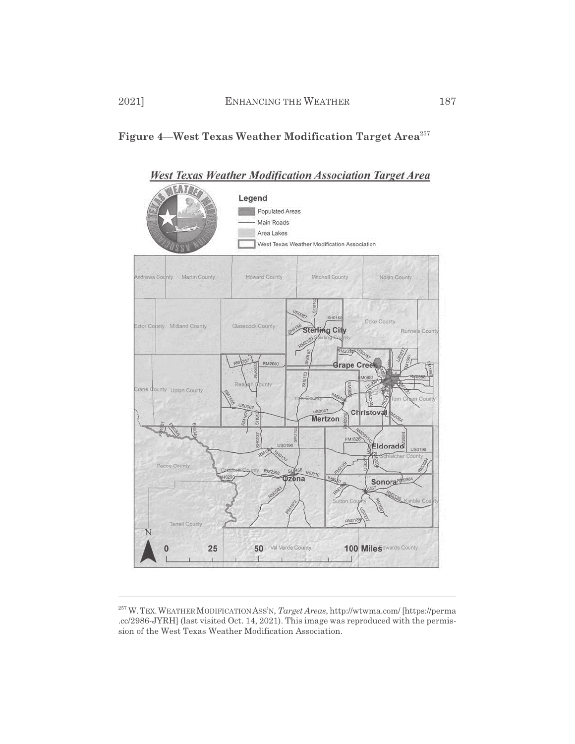**Figure 4—West Texas Weather Modification Target Area**[257]

[257] W. TEX. WEATHER MODIFICATION ASS'N, *Target Areas*, http://wtwma.com/ [https://perma.cc/2986-JYRH] (last visited Oct. 14, 2021). This image was reproduced with the permission of the West Texas Weather Modification Association.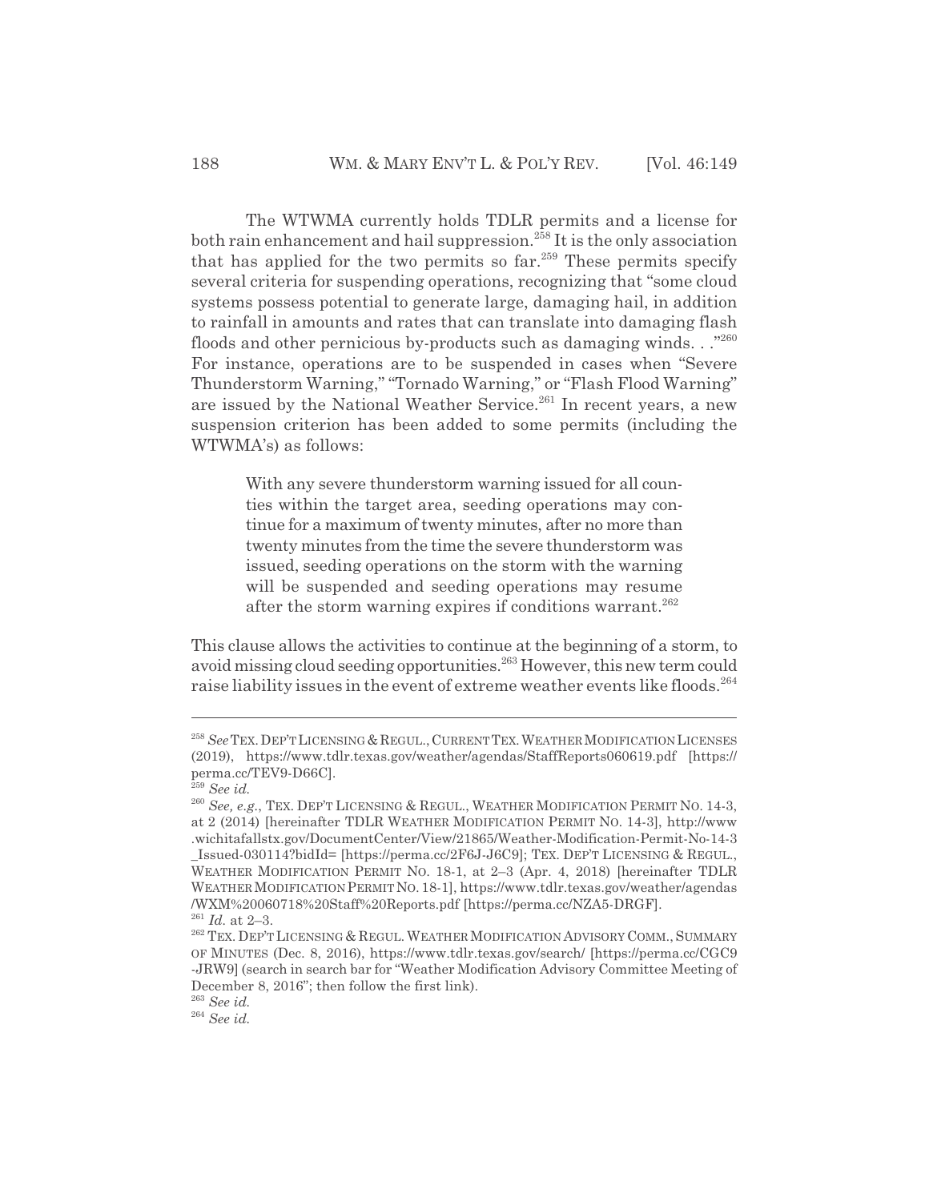The WTWMA currently holds TDLR permits and a license for both rain enhancement and hail suppression.[258] It is the only association that has applied for the two permits so far.[259] These permits specify several criteria for suspending operations, recognizing that "some cloud systems possess potential to generate large, damaging hail, in addition to rainfall in amounts and rates that can translate into damaging flash floods and other pernicious by-products such as damaging winds. . ."[260] For instance, operations are to be suspended in cases when "Severe Thunderstorm Warning," "Tornado Warning," or "Flash Flood Warning" are issued by the National Weather Service.[261] In recent years, a new suspension criterion has been added to some permits (including the WTWMA's) as follows:

> With any severe thunderstorm warning issued for all counties within the target area, seeding operations may continue for a maximum of twenty minutes, after no more than twenty minutes from the time the severe thunderstorm was issued, seeding operations on the storm with the warning will be suspended and seeding operations may resume after the storm warning expires if conditions warrant.[262]

This clause allows the activities to continue at the beginning of a storm, to avoid missing cloud seeding opportunities.[263] However, this new term could raise liability issues in the event of extreme weather events like floods.[264]

---

[258] *See* TEX. DEP'T LICENSING & REGUL., CURRENT TEX. WEATHER MODIFICATION LICENSES (2019), https://www.tdlr.texas.gov/weather/agendas/StaffReports060619.pdf [https://perma.cc/TEV9-D66C].

[259] *See id.*

[260] *See, e.g.*, TEX. DEP'T LICENSING & REGUL., WEATHER MODIFICATION PERMIT NO. 14-3, at 2 (2014) [hereinafter TDLR WEATHER MODIFICATION PERMIT NO. 14-3], http://www.wichitafallstx.gov/DocumentCenter/View/21865/Weather-Modification-Permit-No-14-3_Issued-030114?bidId= [https://perma.cc/2F6J-J6C9]; TEX. DEP'T LICENSING & REGUL., WEATHER MODIFICATION PERMIT NO. 18-1, at 2–3 (Apr. 4, 2018) [hereinafter TDLR WEATHER MODIFICATION PERMIT NO. 18-1], https://www.tdlr.texas.gov/weather/agendas/WXM%20060718%20Staff%20Reports.pdf [https://perma.cc/NZA5-DRGF].

[261] *Id.* at 2–3.

[262] TEX. DEP'T LICENSING & REGUL. WEATHER MODIFICATION ADVISORY COMM., SUMMARY OF MINUTES (Dec. 8, 2016), https://www.tdlr.texas.gov/search/ [https://perma.cc/CGC9-JRW9] (search in search bar for "Weather Modification Advisory Committee Meeting of December 8, 2016"; then follow the first link).

[263] *See id.*

[264] *See id.*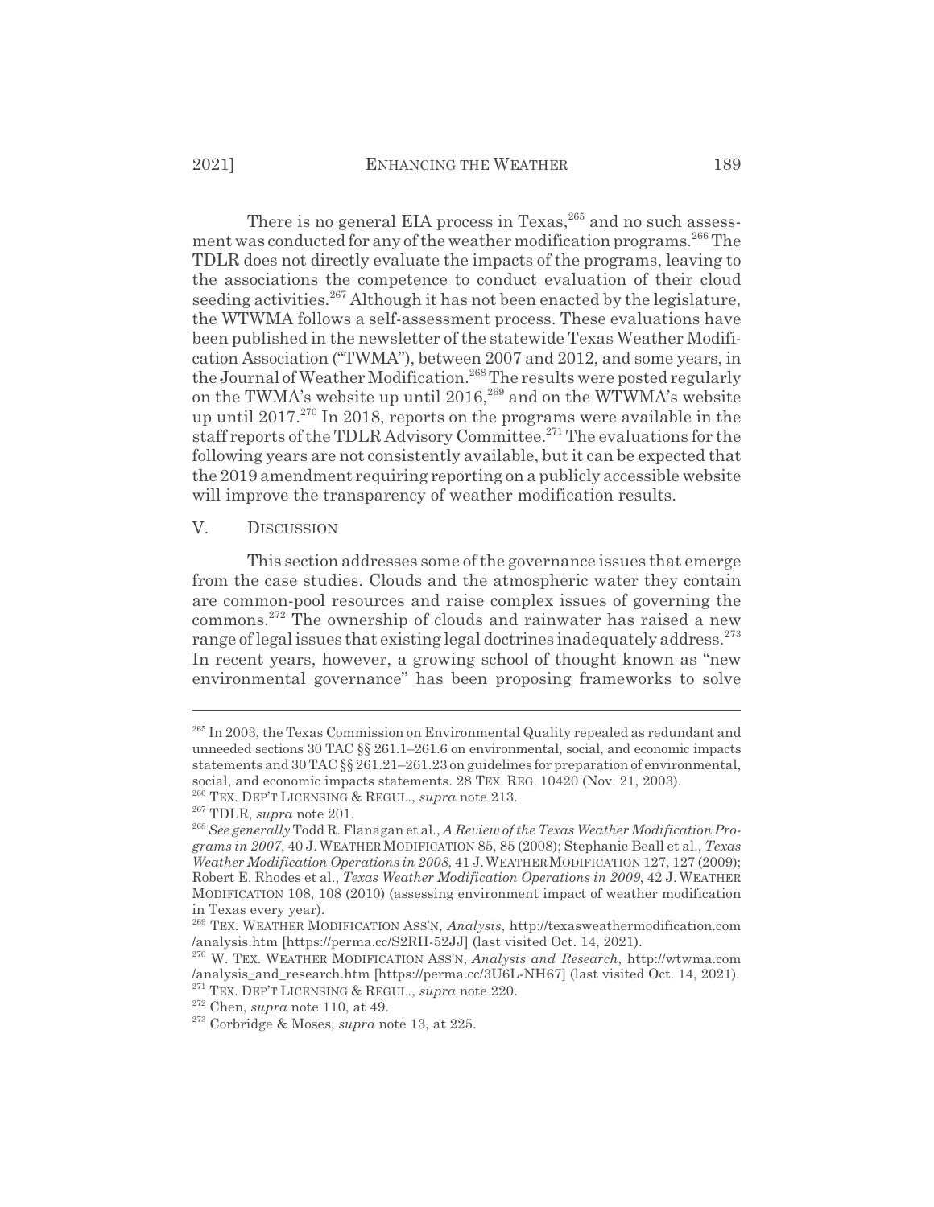There is no general EIA process in Texas,[265] and no such assessment was conducted for any of the weather modification programs.[266] The TDLR does not directly evaluate the impacts of the programs, leaving to the associations the competence to conduct evaluation of their cloud seeding activities.[267] Although it has not been enacted by the legislature, the WTWMA follows a self-assessment process. These evaluations have been published in the newsletter of the statewide Texas Weather Modification Association ("TWMA"), between 2007 and 2012, and some years, in the Journal of Weather Modification.[268] The results were posted regularly on the TWMA's website up until 2016,[269] and on the WTWMA's website up until 2017.[270] In 2018, reports on the programs were available in the staff reports of the TDLR Advisory Committee.[271] The evaluations for the following years are not consistently available, but it can be expected that the 2019 amendment requiring reporting on a publicly accessible website will improve the transparency of weather modification results.

## V. DISCUSSION

This section addresses some of the governance issues that emerge from the case studies. Clouds and the atmospheric water they contain are common-pool resources and raise complex issues of governing the commons.[272] The ownership of clouds and rainwater has raised a new range of legal issues that existing legal doctrines inadequately address.[273] In recent years, however, a growing school of thought known as "new environmental governance" has been proposing frameworks to solve

---

[265] In 2003, the Texas Commission on Environmental Quality repealed as redundant and unneeded sections 30 TAC §§ 261.1–261.6 on environmental, social, and economic impacts statements and 30 TAC §§ 261.21–261.23 on guidelines for preparation of environmental, social, and economic impacts statements. 28 TEX. REG. 10420 (Nov. 21, 2003).

[266] TEX. DEP'T LICENSING & REGUL., *supra* note 213.

[267] TDLR, *supra* note 201.

[268] *See generally* Todd R. Flanagan et al., *A Review of the Texas Weather Modification Programs in 2007*, 40 J. WEATHER MODIFICATION 85, 85 (2008); Stephanie Beall et al., *Texas Weather Modification Operations in 2008*, 41 J. WEATHER MODIFICATION 127, 127 (2009); Robert E. Rhodes et al., *Texas Weather Modification Operations in 2009*, 42 J. WEATHER MODIFICATION 108, 108 (2010) (assessing environment impact of weather modification in Texas every year).

[269] TEX. WEATHER MODIFICATION ASS'N, *Analysis*, http://texasweathermodification.com/analysis.htm [https://perma.cc/S2RH-52JJ] (last visited Oct. 14, 2021).

[270] W. TEX. WEATHER MODIFICATION ASS'N, *Analysis and Research*, http://wtwma.com/analysis_and_research.htm [https://perma.cc/3U6L-NH67] (last visited Oct. 14, 2021).

[271] TEX. DEP'T LICENSING & REGUL., *supra* note 220.

[272] Chen, *supra* note 110, at 49.

[273] Corbridge & Moses, *supra* note 13, at 225.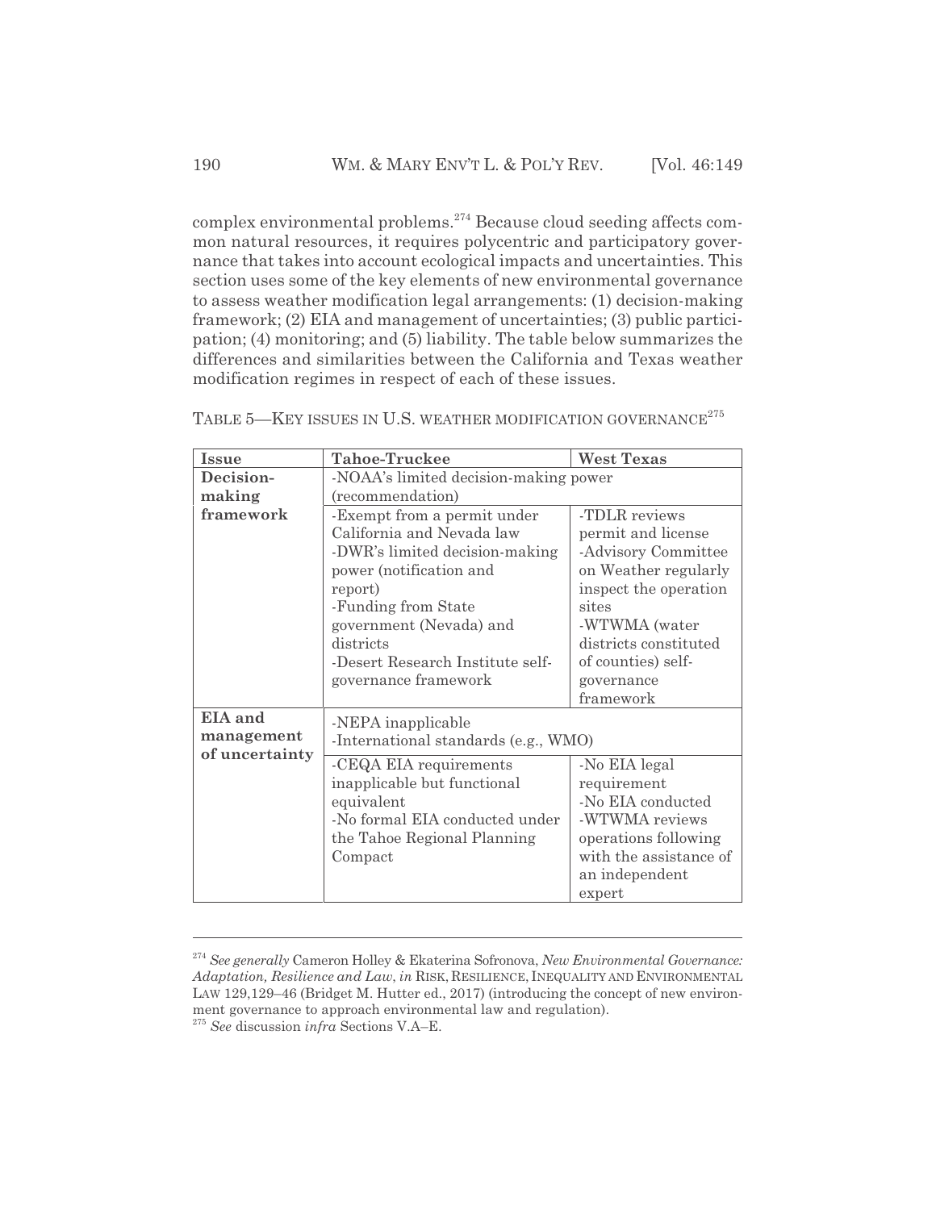complex environmental problems.[274] Because cloud seeding affects common natural resources, it requires polycentric and participatory governance that takes into account ecological impacts and uncertainties. This section uses some of the key elements of new environmental governance to assess weather modification legal arrangements: (1) decision-making framework; (2) EIA and management of uncertainties; (3) public participation; (4) monitoring; and (5) liability. The table below summarizes the differences and similarities between the California and Texas weather modification regimes in respect of each of these issues.

TABLE 5—KEY ISSUES IN U.S. WEATHER MODIFICATION GOVERNANCE[275]

| Issue | Tahoe-Truckee | West Texas |
|---|---|---|
| **Decision-making framework** | -NOAA's limited decision-making power (recommendation) | |
| | -Exempt from a permit under California and Nevada law<br>-DWR's limited decision-making power (notification and report)<br>-Funding from State government (Nevada) and districts<br>-Desert Research Institute self-governance framework | -TDLR reviews permit and license<br>-Advisory Committee on Weather regularly inspect the operation sites<br>-WTWMA (water districts constituted of counties) self-governance framework |
| **EIA and management of uncertainty** | -NEPA inapplicable<br>-International standards (e.g., WMO) | |
| | -CEQA EIA requirements inapplicable but functional equivalent<br>-No formal EIA conducted under the Tahoe Regional Planning Compact | -No EIA legal requirement<br>-No EIA conducted<br>-WTWMA reviews operations following with the assistance of an independent expert |

[274] *See generally* Cameron Holley & Ekaterina Sofronova, *New Environmental Governance: Adaptation, Resilience and Law*, *in* RISK, RESILIENCE, INEQUALITY AND ENVIRONMENTAL LAW 129,129–46 (Bridget M. Hutter ed., 2017) (introducing the concept of new environment governance to approach environmental law and regulation).

[275] *See* discussion *infra* Sections V.A–E.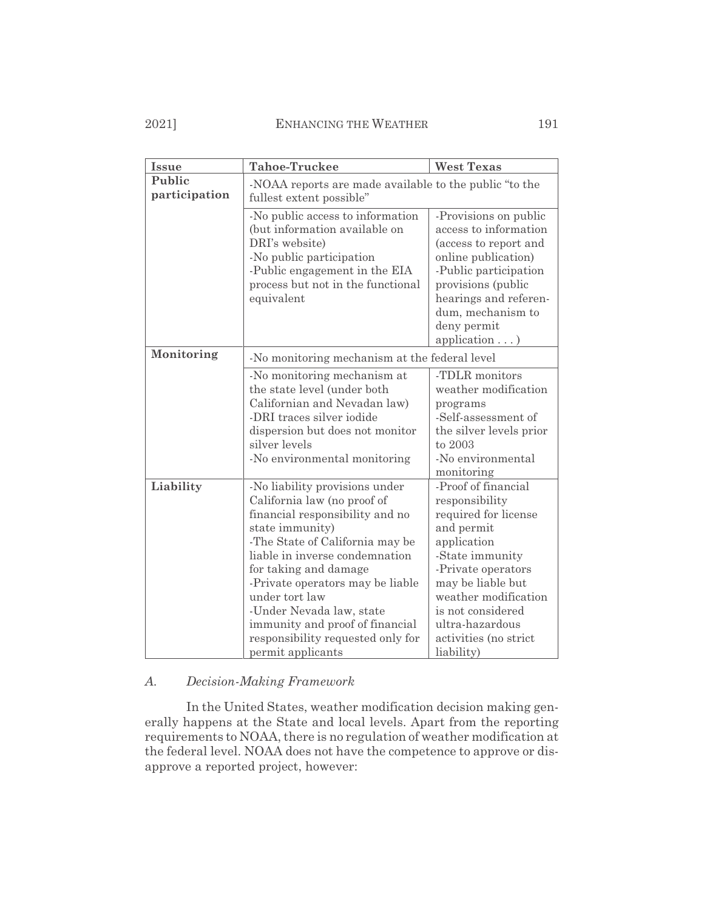| Issue | Tahoe-Truckee | West Texas |
| --- | --- | --- |
| **Public participation** | -NOAA reports are made available to the public "to the fullest extent possible" | |
| | -No public access to information (but information available on DRI's website)<br>-No public participation<br>-Public engagement in the EIA process but not in the functional equivalent | -Provisions on public access to information (access to report and online publication)<br>-Public participation provisions (public hearings and referendum, mechanism to deny permit application . . . ) |
| **Monitoring** | -No monitoring mechanism at the federal level | |
| | -No monitoring mechanism at the state level (under both Californian and Nevadan law)<br>-DRI traces silver iodide dispersion but does not monitor silver levels<br>-No environmental monitoring | -TDLR monitors weather modification programs<br>-Self-assessment of the silver levels prior to 2003<br>-No environmental monitoring |
| **Liability** | -No liability provisions under California law (no proof of financial responsibility and no state immunity)<br>-The State of California may be liable in inverse condemnation for taking and damage<br>-Private operators may be liable under tort law<br>-Under Nevada law, state immunity and proof of financial responsibility requested only for permit applicants | -Proof of financial responsibility required for license and permit application<br>-State immunity<br>-Private operators may be liable but weather modification is not considered ultra-hazardous activities (no strict liability) |

### *A. Decision-Making Framework*

In the United States, weather modification decision making generally happens at the State and local levels. Apart from the reporting requirements to NOAA, there is no regulation of weather modification at the federal level. NOAA does not have the competence to approve or disapprove a reported project, however: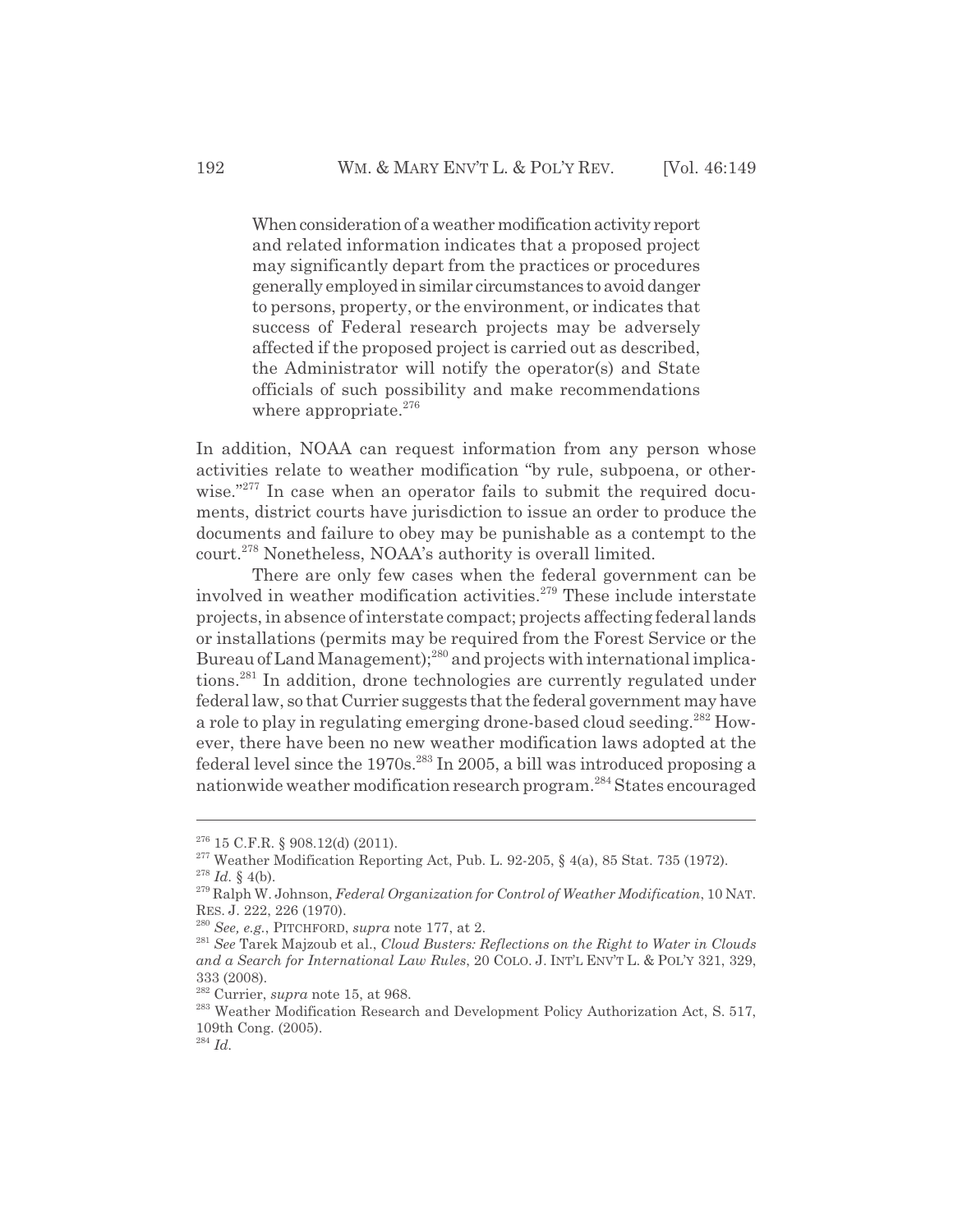> When consideration of a weather modification activity report and related information indicates that a proposed project may significantly depart from the practices or procedures generally employed in similar circumstances to avoid danger to persons, property, or the environment, or indicates that success of Federal research projects may be adversely affected if the proposed project is carried out as described, the Administrator will notify the operator(s) and State officials of such possibility and make recommendations where appropriate.[276]

In addition, NOAA can request information from any person whose activities relate to weather modification "by rule, subpoena, or otherwise."[277] In case when an operator fails to submit the required documents, district courts have jurisdiction to issue an order to produce the documents and failure to obey may be punishable as a contempt to the court.[278] Nonetheless, NOAA's authority is overall limited.

There are only few cases when the federal government can be involved in weather modification activities.[279] These include interstate projects, in absence of interstate compact; projects affecting federal lands or installations (permits may be required from the Forest Service or the Bureau of Land Management);[280] and projects with international implications.[281] In addition, drone technologies are currently regulated under federal law, so that Currier suggests that the federal government may have a role to play in regulating emerging drone-based cloud seeding.[282] However, there have been no new weather modification laws adopted at the federal level since the 1970s.[283] In 2005, a bill was introduced proposing a nationwide weather modification research program.[284] States encouraged

---

[276] 15 C.F.R. § 908.12(d) (2011).

[277] Weather Modification Reporting Act, Pub. L. 92-205, § 4(a), 85 Stat. 735 (1972).

[278] *Id.* § 4(b).

[279] Ralph W. Johnson, *Federal Organization for Control of Weather Modification*, 10 NAT. RES. J. 222, 226 (1970).

[280] *See, e.g.*, PITCHFORD, *supra* note 177, at 2.

[281] *See* Tarek Majzoub et al., *Cloud Busters: Reflections on the Right to Water in Clouds and a Search for International Law Rules*, 20 COLO. J. INT'L ENV'T L. & POL'Y 321, 329, 333 (2008).

[282] Currier, *supra* note 15, at 968.

[283] Weather Modification Research and Development Policy Authorization Act, S. 517, 109th Cong. (2005).

[284] *Id.*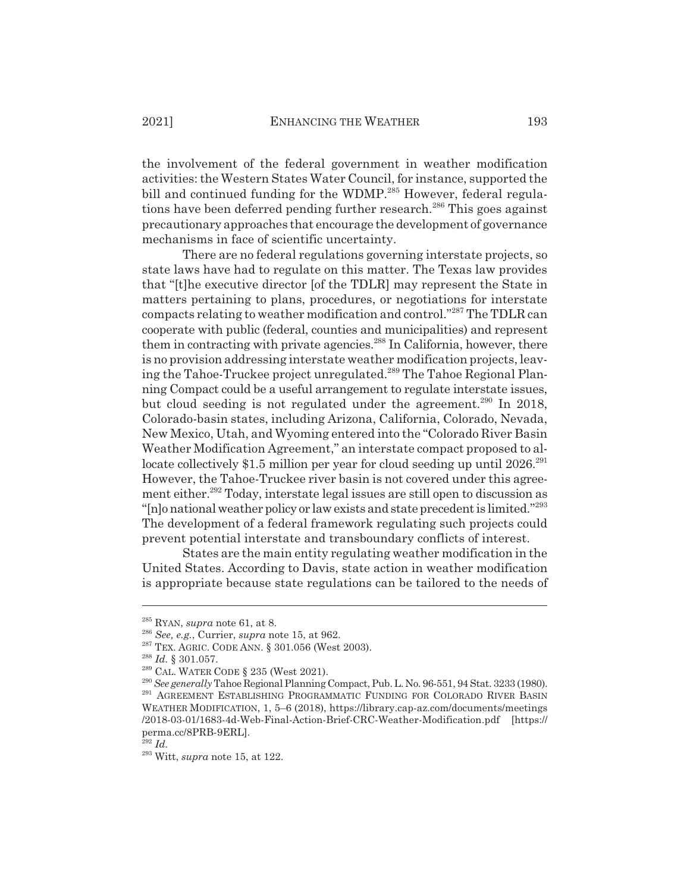the involvement of the federal government in weather modification activities: the Western States Water Council, for instance, supported the bill and continued funding for the WDMP.[285] However, federal regulations have been deferred pending further research.[286] This goes against precautionary approaches that encourage the development of governance mechanisms in face of scientific uncertainty.

There are no federal regulations governing interstate projects, so state laws have had to regulate on this matter. The Texas law provides that "[t]he executive director [of the TDLR] may represent the State in matters pertaining to plans, procedures, or negotiations for interstate compacts relating to weather modification and control."[287] The TDLR can cooperate with public (federal, counties and municipalities) and represent them in contracting with private agencies.[288] In California, however, there is no provision addressing interstate weather modification projects, leaving the Tahoe-Truckee project unregulated.[289] The Tahoe Regional Planning Compact could be a useful arrangement to regulate interstate issues, but cloud seeding is not regulated under the agreement.[290] In 2018, Colorado-basin states, including Arizona, California, Colorado, Nevada, New Mexico, Utah, and Wyoming entered into the "Colorado River Basin Weather Modification Agreement," an interstate compact proposed to allocate collectively $1.5 million per year for cloud seeding up until 2026.[291] However, the Tahoe-Truckee river basin is not covered under this agreement either.[292] Today, interstate legal issues are still open to discussion as "[n]o national weather policy or law exists and state precedent is limited."[293] The development of a federal framework regulating such projects could prevent potential interstate and transboundary conflicts of interest.

States are the main entity regulating weather modification in the United States. According to Davis, state action in weather modification is appropriate because state regulations can be tailored to the needs of

---

[285] RYAN, *supra* note 61, at 8.

[286] *See, e.g.*, Currier, *supra* note 15, at 962.

[287] TEX. AGRIC. CODE ANN. § 301.056 (West 2003).

[288] *Id.* § 301.057.

[289] CAL. WATER CODE § 235 (West 2021).

[290] *See generally* Tahoe Regional Planning Compact, Pub. L. No. 96-551, 94 Stat. 3233 (1980).

[291] AGREEMENT ESTABLISHING PROGRAMMATIC FUNDING FOR COLORADO RIVER BASIN WEATHER MODIFICATION, 1, 5–6 (2018), https://library.cap-az.com/documents/meetings/2018-03-01/1683-4d-Web-Final-Action-Brief-CRC-Weather-Modification.pdf [https://perma.cc/8PRB-9ERL].

[292] *Id.*

[293] Witt, *supra* note 15, at 122.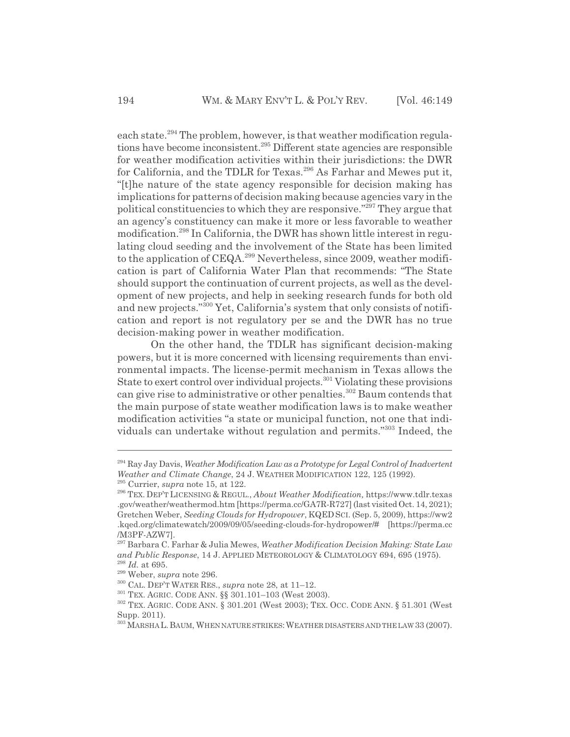each state.[294] The problem, however, is that weather modification regulations have become inconsistent.[295] Different state agencies are responsible for weather modification activities within their jurisdictions: the DWR for California, and the TDLR for Texas.[296] As Farhar and Mewes put it, "[t]he nature of the state agency responsible for decision making has implications for patterns of decision making because agencies vary in the political constituencies to which they are responsive."[297] They argue that an agency's constituency can make it more or less favorable to weather modification.[298] In California, the DWR has shown little interest in regulating cloud seeding and the involvement of the State has been limited to the application of CEQA.[299] Nevertheless, since 2009, weather modification is part of California Water Plan that recommends: "The State should support the continuation of current projects, as well as the development of new projects, and help in seeking research funds for both old and new projects."[300] Yet, California's system that only consists of notification and report is not regulatory per se and the DWR has no true decision-making power in weather modification.

On the other hand, the TDLR has significant decision-making powers, but it is more concerned with licensing requirements than environmental impacts. The license-permit mechanism in Texas allows the State to exert control over individual projects.[301] Violating these provisions can give rise to administrative or other penalties.[302] Baum contends that the main purpose of state weather modification laws is to make weather modification activities "a state or municipal function, not one that individuals can undertake without regulation and permits."[303] Indeed, the

---

[294] Ray Jay Davis, *Weather Modification Law as a Prototype for Legal Control of Inadvertent Weather and Climate Change*, 24 J. WEATHER MODIFICATION 122, 125 (1992).

[295] Currier, *supra* note 15, at 122.

[296] TEX. DEP'T LICENSING & REGUL., *About Weather Modification,* https://www.tdlr.texas.gov/weather/weathermod.htm [https://perma.cc/GA7R-R727] (last visited Oct. 14, 2021); Gretchen Weber, *Seeding Clouds for Hydropower*, KQED SCI. (Sep. 5, 2009), https://ww2.kqed.org/climatewatch/2009/09/05/seeding-clouds-for-hydropower/# [https://perma.cc/M3PF-AZW7].

[297] Barbara C. Farhar & Julia Mewes, *Weather Modification Decision Making: State Law and Public Response*, 14 J. APPLIED METEOROLOGY & CLIMATOLOGY 694, 695 (1975).

[298] *Id.* at 695.

[299] Weber, *supra* note 296.

[300] CAL. DEP'T WATER RES., *supra* note 28, at 11–12.

[301] TEX. AGRIC. CODE ANN. §§ 301.101–103 (West 2003).

[302] TEX. AGRIC. CODE ANN. § 301.201 (West 2003); TEX. OCC. CODE ANN. § 51.301 (West Supp. 2011).

[303] MARSHA L. BAUM, WHEN NATURE STRIKES: WEATHER DISASTERS AND THE LAW 33 (2007).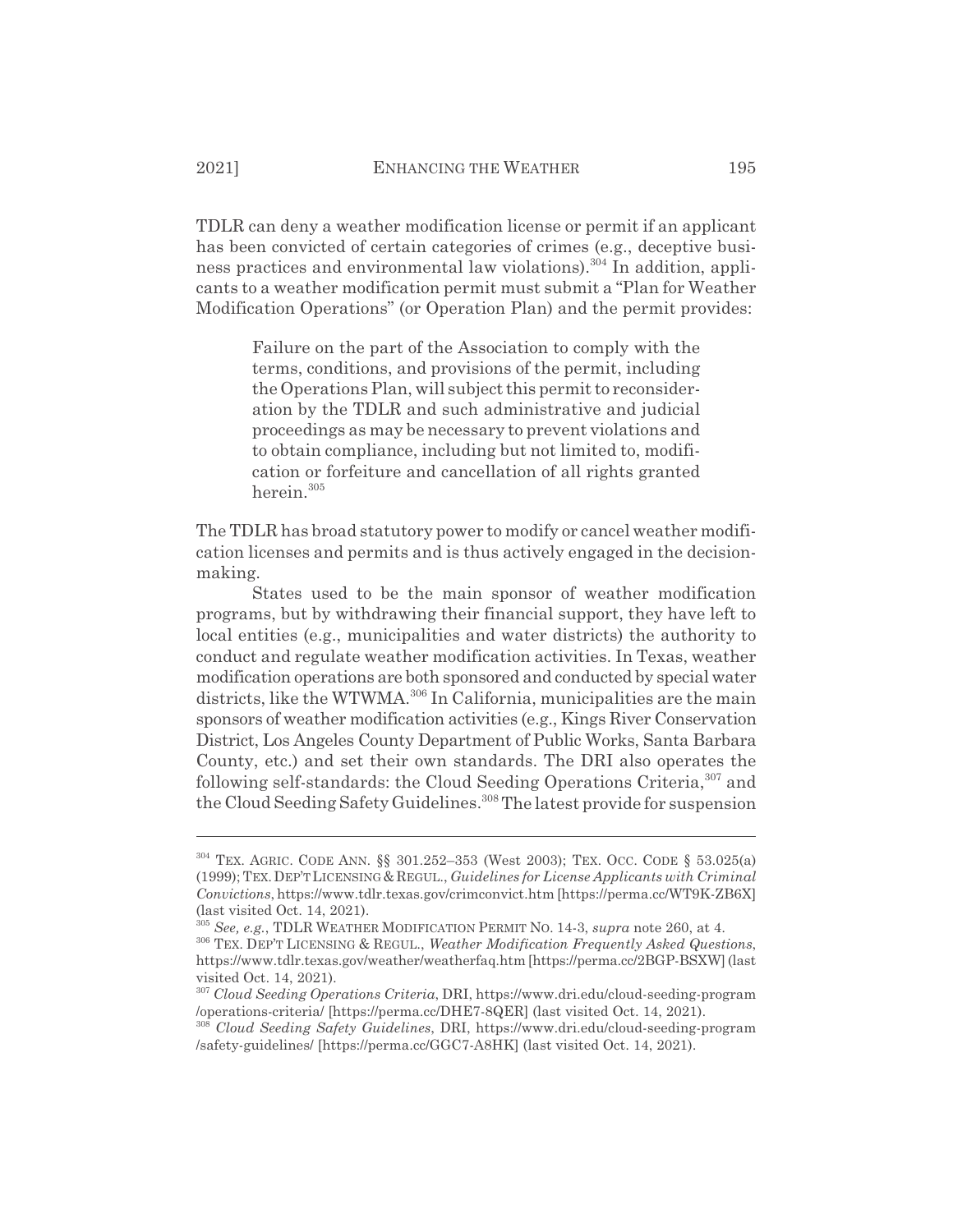TDLR can deny a weather modification license or permit if an applicant has been convicted of certain categories of crimes (e.g., deceptive business practices and environmental law violations).[304] In addition, applicants to a weather modification permit must submit a "Plan for Weather Modification Operations" (or Operation Plan) and the permit provides:

> Failure on the part of the Association to comply with the terms, conditions, and provisions of the permit, including the Operations Plan, will subject this permit to reconsideration by the TDLR and such administrative and judicial proceedings as may be necessary to prevent violations and to obtain compliance, including but not limited to, modification or forfeiture and cancellation of all rights granted herein.[305]

The TDLR has broad statutory power to modify or cancel weather modification licenses and permits and is thus actively engaged in the decision-making.

States used to be the main sponsor of weather modification programs, but by withdrawing their financial support, they have left to local entities (e.g., municipalities and water districts) the authority to conduct and regulate weather modification activities. In Texas, weather modification operations are both sponsored and conducted by special water districts, like the WTWMA.[306] In California, municipalities are the main sponsors of weather modification activities (e.g., Kings River Conservation District, Los Angeles County Department of Public Works, Santa Barbara County, etc.) and set their own standards. The DRI also operates the following self-standards: the Cloud Seeding Operations Criteria,[307] and the Cloud Seeding Safety Guidelines.[308] The latest provide for suspension

---

[304] TEX. AGRIC. CODE ANN. §§ 301.252–353 (West 2003); TEX. OCC. CODE § 53.025(a) (1999); TEX. DEP'T LICENSING & REGUL., *Guidelines for License Applicants with Criminal Convictions*, https://www.tdlr.texas.gov/crimconvict.htm [https://perma.cc/WT9K-ZB6X] (last visited Oct. 14, 2021).

[305] *See, e.g.*, TDLR WEATHER MODIFICATION PERMIT NO. 14-3, *supra* note 260, at 4.

[306] TEX. DEP'T LICENSING & REGUL., *Weather Modification Frequently Asked Questions*, https://www.tdlr.texas.gov/weather/weatherfaq.htm [https://perma.cc/2BGP-BSXW] (last visited Oct. 14, 2021).

[307] *Cloud Seeding Operations Criteria*, DRI, https://www.dri.edu/cloud-seeding-program/operations-criteria/ [https://perma.cc/DHE7-8QER] (last visited Oct. 14, 2021).

[308] *Cloud Seeding Safety Guidelines*, DRI, https://www.dri.edu/cloud-seeding-program/safety-guidelines/ [https://perma.cc/GGC7-A8HK] (last visited Oct. 14, 2021).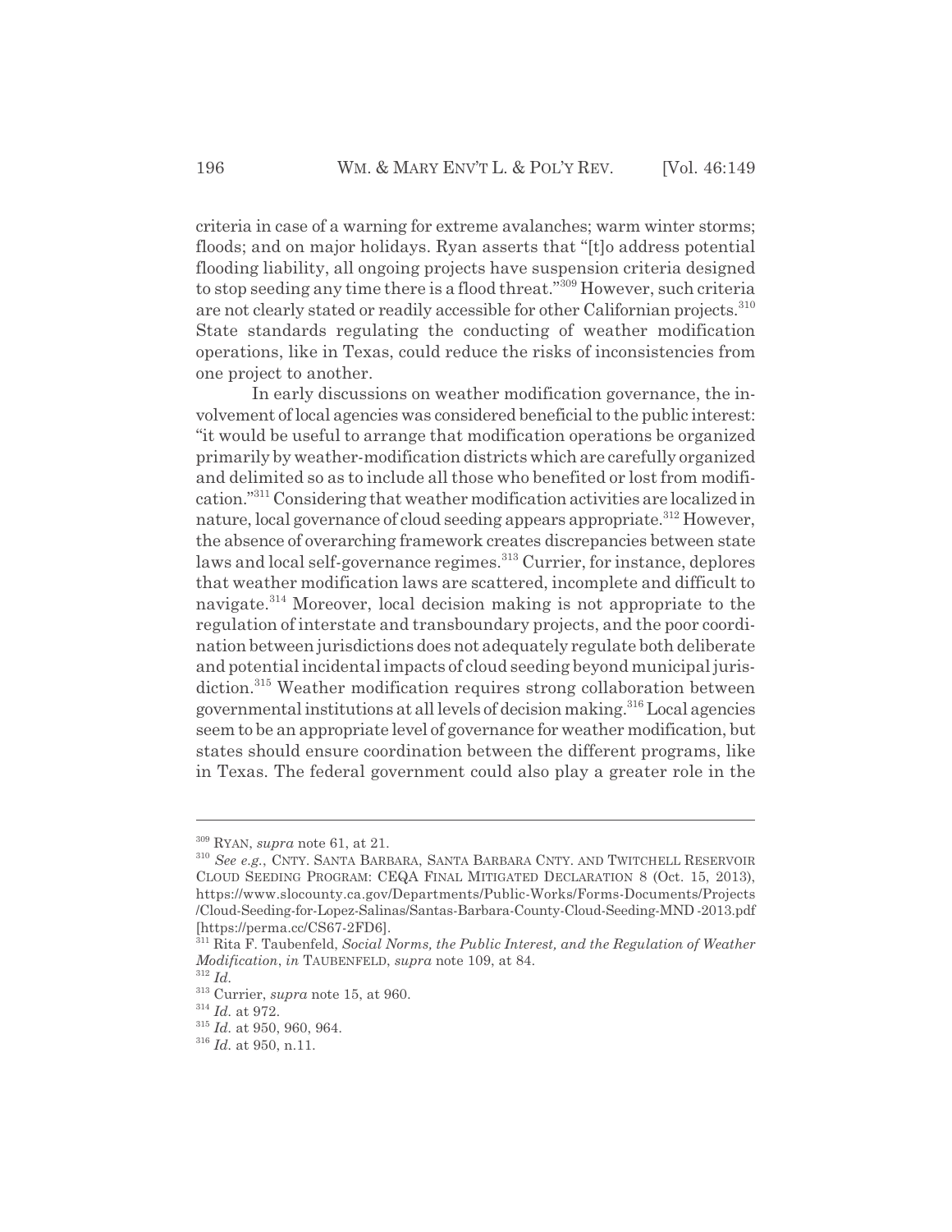criteria in case of a warning for extreme avalanches; warm winter storms; floods; and on major holidays. Ryan asserts that "[t]o address potential flooding liability, all ongoing projects have suspension criteria designed to stop seeding any time there is a flood threat."[309] However, such criteria are not clearly stated or readily accessible for other Californian projects.[310] State standards regulating the conducting of weather modification operations, like in Texas, could reduce the risks of inconsistencies from one project to another.

In early discussions on weather modification governance, the involvement of local agencies was considered beneficial to the public interest: "it would be useful to arrange that modification operations be organized primarily by weather-modification districts which are carefully organized and delimited so as to include all those who benefited or lost from modification."[311] Considering that weather modification activities are localized in nature, local governance of cloud seeding appears appropriate.[312] However, the absence of overarching framework creates discrepancies between state laws and local self-governance regimes.[313] Currier, for instance, deplores that weather modification laws are scattered, incomplete and difficult to navigate.[314] Moreover, local decision making is not appropriate to the regulation of interstate and transboundary projects, and the poor coordination between jurisdictions does not adequately regulate both deliberate and potential incidental impacts of cloud seeding beyond municipal jurisdiction.[315] Weather modification requires strong collaboration between governmental institutions at all levels of decision making.[316] Local agencies seem to be an appropriate level of governance for weather modification, but states should ensure coordination between the different programs, like in Texas. The federal government could also play a greater role in the

---

[309] RYAN, *supra* note 61, at 21.

[310] *See e.g.*, CNTY. SANTA BARBARA, SANTA BARBARA CNTY. AND TWITCHELL RESERVOIR CLOUD SEEDING PROGRAM: CEQA FINAL MITIGATED DECLARATION 8 (Oct. 15, 2013), https://www.slocounty.ca.gov/Departments/Public-Works/Forms-Documents/Projects/Cloud-Seeding-for-Lopez-Salinas/Santas-Barbara-County-Cloud-Seeding-MND-2013.pdf [https://perma.cc/CS67-2FD6].

[311] Rita F. Taubenfeld, *Social Norms, the Public Interest, and the Regulation of Weather Modification*, *in* TAUBENFELD, *supra* note 109, at 84.

[312] *Id.*

[313] Currier, *supra* note 15, at 960.

[314] *Id.* at 972.

[315] *Id.* at 950, 960, 964.

[316] *Id.* at 950, n.11.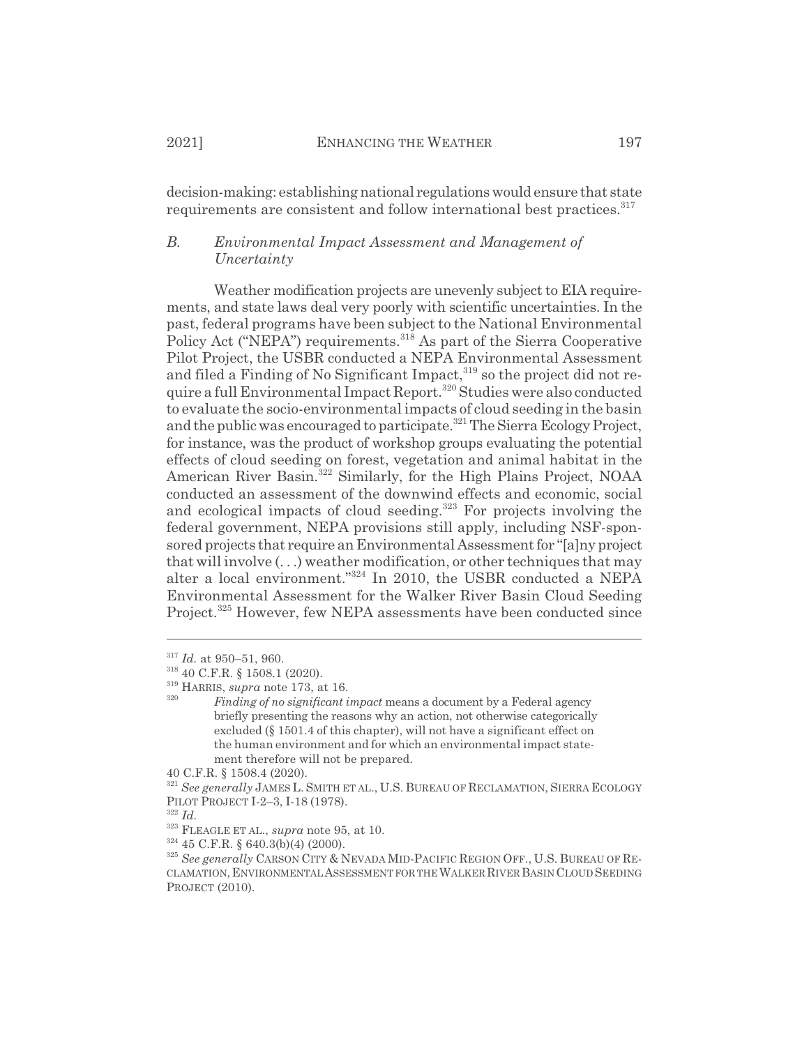decision-making: establishing national regulations would ensure that state requirements are consistent and follow international best practices.[317]

### *B. Environmental Impact Assessment and Management of Uncertainty*

Weather modification projects are unevenly subject to EIA requirements, and state laws deal very poorly with scientific uncertainties. In the past, federal programs have been subject to the National Environmental Policy Act ("NEPA") requirements.[318] As part of the Sierra Cooperative Pilot Project, the USBR conducted a NEPA Environmental Assessment and filed a Finding of No Significant Impact,[319] so the project did not require a full Environmental Impact Report.[320] Studies were also conducted to evaluate the socio-environmental impacts of cloud seeding in the basin and the public was encouraged to participate.[321] The Sierra Ecology Project, for instance, was the product of workshop groups evaluating the potential effects of cloud seeding on forest, vegetation and animal habitat in the American River Basin.[322] Similarly, for the High Plains Project, NOAA conducted an assessment of the downwind effects and economic, social and ecological impacts of cloud seeding.[323] For projects involving the federal government, NEPA provisions still apply, including NSF-sponsored projects that require an Environmental Assessment for "[a]ny project that will involve (. . .) weather modification, or other techniques that may alter a local environment."[324] In 2010, the USBR conducted a NEPA Environmental Assessment for the Walker River Basin Cloud Seeding Project.[325] However, few NEPA assessments have been conducted since

---

[317] *Id.* at 950–51, 960.

[318] 40 C.F.R. § 1508.1 (2020).

[319] HARRIS, *supra* note 173, at 16.

[320] *Finding of no significant impact* means a document by a Federal agency briefly presenting the reasons why an action, not otherwise categorically excluded (§ 1501.4 of this chapter), will not have a significant effect on the human environment and for which an environmental impact statement therefore will not be prepared.

40 C.F.R. § 1508.4 (2020).

[321] *See generally* JAMES L. SMITH ET AL., U.S. BUREAU OF RECLAMATION, SIERRA ECOLOGY PILOT PROJECT I-2–3, I-18 (1978).

[322] *Id.*

[323] FLEAGLE ET AL., *supra* note 95, at 10.

[324] 45 C.F.R. § 640.3(b)(4) (2000).

[325] *See generally* CARSON CITY & NEVADA MID-PACIFIC REGION OFF., U.S. BUREAU OF RECLAMATION, ENVIRONMENTAL ASSESSMENT FOR THE WALKER RIVER BASIN CLOUD SEEDING PROJECT (2010).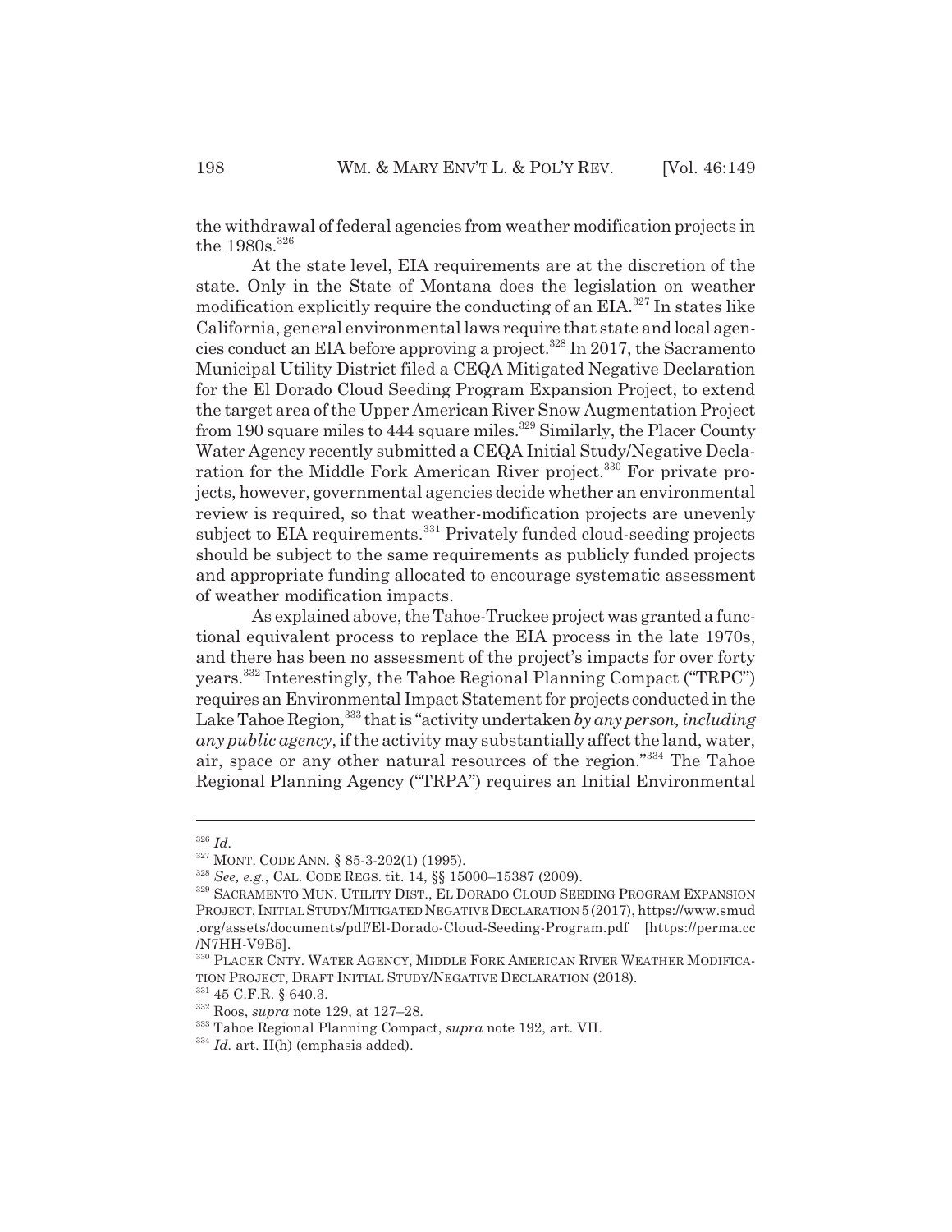the withdrawal of federal agencies from weather modification projects in the 1980s.[326]

At the state level, EIA requirements are at the discretion of the state. Only in the State of Montana does the legislation on weather modification explicitly require the conducting of an EIA.[327] In states like California, general environmental laws require that state and local agencies conduct an EIA before approving a project.[328] In 2017, the Sacramento Municipal Utility District filed a CEQA Mitigated Negative Declaration for the El Dorado Cloud Seeding Program Expansion Project, to extend the target area of the Upper American River Snow Augmentation Project from 190 square miles to 444 square miles.[329] Similarly, the Placer County Water Agency recently submitted a CEQA Initial Study/Negative Declaration for the Middle Fork American River project.[330] For private projects, however, governmental agencies decide whether an environmental review is required, so that weather-modification projects are unevenly subject to EIA requirements.[331] Privately funded cloud-seeding projects should be subject to the same requirements as publicly funded projects and appropriate funding allocated to encourage systematic assessment of weather modification impacts.

As explained above, the Tahoe-Truckee project was granted a functional equivalent process to replace the EIA process in the late 1970s, and there has been no assessment of the project's impacts for over forty years.[332] Interestingly, the Tahoe Regional Planning Compact ("TRPC") requires an Environmental Impact Statement for projects conducted in the Lake Tahoe Region,[333] that is "activity undertaken *by any person, including any public agency*, if the activity may substantially affect the land, water, air, space or any other natural resources of the region."[334] The Tahoe Regional Planning Agency ("TRPA") requires an Initial Environmental

---

[326] *Id.*

[327] MONT. CODE ANN. § 85-3-202(1) (1995).

[328] *See, e.g.*, CAL. CODE REGS. tit. 14, §§ 15000–15387 (2009).

[329] SACRAMENTO MUN. UTILITY DIST., EL DORADO CLOUD SEEDING PROGRAM EXPANSION PROJECT, INITIAL STUDY/MITIGATED NEGATIVE DECLARATION 5 (2017), https://www.smud.org/assets/documents/pdf/El-Dorado-Cloud-Seeding-Program.pdf [https://perma.cc/N7HH-V9B5].

[330] PLACER CNTY. WATER AGENCY, MIDDLE FORK AMERICAN RIVER WEATHER MODIFICATION PROJECT, DRAFT INITIAL STUDY/NEGATIVE DECLARATION (2018).

[331] 45 C.F.R. § 640.3.

[332] Roos, *supra* note 129, at 127–28.

[333] Tahoe Regional Planning Compact, *supra* note 192, art. VII.

[334] *Id.* art. II(h) (emphasis added).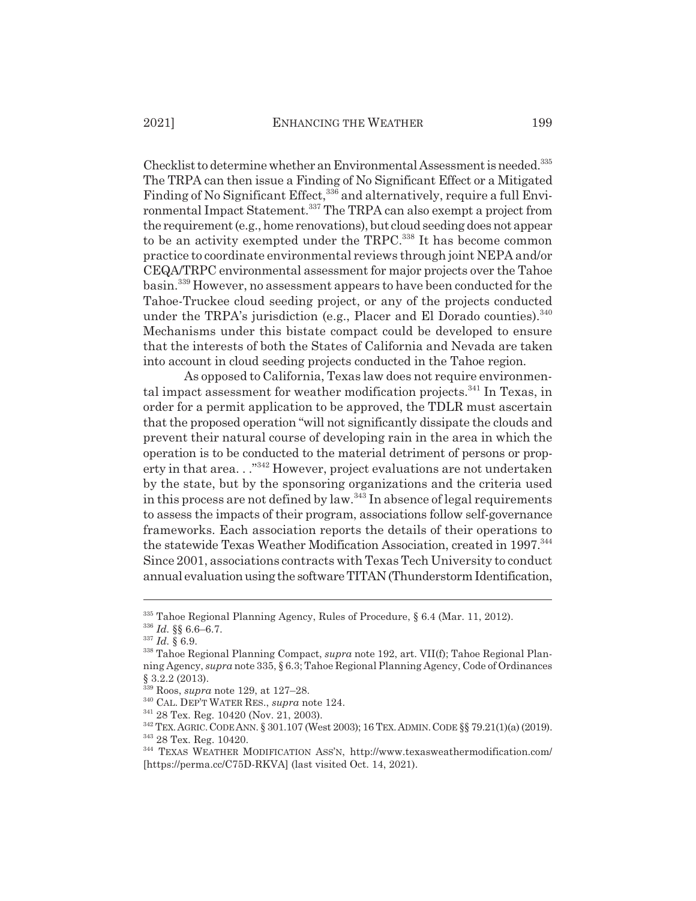Checklist to determine whether an Environmental Assessment is needed.[335] The TRPA can then issue a Finding of No Significant Effect or a Mitigated Finding of No Significant Effect,[336] and alternatively, require a full Environmental Impact Statement.[337] The TRPA can also exempt a project from the requirement (e.g., home renovations), but cloud seeding does not appear to be an activity exempted under the TRPC.[338] It has become common practice to coordinate environmental reviews through joint NEPA and/or CEQA/TRPC environmental assessment for major projects over the Tahoe basin.[339] However, no assessment appears to have been conducted for the Tahoe-Truckee cloud seeding project, or any of the projects conducted under the TRPA's jurisdiction (e.g., Placer and El Dorado counties).[340] Mechanisms under this bistate compact could be developed to ensure that the interests of both the States of California and Nevada are taken into account in cloud seeding projects conducted in the Tahoe region.

As opposed to California, Texas law does not require environmental impact assessment for weather modification projects.[341] In Texas, in order for a permit application to be approved, the TDLR must ascertain that the proposed operation "will not significantly dissipate the clouds and prevent their natural course of developing rain in the area in which the operation is to be conducted to the material detriment of persons or property in that area. . ."[342] However, project evaluations are not undertaken by the state, but by the sponsoring organizations and the criteria used in this process are not defined by law.[343] In absence of legal requirements to assess the impacts of their program, associations follow self-governance frameworks. Each association reports the details of their operations to the statewide Texas Weather Modification Association, created in 1997.[344] Since 2001, associations contracts with Texas Tech University to conduct annual evaluation using the software TITAN (Thunderstorm Identification,

---

[335] Tahoe Regional Planning Agency, Rules of Procedure, § 6.4 (Mar. 11, 2012).

[336] *Id.* §§ 6.6–6.7.

[337] *Id.* § 6.9.

[338] Tahoe Regional Planning Compact, *supra* note 192, art. VII(f); Tahoe Regional Planning Agency, *supra* note 335, § 6.3; Tahoe Regional Planning Agency, Code of Ordinances § 3.2.2 (2013).

[339] Roos, *supra* note 129, at 127–28.

[340] CAL. DEP'T WATER RES., *supra* note 124.

[341] 28 Tex. Reg. 10420 (Nov. 21, 2003).

[342] TEX. AGRIC. CODE ANN. § 301.107 (West 2003); 16 TEX. ADMIN. CODE §§ 79.21(1)(a) (2019).

[343] 28 Tex. Reg. 10420.

[344] TEXAS WEATHER MODIFICATION ASS'N, http://www.texasweathermodification.com/ [https://perma.cc/C75D-RKVA] (last visited Oct. 14, 2021).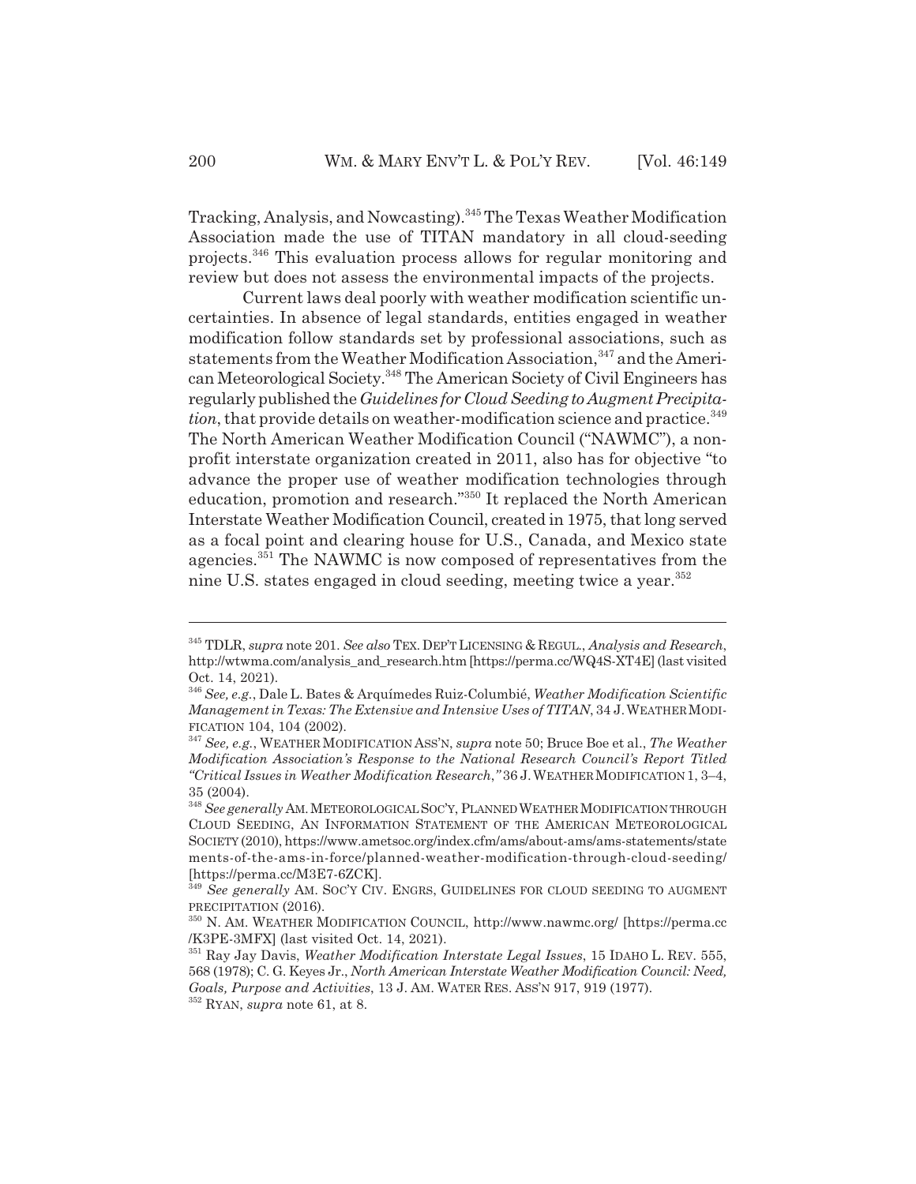Tracking, Analysis, and Nowcasting).[345] The Texas Weather Modification Association made the use of TITAN mandatory in all cloud-seeding projects.[346] This evaluation process allows for regular monitoring and review but does not assess the environmental impacts of the projects.

Current laws deal poorly with weather modification scientific uncertainties. In absence of legal standards, entities engaged in weather modification follow standards set by professional associations, such as statements from the Weather Modification Association,[347] and the American Meteorological Society.[348] The American Society of Civil Engineers has regularly published the *Guidelines for Cloud Seeding to Augment Precipitation*, that provide details on weather-modification science and practice.[349] The North American Weather Modification Council ("NAWMC"), a nonprofit interstate organization created in 2011, also has for objective "to advance the proper use of weather modification technologies through education, promotion and research."[350] It replaced the North American Interstate Weather Modification Council, created in 1975, that long served as a focal point and clearing house for U.S., Canada, and Mexico state agencies.[351] The NAWMC is now composed of representatives from the nine U.S. states engaged in cloud seeding, meeting twice a year.[352]

---

[345] TDLR, *supra* note 201. *See also* TEX. DEP'T LICENSING & REGUL., *Analysis and Research*, http://wtwma.com/analysis_and_research.htm [https://perma.cc/WQ4S-XT4E] (last visited Oct. 14, 2021).

[346] *See, e.g.*, Dale L. Bates & Arquímedes Ruiz-Columbié, *Weather Modification Scientific Management in Texas: The Extensive and Intensive Uses of TITAN*, 34 J. WEATHER MODIFICATION 104, 104 (2002).

[347] *See, e.g.*, WEATHER MODIFICATION ASS'N, *supra* note 50; Bruce Boe et al., *The Weather Modification Association's Response to the National Research Council's Report Titled "Critical Issues in Weather Modification Research*,*"* 36 J. WEATHER MODIFICATION 1, 3–4, 35 (2004).

[348] *See generally* AM. METEOROLOGICAL SOC'Y, PLANNED WEATHER MODIFICATION THROUGH CLOUD SEEDING, AN INFORMATION STATEMENT OF THE AMERICAN METEOROLOGICAL SOCIETY (2010), https://www.ametsoc.org/index.cfm/ams/about-ams/ams-statements/statements-of-the-ams-in-force/planned-weather-modification-through-cloud-seeding/ [https://perma.cc/M3E7-6ZCK].

[349] *See generally* AM. SOC'Y CIV. ENGRS, GUIDELINES FOR CLOUD SEEDING TO AUGMENT PRECIPITATION (2016).

[350] N. AM. WEATHER MODIFICATION COUNCIL, http://www.nawmc.org/ [https://perma.cc/K3PE-3MFX] (last visited Oct. 14, 2021).

[351] Ray Jay Davis, *Weather Modification Interstate Legal Issues*, 15 IDAHO L. REV. 555, 568 (1978); C. G. Keyes Jr., *North American Interstate Weather Modification Council: Need, Goals, Purpose and Activities*, 13 J. AM. WATER RES. ASS'N 917, 919 (1977).

[352] RYAN, *supra* note 61, at 8.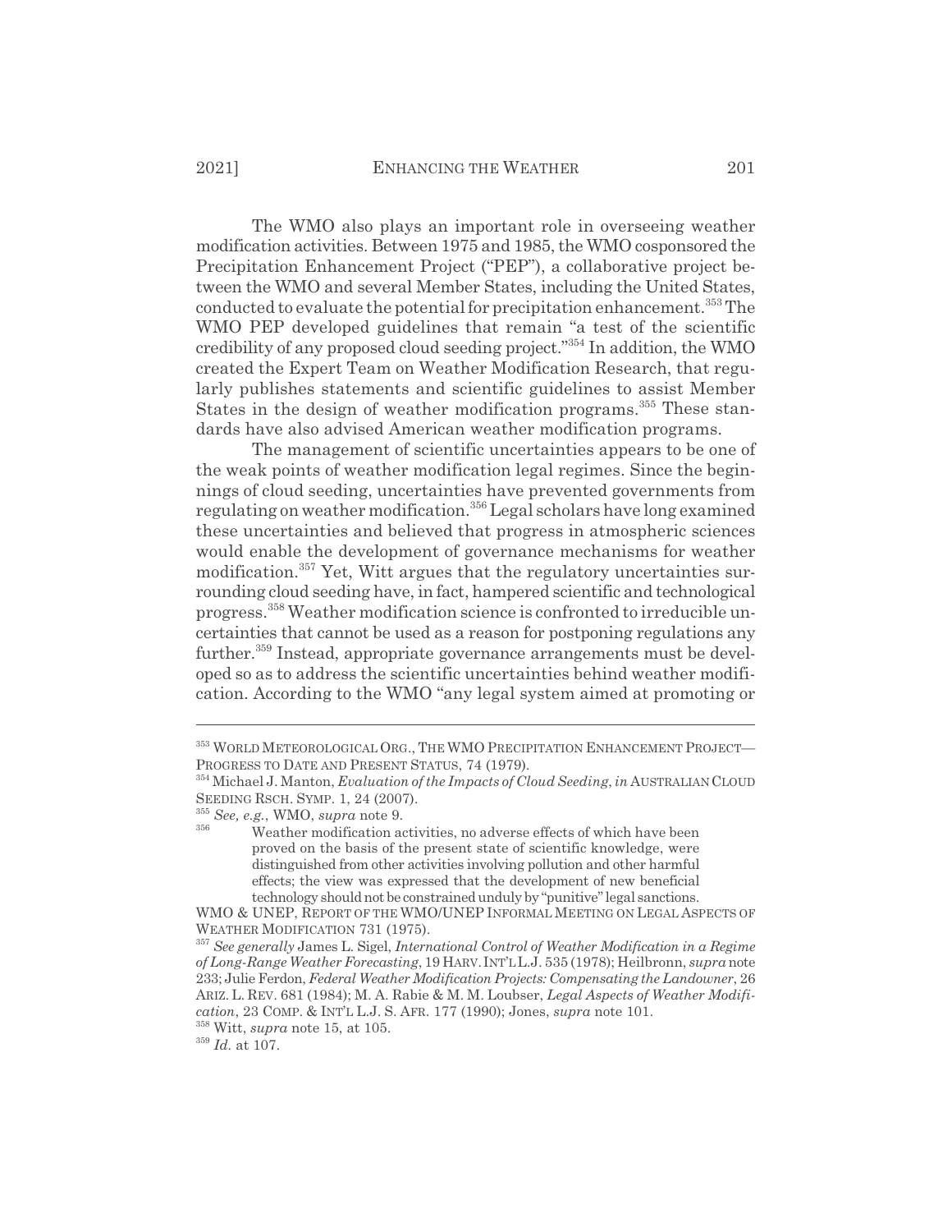The WMO also plays an important role in overseeing weather modification activities. Between 1975 and 1985, the WMO cosponsored the Precipitation Enhancement Project ("PEP"), a collaborative project between the WMO and several Member States, including the United States, conducted to evaluate the potential for precipitation enhancement.[353] The WMO PEP developed guidelines that remain "a test of the scientific credibility of any proposed cloud seeding project."[354] In addition, the WMO created the Expert Team on Weather Modification Research, that regularly publishes statements and scientific guidelines to assist Member States in the design of weather modification programs.[355] These standards have also advised American weather modification programs.

The management of scientific uncertainties appears to be one of the weak points of weather modification legal regimes. Since the beginnings of cloud seeding, uncertainties have prevented governments from regulating on weather modification.[356] Legal scholars have long examined these uncertainties and believed that progress in atmospheric sciences would enable the development of governance mechanisms for weather modification.[357] Yet, Witt argues that the regulatory uncertainties surrounding cloud seeding have, in fact, hampered scientific and technological progress.[358] Weather modification science is confronted to irreducible uncertainties that cannot be used as a reason for postponing regulations any further.[359] Instead, appropriate governance arrangements must be developed so as to address the scientific uncertainties behind weather modification. According to the WMO "any legal system aimed at promoting or

---

[353] WORLD METEOROLOGICAL ORG., THE WMO PRECIPITATION ENHANCEMENT PROJECT—PROGRESS TO DATE AND PRESENT STATUS, 74 (1979).

[354] Michael J. Manton, *Evaluation of the Impacts of Cloud Seeding*, *in* AUSTRALIAN CLOUD SEEDING RSCH. SYMP. 1, 24 (2007).

[355] *See, e.g.*, WMO, *supra* note 9.

[356]

> Weather modification activities, no adverse effects of which have been proved on the basis of the present state of scientific knowledge, were distinguished from other activities involving pollution and other harmful effects; the view was expressed that the development of new beneficial technology should not be constrained unduly by "punitive" legal sanctions.

WMO & UNEP, REPORT OF THE WMO/UNEP INFORMAL MEETING ON LEGAL ASPECTS OF WEATHER MODIFICATION 731 (1975).

[357] *See generally* James L. Sigel, *International Control of Weather Modification in a Regime of Long-Range Weather Forecasting*, 19 HARV. INT'L L.J. 535 (1978); Heilbronn, *supra* note 233; Julie Ferdon, *Federal Weather Modification Projects: Compensating the Landowner*, 26 ARIZ. L. REV. 681 (1984); M. A. Rabie & M. M. Loubser, *Legal Aspects of Weather Modification*, 23 COMP. & INT'L L.J. S. AFR. 177 (1990); Jones, *supra* note 101.

[358] Witt, *supra* note 15, at 105.

[359] *Id.* at 107.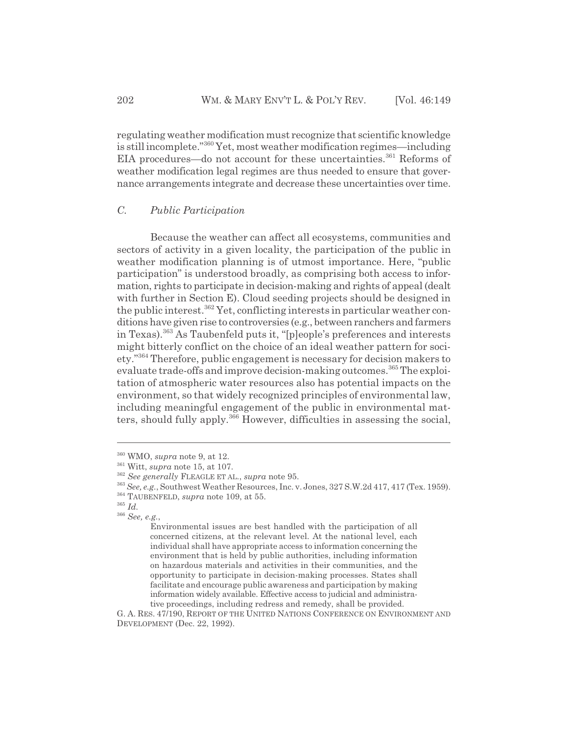regulating weather modification must recognize that scientific knowledge is still incomplete."[360] Yet, most weather modification regimes—including EIA procedures—do not account for these uncertainties.[361] Reforms of weather modification legal regimes are thus needed to ensure that governance arrangements integrate and decrease these uncertainties over time.

### C. *Public Participation*

Because the weather can affect all ecosystems, communities and sectors of activity in a given locality, the participation of the public in weather modification planning is of utmost importance. Here, "public participation" is understood broadly, as comprising both access to information, rights to participate in decision-making and rights of appeal (dealt with further in Section E). Cloud seeding projects should be designed in the public interest.[362] Yet, conflicting interests in particular weather conditions have given rise to controversies (e.g., between ranchers and farmers in Texas).[363] As Taubenfeld puts it, "[p]eople's preferences and interests might bitterly conflict on the choice of an ideal weather pattern for society."[364] Therefore, public engagement is necessary for decision makers to evaluate trade-offs and improve decision-making outcomes.[365] The exploitation of atmospheric water resources also has potential impacts on the environment, so that widely recognized principles of environmental law, including meaningful engagement of the public in environmental matters, should fully apply.[366] However, difficulties in assessing the social,

---

[360] WMO, *supra* note 9, at 12.

[361] Witt, *supra* note 15, at 107.

[362] *See generally* FLEAGLE ET AL., *supra* note 95.

[363] *See, e.g.*, Southwest Weather Resources, Inc. v. Jones, 327 S.W.2d 417, 417 (Tex. 1959).

[364] TAUBENFELD, *supra* note 109, at 55.

[365] *Id.*

[366] *See, e.g.*,

> Environmental issues are best handled with the participation of all concerned citizens, at the relevant level. At the national level, each individual shall have appropriate access to information concerning the environment that is held by public authorities, including information on hazardous materials and activities in their communities, and the opportunity to participate in decision-making processes. States shall facilitate and encourage public awareness and participation by making information widely available. Effective access to judicial and administrative proceedings, including redress and remedy, shall be provided.

G. A. RES. 47/190, REPORT OF THE UNITED NATIONS CONFERENCE ON ENVIRONMENT AND DEVELOPMENT (Dec. 22, 1992).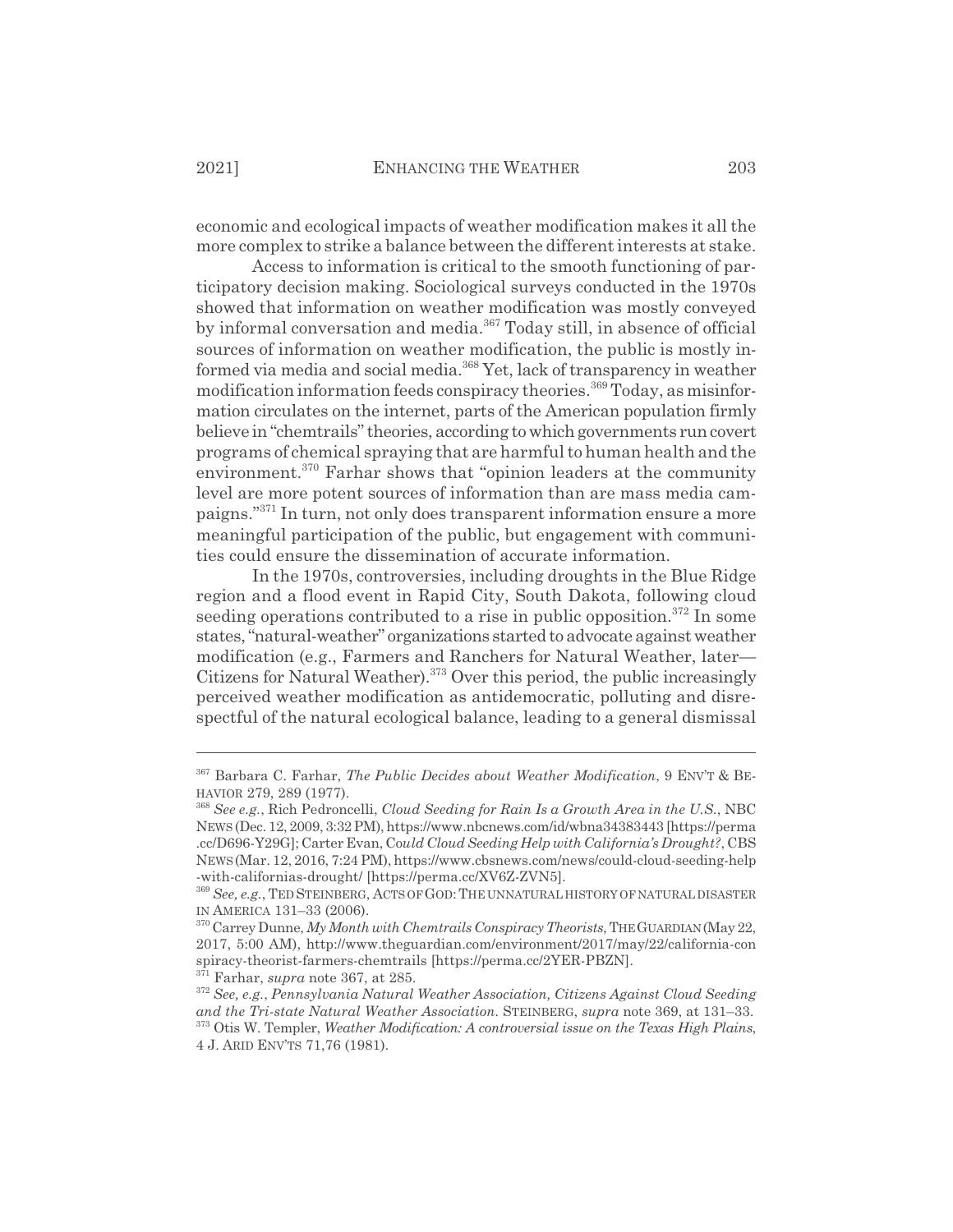economic and ecological impacts of weather modification makes it all the more complex to strike a balance between the different interests at stake.

Access to information is critical to the smooth functioning of participatory decision making. Sociological surveys conducted in the 1970s showed that information on weather modification was mostly conveyed by informal conversation and media.[367] Today still, in absence of official sources of information on weather modification, the public is mostly informed via media and social media.[368] Yet, lack of transparency in weather modification information feeds conspiracy theories.[369] Today, as misinformation circulates on the internet, parts of the American population firmly believe in "chemtrails" theories, according to which governments run covert programs of chemical spraying that are harmful to human health and the environment.[370] Farhar shows that "opinion leaders at the community level are more potent sources of information than are mass media campaigns."[371] In turn, not only does transparent information ensure a more meaningful participation of the public, but engagement with communities could ensure the dissemination of accurate information.

In the 1970s, controversies, including droughts in the Blue Ridge region and a flood event in Rapid City, South Dakota, following cloud seeding operations contributed to a rise in public opposition.[372] In some states, "natural-weather" organizations started to advocate against weather modification (e.g., Farmers and Ranchers for Natural Weather, later—Citizens for Natural Weather).[373] Over this period, the public increasingly perceived weather modification as antidemocratic, polluting and disrespectful of the natural ecological balance, leading to a general dismissal

---

[367] Barbara C. Farhar, *The Public Decides about Weather Modification*, 9 ENV'T & BEHAVIOR 279, 289 (1977).

[368] *See e.g.*, Rich Pedroncelli, *Cloud Seeding for Rain Is a Growth Area in the U.S.*, NBC NEWS (Dec. 12, 2009, 3:32 PM), https://www.nbcnews.com/id/wbna34383443 [https://perma.cc/D696-Y29G]; Carter Evan, *Could Cloud Seeding Help with California's Drought?*, CBS NEWS (Mar. 12, 2016, 7:24 PM), https://www.cbsnews.com/news/could-cloud-seeding-help-with-californias-drought/ [https://perma.cc/XV6Z-ZVN5].

[369] *See, e.g.*, TED STEINBERG, ACTS OF GOD: THE UNNATURAL HISTORY OF NATURAL DISASTER IN AMERICA 131–33 (2006).

[370] Carrey Dunne, *My Month with Chemtrails Conspiracy Theorists*, THE GUARDIAN (May 22, 2017, 5:00 AM), http://www.theguardian.com/environment/2017/may/22/california-conspiracy-theorist-farmers-chemtrails [https://perma.cc/2YER-PBZN].

[371] Farhar, *supra* note 367, at 285.

[372] *See, e.g.*, *Pennsylvania Natural Weather Association, Citizens Against Cloud Seeding and the Tri-state Natural Weather Association.* STEINBERG, *supra* note 369, at 131–33.

[373] Otis W. Templer, *Weather Modification: A controversial issue on the Texas High Plains*, 4 J. ARID ENV'TS 71,76 (1981).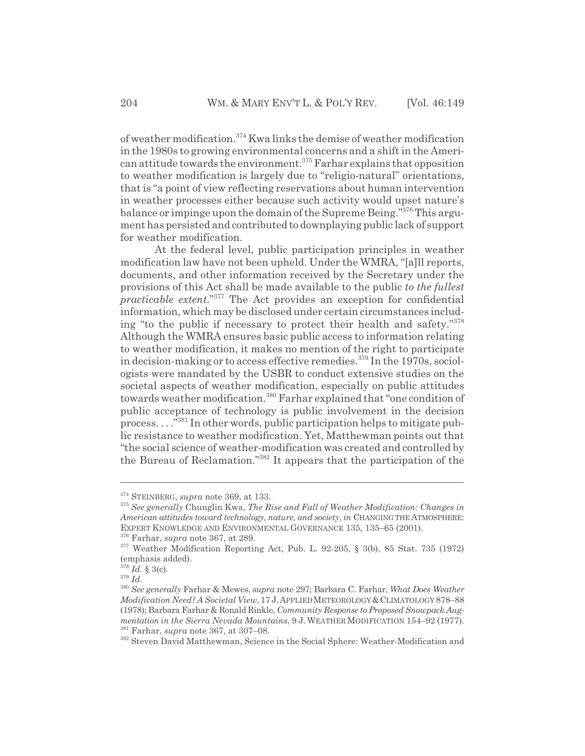of weather modification.[374] Kwa links the demise of weather modification in the 1980s to growing environmental concerns and a shift in the American attitude towards the environment.[375] Farhar explains that opposition to weather modification is largely due to "religio-natural" orientations, that is "a point of view reflecting reservations about human intervention in weather processes either because such activity would upset nature's balance or impinge upon the domain of the Supreme Being."[376] This argument has persisted and contributed to downplaying public lack of support for weather modification.

At the federal level, public participation principles in weather modification law have not been upheld. Under the WMRA, "[a]ll reports, documents, and other information received by the Secretary under the provisions of this Act shall be made available to the public *to the fullest practicable extent*."[377] The Act provides an exception for confidential information, which may be disclosed under certain circumstances including "to the public if necessary to protect their health and safety."[378] Although the WMRA ensures basic public access to information relating to weather modification, it makes no mention of the right to participate in decision-making or to access effective remedies.[379] In the 1970s, sociologists were mandated by the USBR to conduct extensive studies on the societal aspects of weather modification, especially on public attitudes towards weather modification.[380] Farhar explained that "one condition of public acceptance of technology is public involvement in the decision process. . . ."[381] In other words, public participation helps to mitigate public resistance to weather modification. Yet, Matthewman points out that "the social science of weather-modification was created and controlled by the Bureau of Reclamation."[382] It appears that the participation of the

---

[374] STEINBERG, *supra* note 369, at 133.

[375] *See generally* Chunglin Kwa, *The Rise and Fall of Weather Modification: Changes in American attitudes toward technology, nature, and society*, *in* CHANGING THE ATMOSPHERE: EXPERT KNOWLEDGE AND ENVIRONMENTAL GOVERNANCE 135, 135–65 (2001).

[376] Farhar, *supra* note 367, at 289.

[377] Weather Modification Reporting Act, Pub. L. 92-205, § 3(b), 85 Stat. 735 (1972) (emphasis added).

[378] *Id.* § 3(c).

[379] *Id.*

[380] *See generally* Farhar & Mewes, *supra* note 297; Barbara C. Farhar, *What Does Weather Modification Need? A Societal View*, 17 J. APPLIED METEOROLOGY & CLIMATOLOGY 878–88 (1978); Barbara Farhar & Ronald Rinkle, *Community Response to Proposed Snowpack Augmentation in the Sierra Nevada Mountains*, 9 J. WEATHER MODIFICATION 154–92 (1977).

[381] Farhar, *supra* note 367, at 307–08.

[382] Steven David Matthewman, Science in the Social Sphere: Weather-Modification and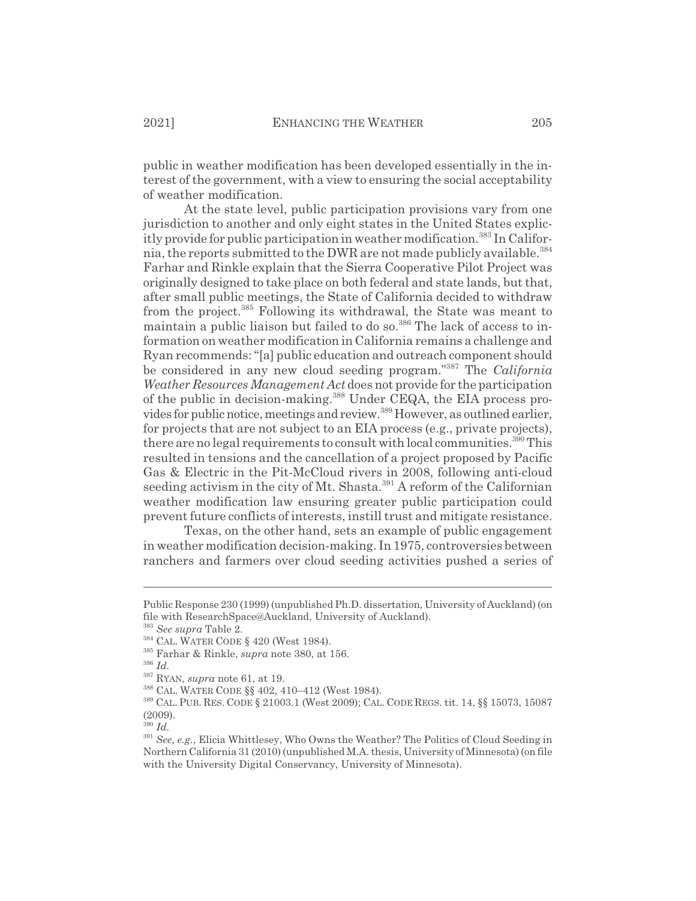public in weather modification has been developed essentially in the interest of the government, with a view to ensuring the social acceptability of weather modification.

At the state level, public participation provisions vary from one jurisdiction to another and only eight states in the United States explicitly provide for public participation in weather modification.[383] In California, the reports submitted to the DWR are not made publicly available.[384] Farhar and Rinkle explain that the Sierra Cooperative Pilot Project was originally designed to take place on both federal and state lands, but that, after small public meetings, the State of California decided to withdraw from the project.[385] Following its withdrawal, the State was meant to maintain a public liaison but failed to do so.[386] The lack of access to information on weather modification in California remains a challenge and Ryan recommends: "[a] public education and outreach component should be considered in any new cloud seeding program."[387] The *California Weather Resources Management Act* does not provide for the participation of the public in decision-making.[388] Under CEQA, the EIA process provides for public notice, meetings and review.[389] However, as outlined earlier, for projects that are not subject to an EIA process (e.g., private projects), there are no legal requirements to consult with local communities.[390] This resulted in tensions and the cancellation of a project proposed by Pacific Gas & Electric in the Pit-McCloud rivers in 2008, following anti-cloud seeding activism in the city of Mt. Shasta.[391] A reform of the Californian weather modification law ensuring greater public participation could prevent future conflicts of interests, instill trust and mitigate resistance.

Texas, on the other hand, sets an example of public engagement in weather modification decision-making. In 1975, controversies between ranchers and farmers over cloud seeding activities pushed a series of

---

Public Response 230 (1999) (unpublished Ph.D. dissertation, University of Auckland) (on file with ResearchSpace@Auckland, University of Auckland).

[383] *See supra* Table 2.

[384] CAL. WATER CODE § 420 (West 1984).

[385] Farhar & Rinkle, *supra* note 380, at 156.

[386] *Id.*

[387] RYAN, *supra* note 61, at 19.

[388] CAL. WATER CODE §§ 402, 410–412 (West 1984).

[389] CAL. PUB. RES. CODE § 21003.1 (West 2009); CAL. CODE REGS. tit. 14, §§ 15073, 15087 (2009).

[390] *Id.*

[391] *See, e.g.*, Elicia Whittlesey, Who Owns the Weather? The Politics of Cloud Seeding in Northern California 31 (2010) (unpublished M.A. thesis, University of Minnesota) (on file with the University Digital Conservancy, University of Minnesota).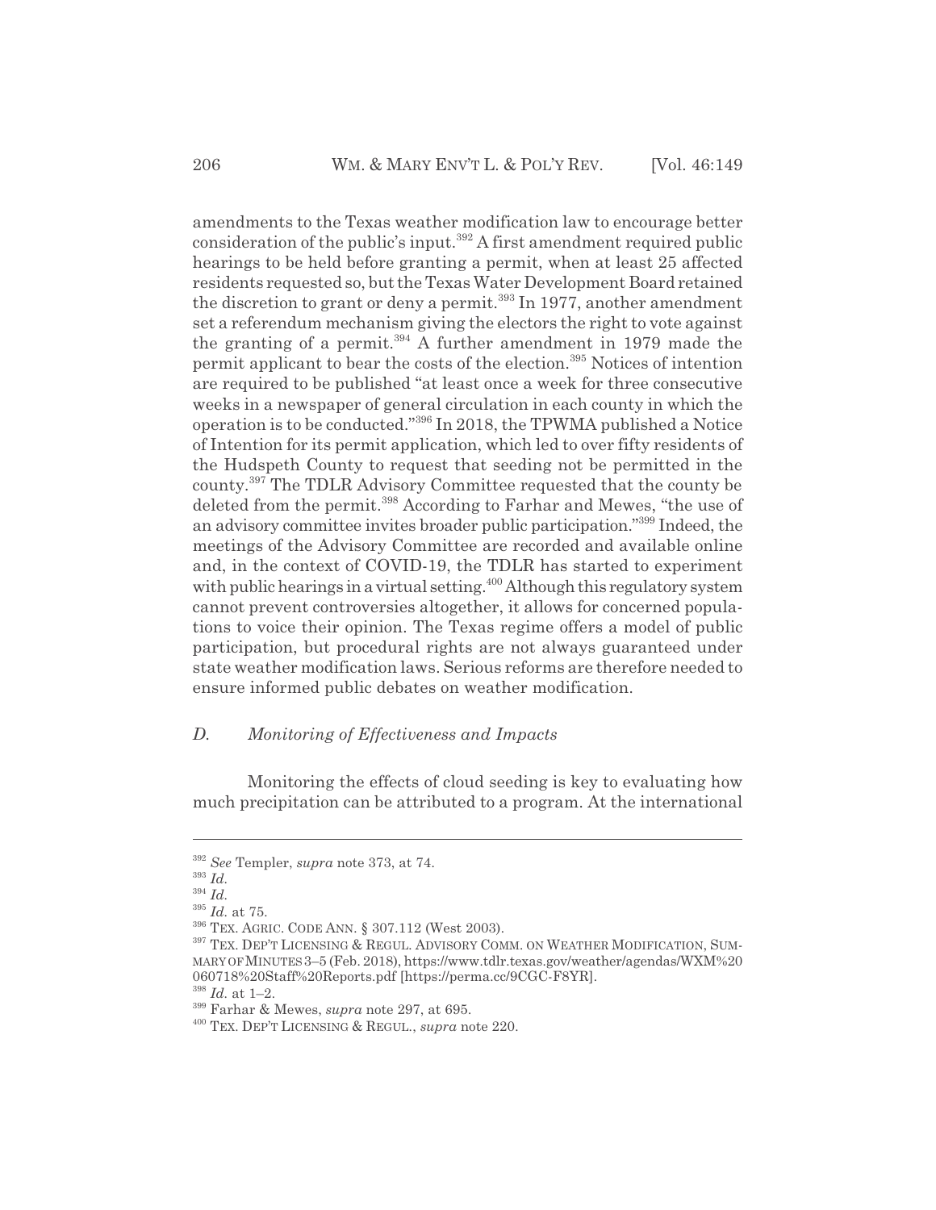amendments to the Texas weather modification law to encourage better consideration of the public's input.[392] A first amendment required public hearings to be held before granting a permit, when at least 25 affected residents requested so, but the Texas Water Development Board retained the discretion to grant or deny a permit.[393] In 1977, another amendment set a referendum mechanism giving the electors the right to vote against the granting of a permit.[394] A further amendment in 1979 made the permit applicant to bear the costs of the election.[395] Notices of intention are required to be published "at least once a week for three consecutive weeks in a newspaper of general circulation in each county in which the operation is to be conducted."[396] In 2018, the TPWMA published a Notice of Intention for its permit application, which led to over fifty residents of the Hudspeth County to request that seeding not be permitted in the county.[397] The TDLR Advisory Committee requested that the county be deleted from the permit.[398] According to Farhar and Mewes, "the use of an advisory committee invites broader public participation."[399] Indeed, the meetings of the Advisory Committee are recorded and available online and, in the context of COVID-19, the TDLR has started to experiment with public hearings in a virtual setting.[400] Although this regulatory system cannot prevent controversies altogether, it allows for concerned populations to voice their opinion. The Texas regime offers a model of public participation, but procedural rights are not always guaranteed under state weather modification laws. Serious reforms are therefore needed to ensure informed public debates on weather modification.

### *D. Monitoring of Effectiveness and Impacts*

Monitoring the effects of cloud seeding is key to evaluating how much precipitation can be attributed to a program. At the international

---

[392] *See* Templer, *supra* note 373, at 74.

[393] *Id.*

[394] *Id.*

[395] *Id.* at 75.

[396] TEX. AGRIC. CODE ANN. § 307.112 (West 2003).

[397] TEX. DEP'T LICENSING & REGUL. ADVISORY COMM. ON WEATHER MODIFICATION, SUMMARY OF MINUTES 3–5 (Feb. 2018), https://www.tdlr.texas.gov/weather/agendas/WXM%20060718%20Staff%20Reports.pdf [https://perma.cc/9CGC-F8YR].

[398] *Id.* at 1–2.

[399] Farhar & Mewes, *supra* note 297, at 695.

[400] TEX. DEP'T LICENSING & REGUL., *supra* note 220.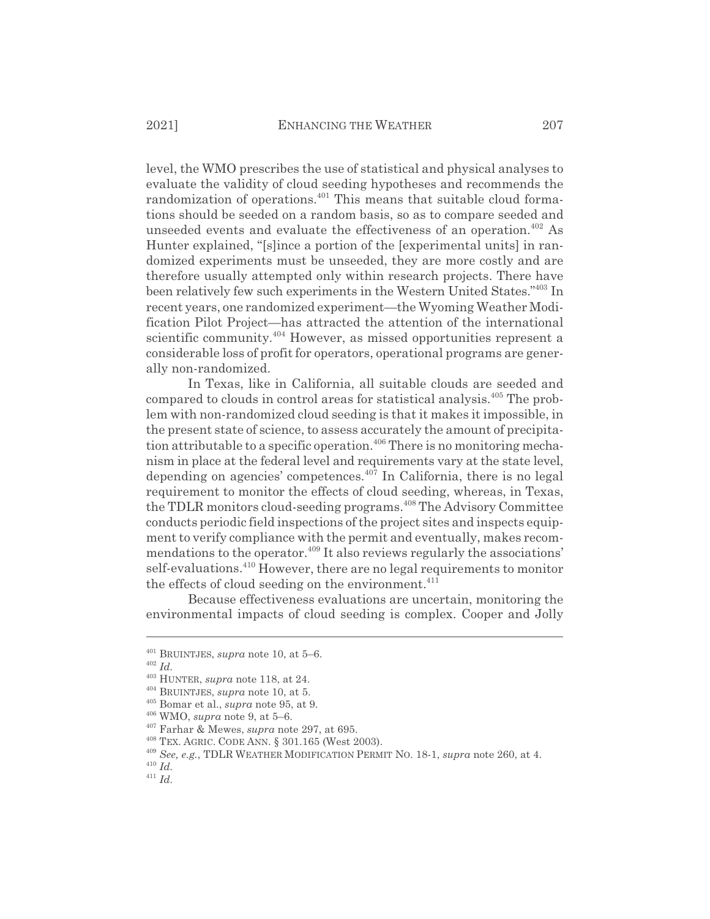level, the WMO prescribes the use of statistical and physical analyses to evaluate the validity of cloud seeding hypotheses and recommends the randomization of operations.[401] This means that suitable cloud formations should be seeded on a random basis, so as to compare seeded and unseeded events and evaluate the effectiveness of an operation.[402] As Hunter explained, "[s]ince a portion of the [experimental units] in randomized experiments must be unseeded, they are more costly and are therefore usually attempted only within research projects. There have been relatively few such experiments in the Western United States."[403] In recent years, one randomized experiment—the Wyoming Weather Modification Pilot Project—has attracted the attention of the international scientific community.[404] However, as missed opportunities represent a considerable loss of profit for operators, operational programs are generally non-randomized.

In Texas, like in California, all suitable clouds are seeded and compared to clouds in control areas for statistical analysis.[405] The problem with non-randomized cloud seeding is that it makes it impossible, in the present state of science, to assess accurately the amount of precipitation attributable to a specific operation.[406] There is no monitoring mechanism in place at the federal level and requirements vary at the state level, depending on agencies' competences.[407] In California, there is no legal requirement to monitor the effects of cloud seeding, whereas, in Texas, the TDLR monitors cloud-seeding programs.[408] The Advisory Committee conducts periodic field inspections of the project sites and inspects equipment to verify compliance with the permit and eventually, makes recommendations to the operator.[409] It also reviews regularly the associations' self-evaluations.[410] However, there are no legal requirements to monitor the effects of cloud seeding on the environment.[411]

Because effectiveness evaluations are uncertain, monitoring the environmental impacts of cloud seeding is complex. Cooper and Jolly

---

[401] BRUINTJES, *supra* note 10, at 5–6.

[402] *Id.*

[403] HUNTER, *supra* note 118, at 24.

[404] BRUINTJES, *supra* note 10, at 5.

[405] Bomar et al., *supra* note 95, at 9.

[406] WMO, *supra* note 9, at 5–6.

[407] Farhar & Mewes, *supra* note 297, at 695.

[408] TEX. AGRIC. CODE ANN. § 301.165 (West 2003).

[409] *See, e.g.*, TDLR WEATHER MODIFICATION PERMIT NO. 18-1, *supra* note 260, at 4.

[410] *Id.*

[411] *Id.*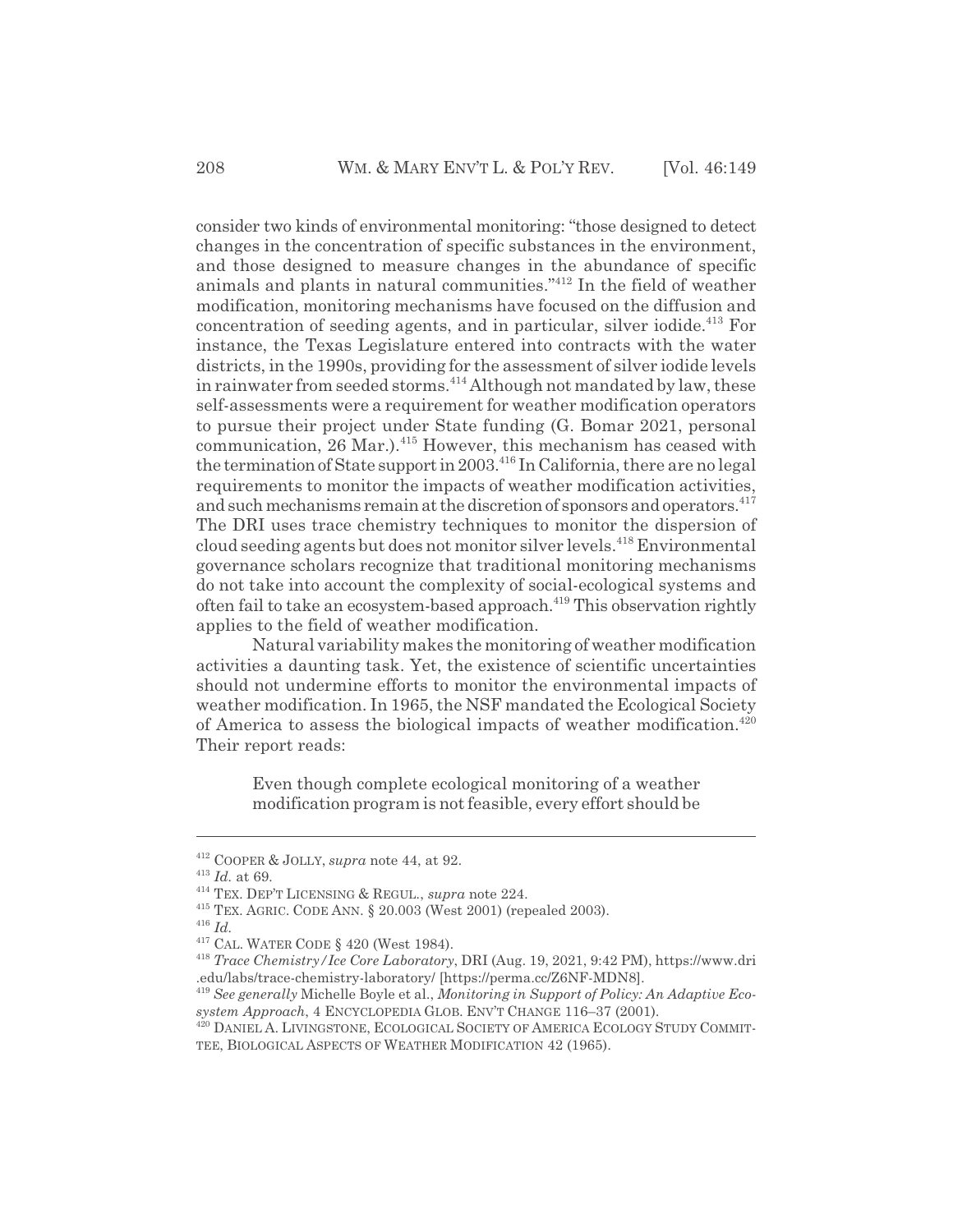consider two kinds of environmental monitoring: "those designed to detect changes in the concentration of specific substances in the environment, and those designed to measure changes in the abundance of specific animals and plants in natural communities."[412] In the field of weather modification, monitoring mechanisms have focused on the diffusion and concentration of seeding agents, and in particular, silver iodide.[413] For instance, the Texas Legislature entered into contracts with the water districts, in the 1990s, providing for the assessment of silver iodide levels in rainwater from seeded storms.[414] Although not mandated by law, these self-assessments were a requirement for weather modification operators to pursue their project under State funding (G. Bomar 2021, personal communication, 26 Mar.).[415] However, this mechanism has ceased with the termination of State support in 2003.[416] In California, there are no legal requirements to monitor the impacts of weather modification activities, and such mechanisms remain at the discretion of sponsors and operators.[417] The DRI uses trace chemistry techniques to monitor the dispersion of cloud seeding agents but does not monitor silver levels.[418] Environmental governance scholars recognize that traditional monitoring mechanisms do not take into account the complexity of social-ecological systems and often fail to take an ecosystem-based approach.[419] This observation rightly applies to the field of weather modification.

Natural variability makes the monitoring of weather modification activities a daunting task. Yet, the existence of scientific uncertainties should not undermine efforts to monitor the environmental impacts of weather modification. In 1965, the NSF mandated the Ecological Society of America to assess the biological impacts of weather modification.[420] Their report reads:

> Even though complete ecological monitoring of a weather modification program is not feasible, every effort should be

---

[412] COOPER & JOLLY, *supra* note 44, at 92.

[413] *Id.* at 69.

[414] TEX. DEP'T LICENSING & REGUL., *supra* note 224.

[415] TEX. AGRIC. CODE ANN. § 20.003 (West 2001) (repealed 2003).

[416] *Id.*

[417] CAL. WATER CODE § 420 (West 1984).

[418] *Trace Chemistry / Ice Core Laboratory*, DRI (Aug. 19, 2021, 9:42 PM), https://www.dri.edu/labs/trace-chemistry-laboratory/ [https://perma.cc/Z6NF-MDN8].

[419] *See generally* Michelle Boyle et al., *Monitoring in Support of Policy: An Adaptive Ecosystem Approach*, 4 ENCYCLOPEDIA GLOB. ENV'T CHANGE 116–37 (2001).

[420] DANIEL A. LIVINGSTONE, ECOLOGICAL SOCIETY OF AMERICA ECOLOGY STUDY COMMITTEE, BIOLOGICAL ASPECTS OF WEATHER MODIFICATION 42 (1965).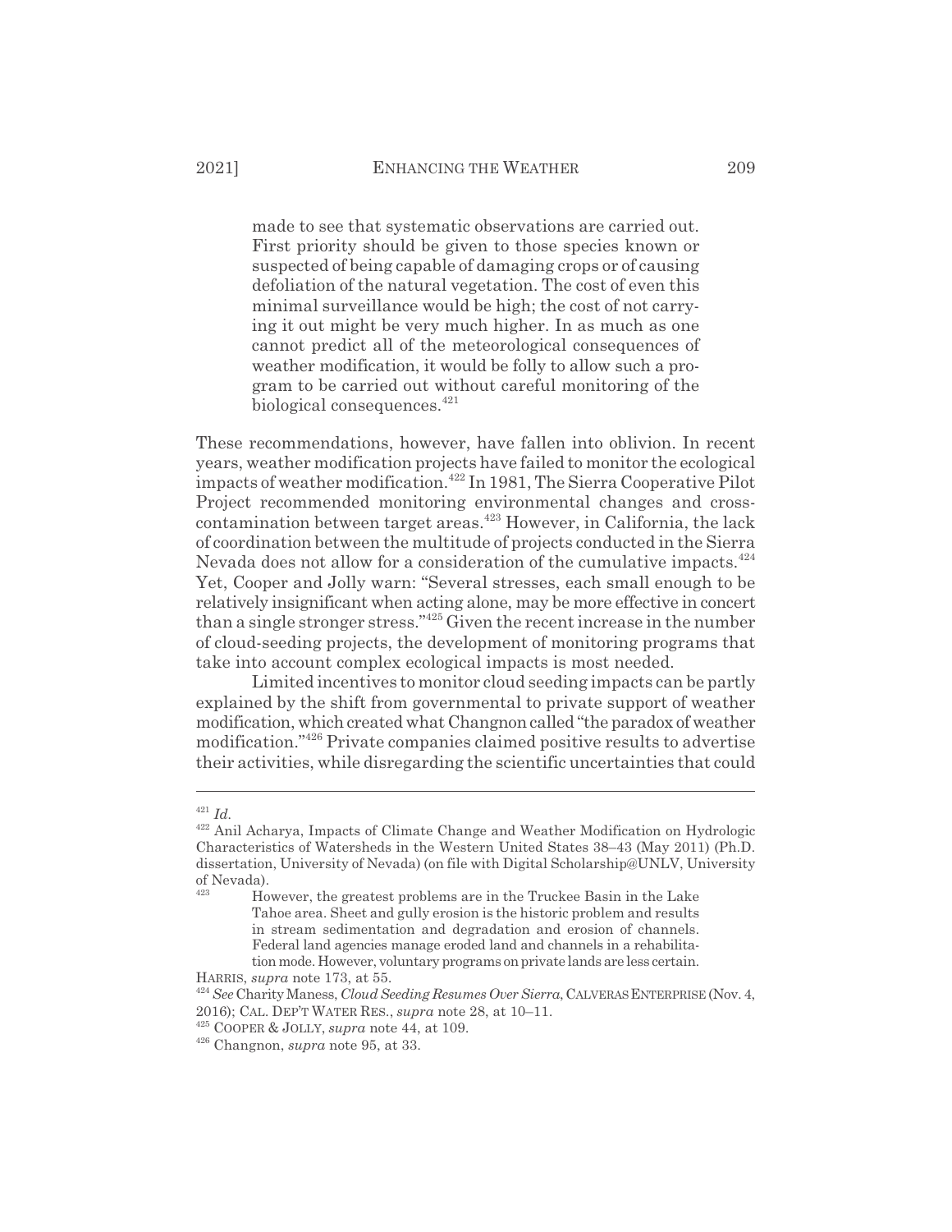> made to see that systematic observations are carried out. First priority should be given to those species known or suspected of being capable of damaging crops or of causing defoliation of the natural vegetation. The cost of even this minimal surveillance would be high; the cost of not carrying it out might be very much higher. In as much as one cannot predict all of the meteorological consequences of weather modification, it would be folly to allow such a program to be carried out without careful monitoring of the biological consequences.[421]

These recommendations, however, have fallen into oblivion. In recent years, weather modification projects have failed to monitor the ecological impacts of weather modification.[422] In 1981, The Sierra Cooperative Pilot Project recommended monitoring environmental changes and cross-contamination between target areas.[423] However, in California, the lack of coordination between the multitude of projects conducted in the Sierra Nevada does not allow for a consideration of the cumulative impacts.[424] Yet, Cooper and Jolly warn: "Several stresses, each small enough to be relatively insignificant when acting alone, may be more effective in concert than a single stronger stress."[425] Given the recent increase in the number of cloud-seeding projects, the development of monitoring programs that take into account complex ecological impacts is most needed.

Limited incentives to monitor cloud seeding impacts can be partly explained by the shift from governmental to private support of weather modification, which created what Changnon called "the paradox of weather modification."[426] Private companies claimed positive results to advertise their activities, while disregarding the scientific uncertainties that could

---

[421] *Id.*

[422] Anil Acharya, Impacts of Climate Change and Weather Modification on Hydrologic Characteristics of Watersheds in the Western United States 38–43 (May 2011) (Ph.D. dissertation, University of Nevada) (on file with Digital Scholarship@UNLV, University of Nevada).

[423]
> However, the greatest problems are in the Truckee Basin in the Lake Tahoe area. Sheet and gully erosion is the historic problem and results in stream sedimentation and degradation and erosion of channels. Federal land agencies manage eroded land and channels in a rehabilitation mode. However, voluntary programs on private lands are less certain.

HARRIS, *supra* note 173, at 55.

[424] *See* Charity Maness, *Cloud Seeding Resumes Over Sierra*, CALVERAS ENTERPRISE (Nov. 4, 2016); CAL. DEP'T WATER RES., *supra* note 28, at 10–11.

[425] COOPER & JOLLY, *supra* note 44, at 109.

[426] Changnon, *supra* note 95, at 33.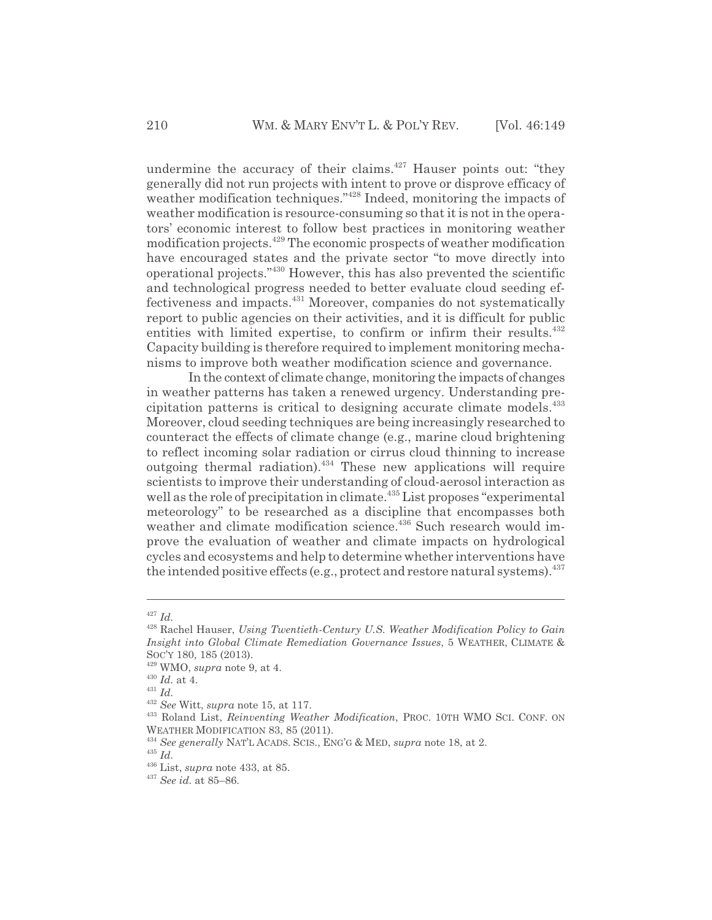undermine the accuracy of their claims.[427] Hauser points out: "they generally did not run projects with intent to prove or disprove efficacy of weather modification techniques."[428] Indeed, monitoring the impacts of weather modification is resource-consuming so that it is not in the operators' economic interest to follow best practices in monitoring weather modification projects.[429] The economic prospects of weather modification have encouraged states and the private sector "to move directly into operational projects."[430] However, this has also prevented the scientific and technological progress needed to better evaluate cloud seeding effectiveness and impacts.[431] Moreover, companies do not systematically report to public agencies on their activities, and it is difficult for public entities with limited expertise, to confirm or infirm their results.[432] Capacity building is therefore required to implement monitoring mechanisms to improve both weather modification science and governance.

In the context of climate change, monitoring the impacts of changes in weather patterns has taken a renewed urgency. Understanding precipitation patterns is critical to designing accurate climate models.[433] Moreover, cloud seeding techniques are being increasingly researched to counteract the effects of climate change (e.g., marine cloud brightening to reflect incoming solar radiation or cirrus cloud thinning to increase outgoing thermal radiation).[434] These new applications will require scientists to improve their understanding of cloud-aerosol interaction as well as the role of precipitation in climate.[435] List proposes "experimental meteorology" to be researched as a discipline that encompasses both weather and climate modification science.[436] Such research would improve the evaluation of weather and climate impacts on hydrological cycles and ecosystems and help to determine whether interventions have the intended positive effects (e.g., protect and restore natural systems).[437]

---

[427] *Id.*

[428] Rachel Hauser, *Using Twentieth-Century U.S. Weather Modification Policy to Gain Insight into Global Climate Remediation Governance Issues*, 5 WEATHER, CLIMATE & SOC'Y 180, 185 (2013).

[429] WMO, *supra* note 9, at 4.

[430] *Id.* at 4.

[431] *Id.*

[432] *See* Witt, *supra* note 15, at 117.

[433] Roland List, *Reinventing Weather Modification*, PROC. 10TH WMO SCI. CONF. ON WEATHER MODIFICATION 83, 85 (2011).

[434] *See generally* NAT'L ACADS. SCIS., ENG'G & MED, *supra* note 18, at 2.

[435] *Id.*

[436] List, *supra* note 433, at 85.

[437] *See id.* at 85–86.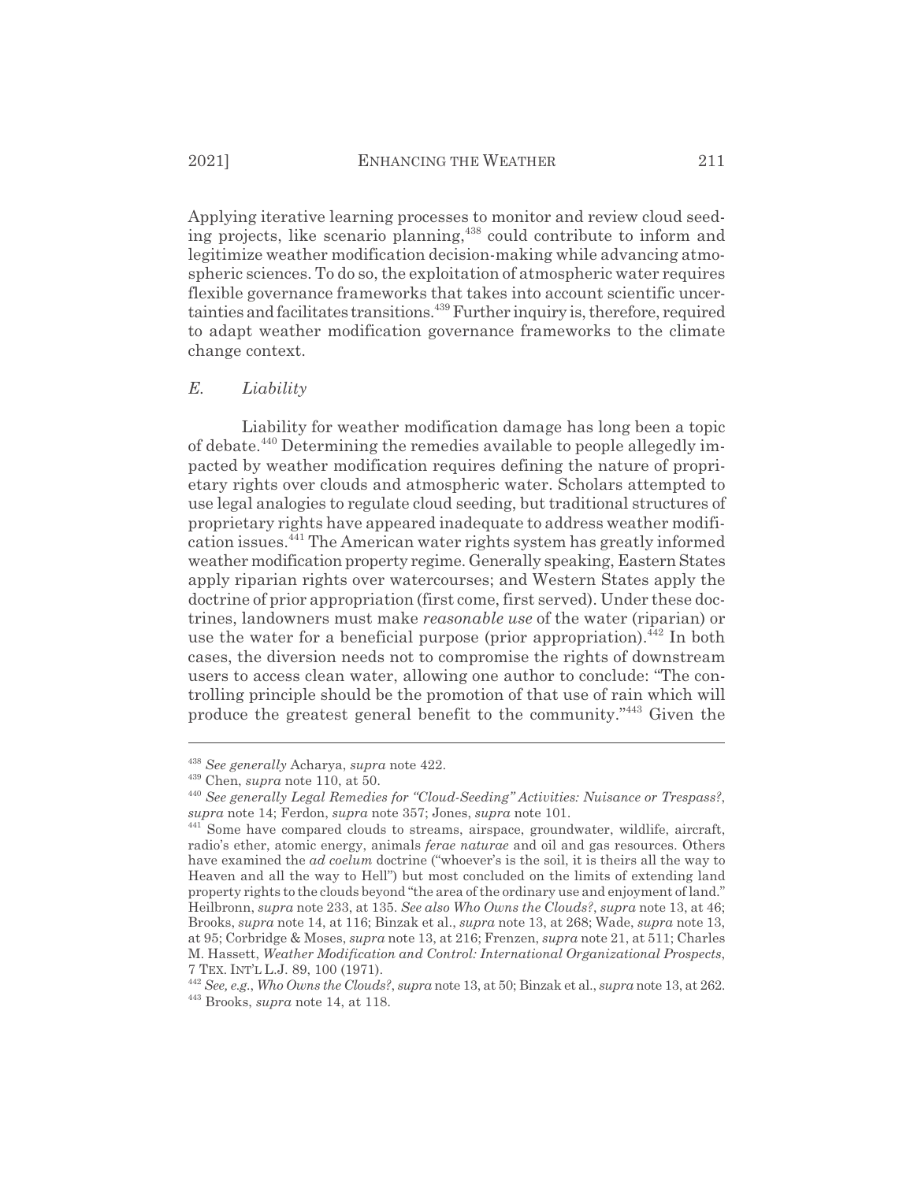Applying iterative learning processes to monitor and review cloud seeding projects, like scenario planning,[438] could contribute to inform and legitimize weather modification decision-making while advancing atmospheric sciences. To do so, the exploitation of atmospheric water requires flexible governance frameworks that takes into account scientific uncertainties and facilitates transitions.[439] Further inquiry is, therefore, required to adapt weather modification governance frameworks to the climate change context.

### *E. Liability*

Liability for weather modification damage has long been a topic of debate.[440] Determining the remedies available to people allegedly impacted by weather modification requires defining the nature of proprietary rights over clouds and atmospheric water. Scholars attempted to use legal analogies to regulate cloud seeding, but traditional structures of proprietary rights have appeared inadequate to address weather modification issues.[441] The American water rights system has greatly informed weather modification property regime. Generally speaking, Eastern States apply riparian rights over watercourses; and Western States apply the doctrine of prior appropriation (first come, first served). Under these doctrines, landowners must make *reasonable use* of the water (riparian) or use the water for a beneficial purpose (prior appropriation).[442] In both cases, the diversion needs not to compromise the rights of downstream users to access clean water, allowing one author to conclude: "The controlling principle should be the promotion of that use of rain which will produce the greatest general benefit to the community."[443] Given the

---

[438] *See generally* Acharya, *supra* note 422.

[439] Chen, *supra* note 110, at 50.

[440] *See generally Legal Remedies for "Cloud-Seeding" Activities: Nuisance or Trespass?*, *supra* note 14; Ferdon, *supra* note 357; Jones, *supra* note 101.

[441] Some have compared clouds to streams, airspace, groundwater, wildlife, aircraft, radio's ether, atomic energy, animals *ferae naturae* and oil and gas resources. Others have examined the *ad coelum* doctrine ("whoever's is the soil, it is theirs all the way to Heaven and all the way to Hell") but most concluded on the limits of extending land property rights to the clouds beyond "the area of the ordinary use and enjoyment of land." Heilbronn, *supra* note 233, at 135. *See also Who Owns the Clouds?*, *supra* note 13, at 46; Brooks, *supra* note 14, at 116; Binzak et al., *supra* note 13, at 268; Wade, *supra* note 13, at 95; Corbridge & Moses, *supra* note 13, at 216; Frenzen, *supra* note 21, at 511; Charles M. Hassett, *Weather Modification and Control: International Organizational Prospects*, 7 TEX. INT'L L.J. 89, 100 (1971).

[442] *See, e.g.*, *Who Owns the Clouds?*, *supra* note 13, at 50; Binzak et al., *supra* note 13, at 262.

[443] Brooks, *supra* note 14, at 118.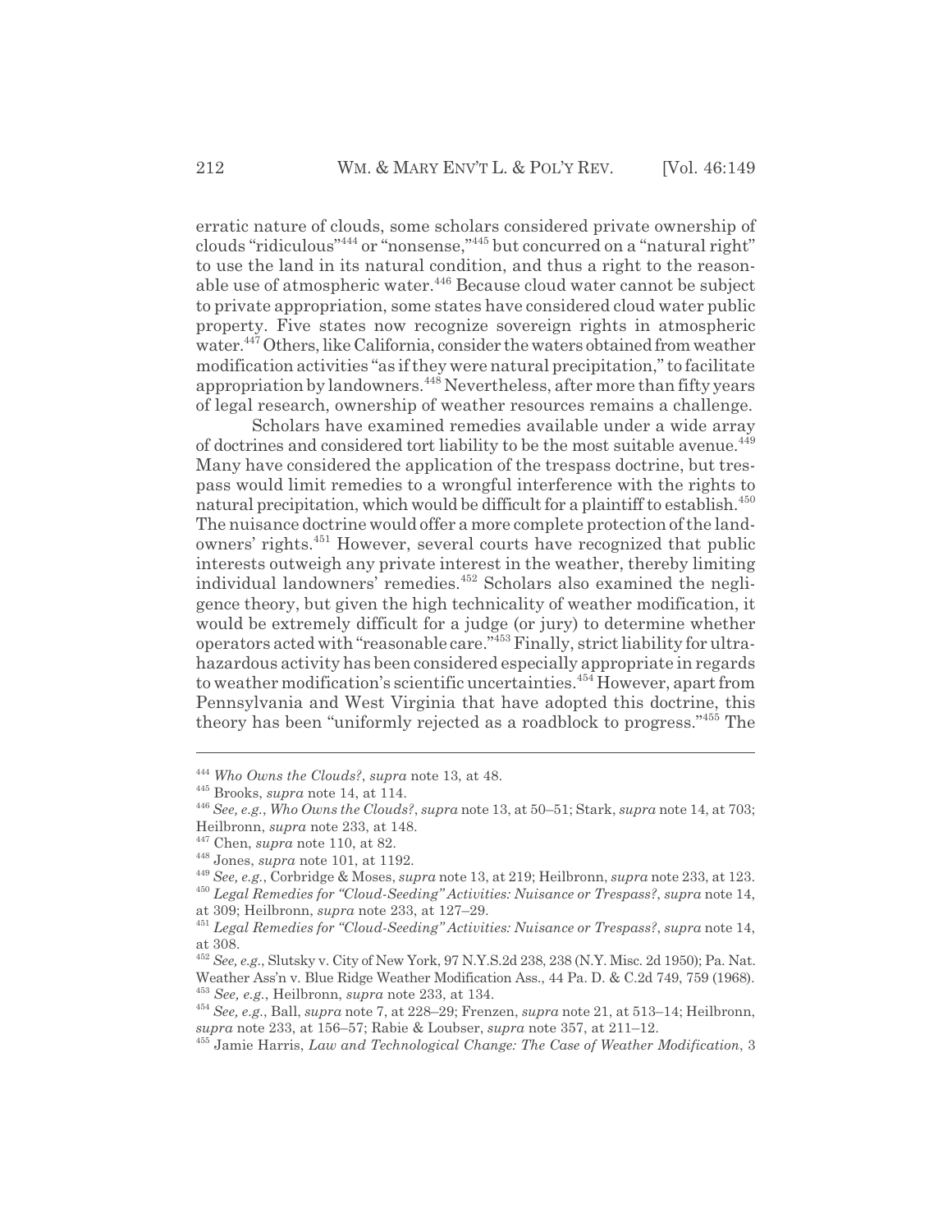erratic nature of clouds, some scholars considered private ownership of clouds "ridiculous"[444] or "nonsense,"[445] but concurred on a "natural right" to use the land in its natural condition, and thus a right to the reasonable use of atmospheric water.[446] Because cloud water cannot be subject to private appropriation, some states have considered cloud water public property. Five states now recognize sovereign rights in atmospheric water.[447] Others, like California, consider the waters obtained from weather modification activities "as if they were natural precipitation," to facilitate appropriation by landowners.[448] Nevertheless, after more than fifty years of legal research, ownership of weather resources remains a challenge.

Scholars have examined remedies available under a wide array of doctrines and considered tort liability to be the most suitable avenue.[449] Many have considered the application of the trespass doctrine, but trespass would limit remedies to a wrongful interference with the rights to natural precipitation, which would be difficult for a plaintiff to establish.[450] The nuisance doctrine would offer a more complete protection of the landowners' rights.[451] However, several courts have recognized that public interests outweigh any private interest in the weather, thereby limiting individual landowners' remedies.[452] Scholars also examined the negligence theory, but given the high technicality of weather modification, it would be extremely difficult for a judge (or jury) to determine whether operators acted with "reasonable care."[453] Finally, strict liability for ultrahazardous activity has been considered especially appropriate in regards to weather modification's scientific uncertainties.[454] However, apart from Pennsylvania and West Virginia that have adopted this doctrine, this theory has been "uniformly rejected as a roadblock to progress."[455] The

---

[444] *Who Owns the Clouds?*, *supra* note 13, at 48.

[445] Brooks, *supra* note 14, at 114.

[446] *See, e.g.*, *Who Owns the Clouds?*, *supra* note 13, at 50–51; Stark, *supra* note 14, at 703; Heilbronn, *supra* note 233, at 148.

[447] Chen, *supra* note 110, at 82.

[448] Jones, *supra* note 101, at 1192.

[449] *See, e.g.*, Corbridge & Moses, *supra* note 13, at 219; Heilbronn, *supra* note 233, at 123.

[450] *Legal Remedies for "Cloud-Seeding" Activities: Nuisance or Trespass?*, *supra* note 14, at 309; Heilbronn, *supra* note 233, at 127–29.

[451] *Legal Remedies for "Cloud-Seeding" Activities: Nuisance or Trespass?*, *supra* note 14, at 308.

[452] *See, e.g.*, Slutsky v. City of New York, 97 N.Y.S.2d 238, 238 (N.Y. Misc. 2d 1950); Pa. Nat. Weather Ass'n v. Blue Ridge Weather Modification Ass., 44 Pa. D. & C.2d 749, 759 (1968).

[453] *See, e.g.*, Heilbronn, *supra* note 233, at 134.

[454] *See, e.g.*, Ball, *supra* note 7, at 228–29; Frenzen, *supra* note 21, at 513–14; Heilbronn, *supra* note 233, at 156–57; Rabie & Loubser, *supra* note 357, at 211–12.

[455] Jamie Harris, *Law and Technological Change: The Case of Weather Modification*, 3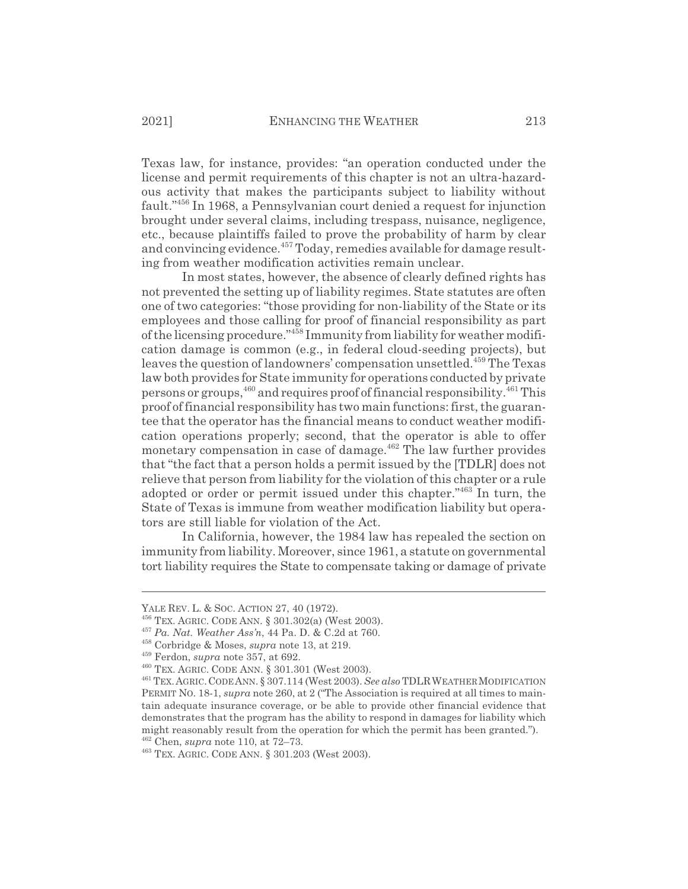Texas law, for instance, provides: "an operation conducted under the license and permit requirements of this chapter is not an ultra-hazardous activity that makes the participants subject to liability without fault."[456] In 1968, a Pennsylvanian court denied a request for injunction brought under several claims, including trespass, nuisance, negligence, etc., because plaintiffs failed to prove the probability of harm by clear and convincing evidence.[457] Today, remedies available for damage resulting from weather modification activities remain unclear.

In most states, however, the absence of clearly defined rights has not prevented the setting up of liability regimes. State statutes are often one of two categories: "those providing for non-liability of the State or its employees and those calling for proof of financial responsibility as part of the licensing procedure."[458] Immunity from liability for weather modification damage is common (e.g., in federal cloud-seeding projects), but leaves the question of landowners' compensation unsettled.[459] The Texas law both provides for State immunity for operations conducted by private persons or groups,[460] and requires proof of financial responsibility.[461] This proof of financial responsibility has two main functions: first, the guarantee that the operator has the financial means to conduct weather modification operations properly; second, that the operator is able to offer monetary compensation in case of damage.[462] The law further provides that "the fact that a person holds a permit issued by the [TDLR] does not relieve that person from liability for the violation of this chapter or a rule adopted or order or permit issued under this chapter."[463] In turn, the State of Texas is immune from weather modification liability but operators are still liable for violation of the Act.

In California, however, the 1984 law has repealed the section on immunity from liability. Moreover, since 1961, a statute on governmental tort liability requires the State to compensate taking or damage of private

---

YALE REV. L. & SOC. ACTION 27, 40 (1972).

[456] TEX. AGRIC. CODE ANN. § 301.302(a) (West 2003).

[457] *Pa. Nat. Weather Ass'n*, 44 Pa. D. & C.2d at 760.

[458] Corbridge & Moses, *supra* note 13, at 219.

[459] Ferdon, *supra* note 357, at 692.

[460] TEX. AGRIC. CODE ANN. § 301.301 (West 2003).

[461] TEX. AGRIC. CODE ANN. § 307.114 (West 2003). *See also* TDLR WEATHER MODIFICATION PERMIT NO. 18-1, *supra* note 260, at 2 ("The Association is required at all times to maintain adequate insurance coverage, or be able to provide other financial evidence that demonstrates that the program has the ability to respond in damages for liability which might reasonably result from the operation for which the permit has been granted.").

[462] Chen, *supra* note 110, at 72–73.

[463] TEX. AGRIC. CODE ANN. § 301.203 (West 2003).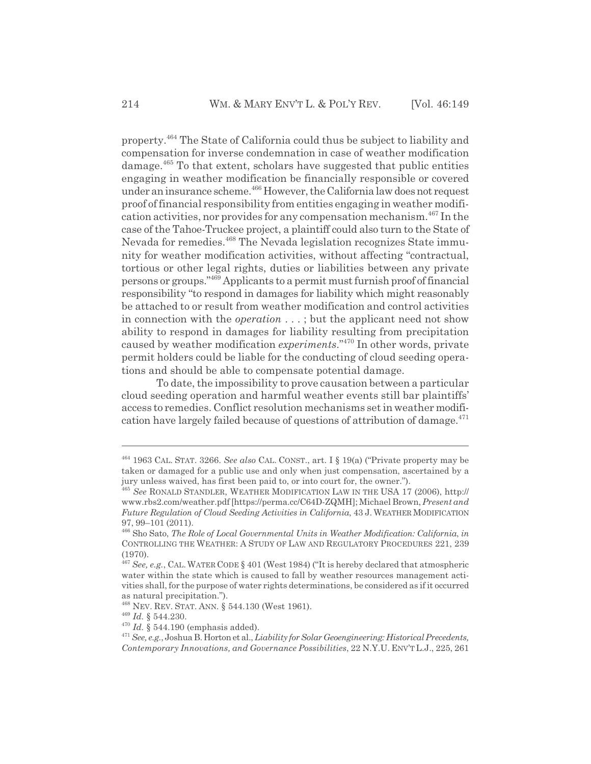property.[464] The State of California could thus be subject to liability and compensation for inverse condemnation in case of weather modification damage.[465] To that extent, scholars have suggested that public entities engaging in weather modification be financially responsible or covered under an insurance scheme.[466] However, the California law does not request proof of financial responsibility from entities engaging in weather modification activities, nor provides for any compensation mechanism.[467] In the case of the Tahoe-Truckee project, a plaintiff could also turn to the State of Nevada for remedies.[468] The Nevada legislation recognizes State immunity for weather modification activities, without affecting "contractual, tortious or other legal rights, duties or liabilities between any private persons or groups."[469] Applicants to a permit must furnish proof of financial responsibility "to respond in damages for liability which might reasonably be attached to or result from weather modification and control activities in connection with the *operation* . . . ; but the applicant need not show ability to respond in damages for liability resulting from precipitation caused by weather modification *experiments*."[470] In other words, private permit holders could be liable for the conducting of cloud seeding operations and should be able to compensate potential damage.

To date, the impossibility to prove causation between a particular cloud seeding operation and harmful weather events still bar plaintiffs' access to remedies. Conflict resolution mechanisms set in weather modification have largely failed because of questions of attribution of damage.[471]

---

[464] 1963 CAL. STAT. 3266. *See also* CAL. CONST., art. I § 19(a) ("Private property may be taken or damaged for a public use and only when just compensation, ascertained by a jury unless waived, has first been paid to, or into court for, the owner.").

[465] *See* RONALD STANDLER, WEATHER MODIFICATION LAW IN THE USA 17 (2006), http://www.rbs2.com/weather.pdf [https://perma.cc/C64D-ZQMH]; Michael Brown, *Present and Future Regulation of Cloud Seeding Activities in California*, 43 J. WEATHER MODIFICATION 97, 99–101 (2011).

[466] Sho Sato, *The Role of Local Governmental Units in Weather Modification: California*, *in* CONTROLLING THE WEATHER: A STUDY OF LAW AND REGULATORY PROCEDURES 221, 239 (1970).

[467] *See, e.g.*, CAL. WATER CODE § 401 (West 1984) ("It is hereby declared that atmospheric water within the state which is caused to fall by weather resources management activities shall, for the purpose of water rights determinations, be considered as if it occurred as natural precipitation.").

[468] NEV. REV. STAT. ANN. § 544.130 (West 1961).

[469] *Id.* § 544.230.

[470] *Id.* § 544.190 (emphasis added).

[471] *See, e.g.*, Joshua B. Horton et al., *Liability for Solar Geoengineering: Historical Precedents, Contemporary Innovations, and Governance Possibilities*, 22 N.Y.U. ENV'T L.J., 225, 261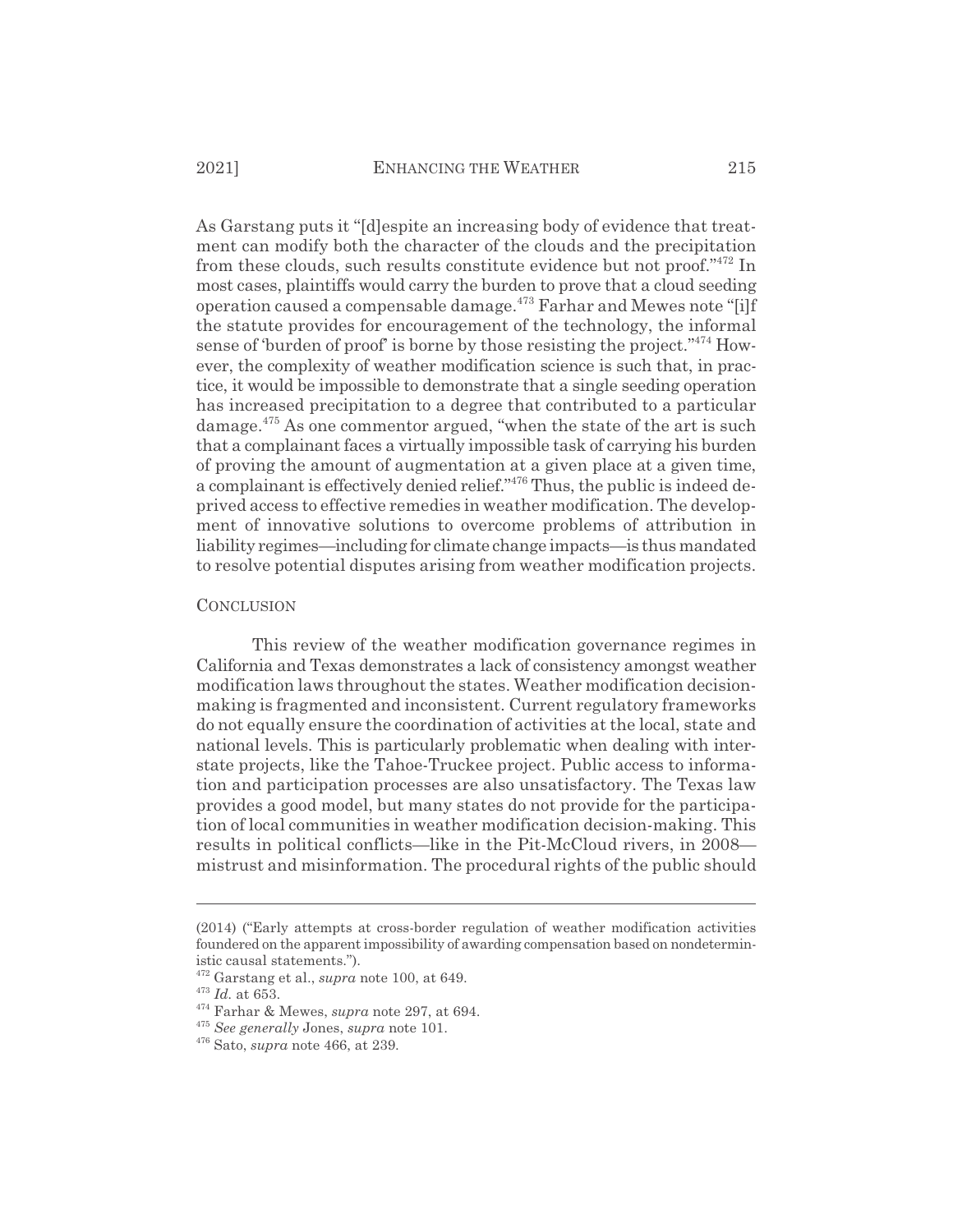As Garstang puts it "[d]espite an increasing body of evidence that treatment can modify both the character of the clouds and the precipitation from these clouds, such results constitute evidence but not proof."[472] In most cases, plaintiffs would carry the burden to prove that a cloud seeding operation caused a compensable damage.[473] Farhar and Mewes note "[i]f the statute provides for encouragement of the technology, the informal sense of 'burden of proof' is borne by those resisting the project."[474] However, the complexity of weather modification science is such that, in practice, it would be impossible to demonstrate that a single seeding operation has increased precipitation to a degree that contributed to a particular damage.[475] As one commentor argued, "when the state of the art is such that a complainant faces a virtually impossible task of carrying his burden of proving the amount of augmentation at a given place at a given time, a complainant is effectively denied relief."[476] Thus, the public is indeed deprived access to effective remedies in weather modification. The development of innovative solutions to overcome problems of attribution in liability regimes—including for climate change impacts—is thus mandated to resolve potential disputes arising from weather modification projects.

## CONCLUSION

This review of the weather modification governance regimes in California and Texas demonstrates a lack of consistency amongst weather modification laws throughout the states. Weather modification decision-making is fragmented and inconsistent. Current regulatory frameworks do not equally ensure the coordination of activities at the local, state and national levels. This is particularly problematic when dealing with interstate projects, like the Tahoe-Truckee project. Public access to information and participation processes are also unsatisfactory. The Texas law provides a good model, but many states do not provide for the participation of local communities in weather modification decision-making. This results in political conflicts—like in the Pit-McCloud rivers, in 2008—mistrust and misinformation. The procedural rights of the public should

---

(2014) ("Early attempts at cross-border regulation of weather modification activities foundered on the apparent impossibility of awarding compensation based on nondeterministic causal statements.").

[472] Garstang et al., *supra* note 100, at 649.

[473] *Id.* at 653.

[474] Farhar & Mewes, *supra* note 297, at 694.

[475] *See generally* Jones, *supra* note 101.

[476] Sato, *supra* note 466, at 239.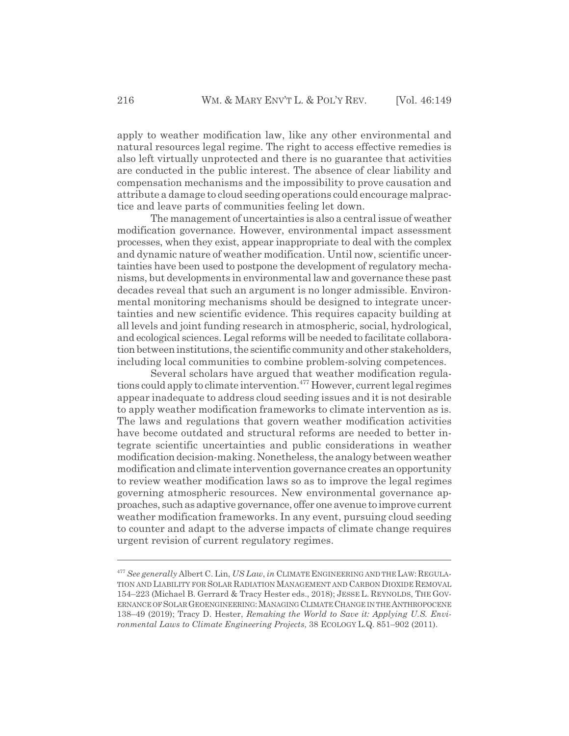apply to weather modification law, like any other environmental and natural resources legal regime. The right to access effective remedies is also left virtually unprotected and there is no guarantee that activities are conducted in the public interest. The absence of clear liability and compensation mechanisms and the impossibility to prove causation and attribute a damage to cloud seeding operations could encourage malpractice and leave parts of communities feeling let down.

The management of uncertainties is also a central issue of weather modification governance. However, environmental impact assessment processes, when they exist, appear inappropriate to deal with the complex and dynamic nature of weather modification. Until now, scientific uncertainties have been used to postpone the development of regulatory mechanisms, but developments in environmental law and governance these past decades reveal that such an argument is no longer admissible. Environmental monitoring mechanisms should be designed to integrate uncertainties and new scientific evidence. This requires capacity building at all levels and joint funding research in atmospheric, social, hydrological, and ecological sciences. Legal reforms will be needed to facilitate collaboration between institutions, the scientific community and other stakeholders, including local communities to combine problem-solving competences.

Several scholars have argued that weather modification regulations could apply to climate intervention.[477] However, current legal regimes appear inadequate to address cloud seeding issues and it is not desirable to apply weather modification frameworks to climate intervention as is. The laws and regulations that govern weather modification activities have become outdated and structural reforms are needed to better integrate scientific uncertainties and public considerations in weather modification decision-making. Nonetheless, the analogy between weather modification and climate intervention governance creates an opportunity to review weather modification laws so as to improve the legal regimes governing atmospheric resources. New environmental governance approaches, such as adaptive governance, offer one avenue to improve current weather modification frameworks. In any event, pursuing cloud seeding to counter and adapt to the adverse impacts of climate change requires urgent revision of current regulatory regimes.

---

[477] *See generally* Albert C. Lin, *US Law*, *in* CLIMATE ENGINEERING AND THE LAW: REGULATION AND LIABILITY FOR SOLAR RADIATION MANAGEMENT AND CARBON DIOXIDE REMOVAL 154–223 (Michael B. Gerrard & Tracy Hester eds., 2018); JESSE L. REYNOLDS, THE GOVERNANCE OF SOLAR GEOENGINEERING: MANAGING CLIMATE CHANGE IN THE ANTHROPOCENE 138–49 (2019); Tracy D. Hester, *Remaking the World to Save it: Applying U.S. Environmental Laws to Climate Engineering Projects*, 38 ECOLOGY L.Q. 851–902 (2011).